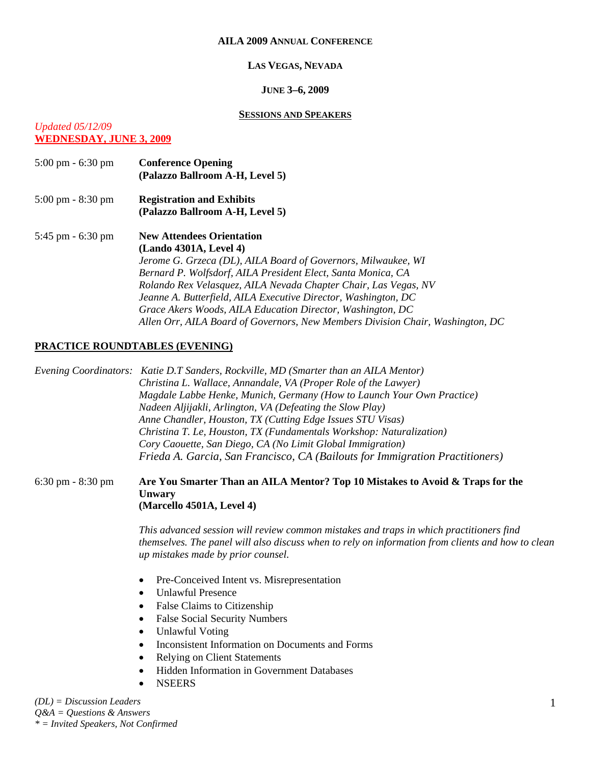# AILA 2009 Annual Conference

## Las Vegas, Nevada

## June 3–6, 2009

## Sessions and Speakers

*Updated 05/12/09*

**WEDNESDAY, JUNE 3, 2009**

5:00 pm - 6:30 pm **Conference Opening**
**(Palazzo Ballroom A-H, Level 5)**

5:00 pm - 8:30 pm **Registration and Exhibits**
**(Palazzo Ballroom A-H, Level 5)**

5:45 pm - 6:30 pm **New Attendees Orientation**
**(Lando 4301A, Level 4)**
*Jerome G. Grzeca (DL), AILA Board of Governors, Milwaukee, WI*
*Bernard P. Wolfsdorf, AILA President Elect, Santa Monica, CA*
*Rolando Rex Velasquez, AILA Nevada Chapter Chair, Las Vegas, NV*
*Jeanne A. Butterfield, AILA Executive Director, Washington, DC*
*Grace Akers Woods, AILA Education Director, Washington, DC*
*Allen Orr, AILA Board of Governors, New Members Division Chair, Washington, DC*

**PRACTICE ROUNDTABLES (EVENING)**

*Evening Coordinators: Katie D.T Sanders, Rockville, MD (Smarter than an AILA Mentor)*
*Christina L. Wallace, Annandale, VA (Proper Role of the Lawyer)*
*Magdale Labbe Henke, Munich, Germany (How to Launch Your Own Practice)*
*Nadeen Aljijakli, Arlington, VA (Defeating the Slow Play)*
*Anne Chandler, Houston, TX (Cutting Edge Issues STU Visas)*
*Christina T. Le, Houston, TX (Fundamentals Workshop: Naturalization)*
*Cory Caouette, San Diego, CA (No Limit Global Immigration)*
*Frieda A. Garcia, San Francisco, CA (Bailouts for Immigration Practitioners)*

6:30 pm - 8:30 pm **Are You Smarter Than an AILA Mentor? Top 10 Mistakes to Avoid & Traps for the Unwary**
**(Marcello 4501A, Level 4)**

*This advanced session will review common mistakes and traps in which practitioners find themselves. The panel will also discuss when to rely on information from clients and how to clean up mistakes made by prior counsel.*

- Pre-Conceived Intent vs. Misrepresentation
- Unlawful Presence
- False Claims to Citizenship
- False Social Security Numbers
- Unlawful Voting
- Inconsistent Information on Documents and Forms
- Relying on Client Statements
- Hidden Information in Government Databases
- NSEERS

*(DL) = Discussion Leaders*
*Q&A = Questions & Answers*
*\* = Invited Speakers, Not Confirmed*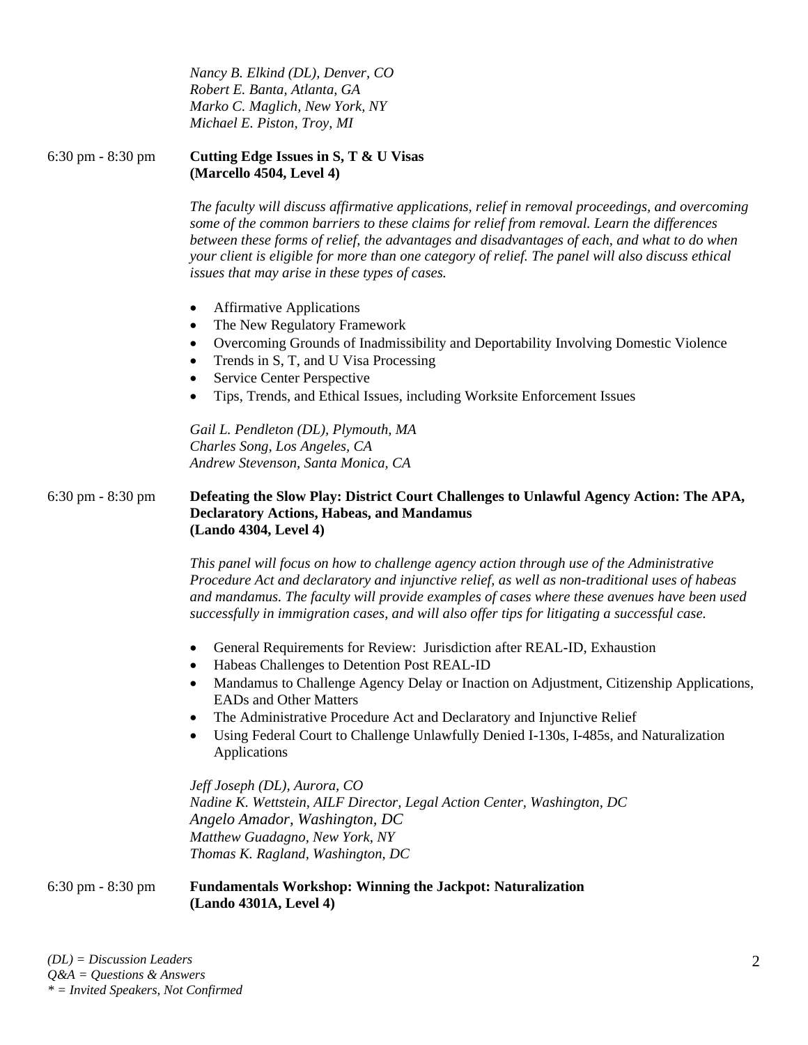*Nancy B. Elkind (DL), Denver, CO*
*Robert E. Banta, Atlanta, GA*
*Marko C. Maglich, New York, NY*
*Michael E. Piston, Troy, MI*

6:30 pm - 8:30 pm **Cutting Edge Issues in S, T & U Visas**
**(Marcello 4504, Level 4)**

*The faculty will discuss affirmative applications, relief in removal proceedings, and overcoming some of the common barriers to these claims for relief from removal. Learn the differences between these forms of relief, the advantages and disadvantages of each, and what to do when your client is eligible for more than one category of relief. The panel will also discuss ethical issues that may arise in these types of cases.*

- Affirmative Applications
- The New Regulatory Framework
- Overcoming Grounds of Inadmissibility and Deportability Involving Domestic Violence
- Trends in S, T, and U Visa Processing
- Service Center Perspective
- Tips, Trends, and Ethical Issues, including Worksite Enforcement Issues

*Gail L. Pendleton (DL), Plymouth, MA*
*Charles Song, Los Angeles, CA*
*Andrew Stevenson, Santa Monica, CA*

6:30 pm - 8:30 pm **Defeating the Slow Play: District Court Challenges to Unlawful Agency Action: The APA, Declaratory Actions, Habeas, and Mandamus**
**(Lando 4304, Level 4)**

*This panel will focus on how to challenge agency action through use of the Administrative Procedure Act and declaratory and injunctive relief, as well as non-traditional uses of habeas and mandamus. The faculty will provide examples of cases where these avenues have been used successfully in immigration cases, and will also offer tips for litigating a successful case.*

- General Requirements for Review: Jurisdiction after REAL-ID, Exhaustion
- Habeas Challenges to Detention Post REAL-ID
- Mandamus to Challenge Agency Delay or Inaction on Adjustment, Citizenship Applications, EADs and Other Matters
- The Administrative Procedure Act and Declaratory and Injunctive Relief
- Using Federal Court to Challenge Unlawfully Denied I-130s, I-485s, and Naturalization Applications

*Jeff Joseph (DL), Aurora, CO*
*Nadine K. Wettstein, AILF Director, Legal Action Center, Washington, DC*
*Angelo Amador, Washington, DC*
*Matthew Guadagno, New York, NY*
*Thomas K. Ragland, Washington, DC*

6:30 pm - 8:30 pm **Fundamentals Workshop: Winning the Jackpot: Naturalization**
**(Lando 4301A, Level 4)**

*(DL) = Discussion Leaders*
*Q&A = Questions & Answers*
*\* = Invited Speakers, Not Confirmed*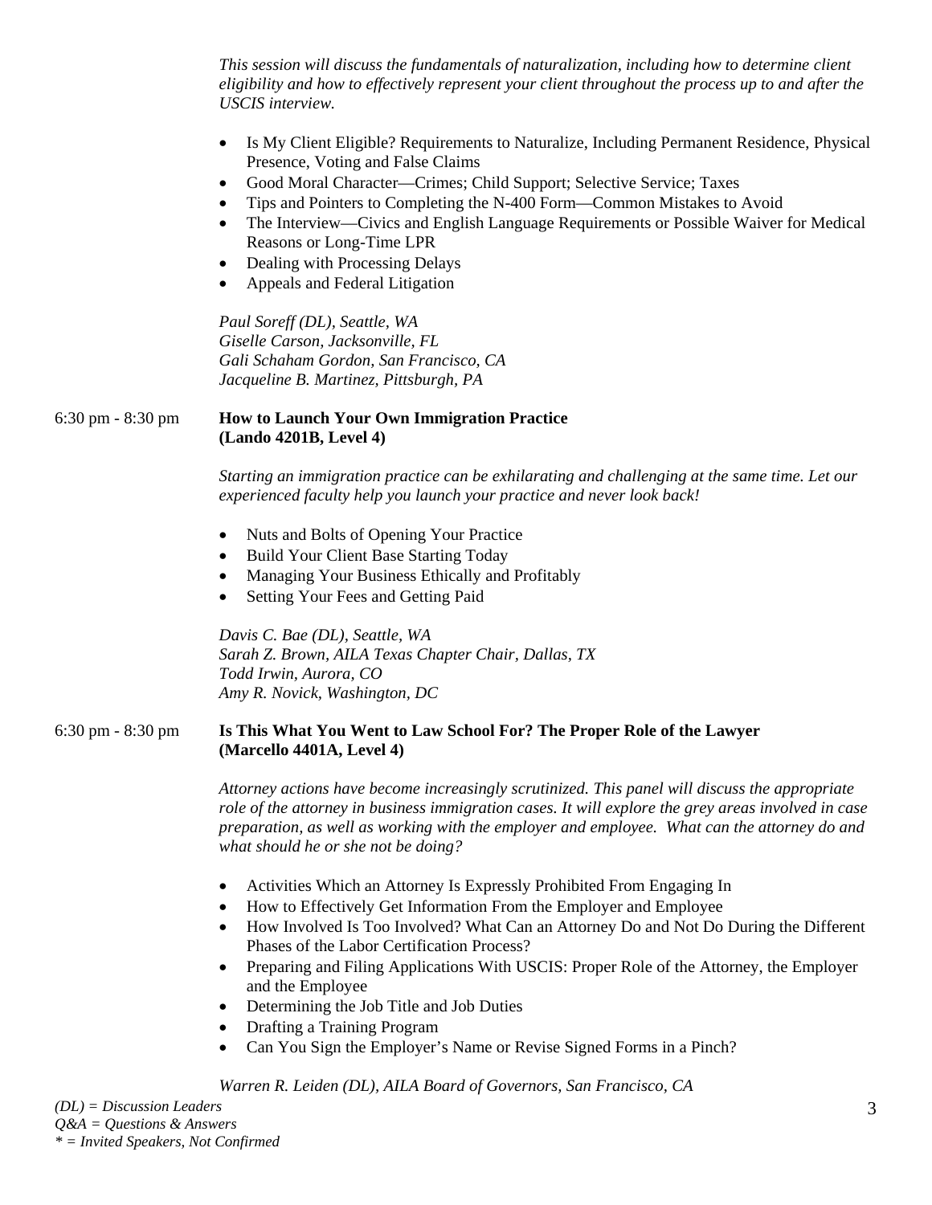*This session will discuss the fundamentals of naturalization, including how to determine client eligibility and how to effectively represent your client throughout the process up to and after the USCIS interview.*

- Is My Client Eligible? Requirements to Naturalize, Including Permanent Residence, Physical Presence, Voting and False Claims
- Good Moral Character—Crimes; Child Support; Selective Service; Taxes
- Tips and Pointers to Completing the N-400 Form—Common Mistakes to Avoid
- The Interview—Civics and English Language Requirements or Possible Waiver for Medical Reasons or Long-Time LPR
- Dealing with Processing Delays
- Appeals and Federal Litigation

*Paul Soreff (DL), Seattle, WA*
*Giselle Carson, Jacksonville, FL*
*Gali Schaham Gordon, San Francisco, CA*
*Jacqueline B. Martinez, Pittsburgh, PA*

6:30 pm - 8:30 pm **How to Launch Your Own Immigration Practice (Lando 4201B, Level 4)**

*Starting an immigration practice can be exhilarating and challenging at the same time. Let our experienced faculty help you launch your practice and never look back!*

- Nuts and Bolts of Opening Your Practice
- Build Your Client Base Starting Today
- Managing Your Business Ethically and Profitably
- Setting Your Fees and Getting Paid

*Davis C. Bae (DL), Seattle, WA*
*Sarah Z. Brown, AILA Texas Chapter Chair, Dallas, TX*
*Todd Irwin, Aurora, CO*
*Amy R. Novick, Washington, DC*

6:30 pm - 8:30 pm **Is This What You Went to Law School For? The Proper Role of the Lawyer (Marcello 4401A, Level 4)**

*Attorney actions have become increasingly scrutinized. This panel will discuss the appropriate role of the attorney in business immigration cases. It will explore the grey areas involved in case preparation, as well as working with the employer and employee. What can the attorney do and what should he or she not be doing?*

- Activities Which an Attorney Is Expressly Prohibited From Engaging In
- How to Effectively Get Information From the Employer and Employee
- How Involved Is Too Involved? What Can an Attorney Do and Not Do During the Different Phases of the Labor Certification Process?
- Preparing and Filing Applications With USCIS: Proper Role of the Attorney, the Employer and the Employee
- Determining the Job Title and Job Duties
- Drafting a Training Program
- Can You Sign the Employer's Name or Revise Signed Forms in a Pinch?

*Warren R. Leiden (DL), AILA Board of Governors, San Francisco, CA*

*(DL) = Discussion Leaders*
*Q&A = Questions & Answers*
*\* = Invited Speakers, Not Confirmed*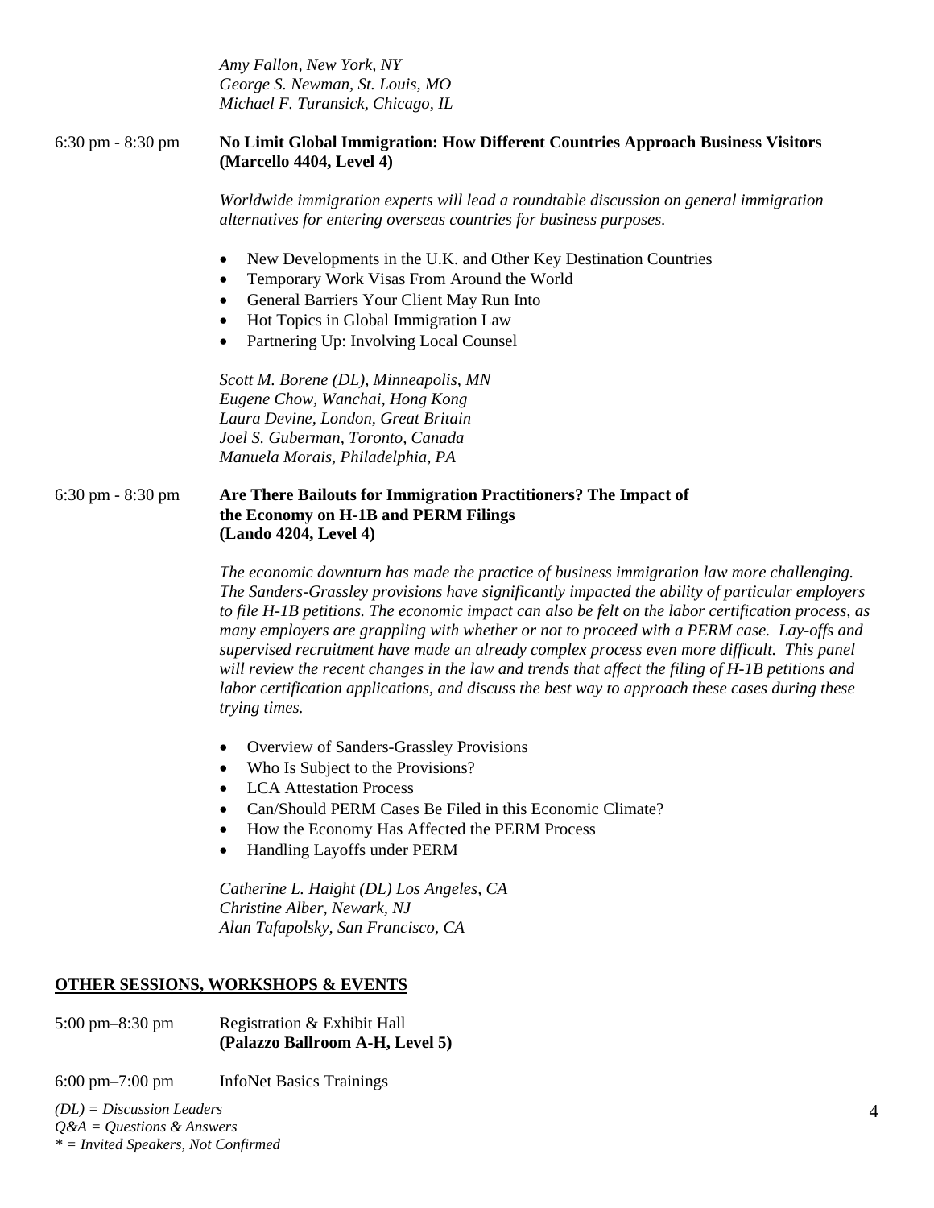*Amy Fallon, New York, NY*
*George S. Newman, St. Louis, MO*
*Michael F. Turansick, Chicago, IL*

6:30 pm - 8:30 pm **No Limit Global Immigration: How Different Countries Approach Business Visitors (Marcello 4404, Level 4)**

*Worldwide immigration experts will lead a roundtable discussion on general immigration alternatives for entering overseas countries for business purposes.*

- New Developments in the U.K. and Other Key Destination Countries
- Temporary Work Visas From Around the World
- General Barriers Your Client May Run Into
- Hot Topics in Global Immigration Law
- Partnering Up: Involving Local Counsel

*Scott M. Borene (DL), Minneapolis, MN*
*Eugene Chow, Wanchai, Hong Kong*
*Laura Devine, London, Great Britain*
*Joel S. Guberman, Toronto, Canada*
*Manuela Morais, Philadelphia, PA*

6:30 pm - 8:30 pm **Are There Bailouts for Immigration Practitioners? The Impact of the Economy on H-1B and PERM Filings (Lando 4204, Level 4)**

*The economic downturn has made the practice of business immigration law more challenging. The Sanders-Grassley provisions have significantly impacted the ability of particular employers to file H-1B petitions. The economic impact can also be felt on the labor certification process, as many employers are grappling with whether or not to proceed with a PERM case. Lay-offs and supervised recruitment have made an already complex process even more difficult. This panel will review the recent changes in the law and trends that affect the filing of H-1B petitions and labor certification applications, and discuss the best way to approach these cases during these trying times.*

- Overview of Sanders-Grassley Provisions
- Who Is Subject to the Provisions?
- LCA Attestation Process
- Can/Should PERM Cases Be Filed in this Economic Climate?
- How the Economy Has Affected the PERM Process
- Handling Layoffs under PERM

*Catherine L. Haight (DL) Los Angeles, CA*
*Christine Alber, Newark, NJ*
*Alan Tafapolsky, San Francisco, CA*

## OTHER SESSIONS, WORKSHOPS & EVENTS

5:00 pm–8:30 pm Registration & Exhibit Hall
**(Palazzo Ballroom A-H, Level 5)**

6:00 pm–7:00 pm InfoNet Basics Trainings

*(DL) = Discussion Leaders*
*Q&A = Questions & Answers*
*\* = Invited Speakers, Not Confirmed*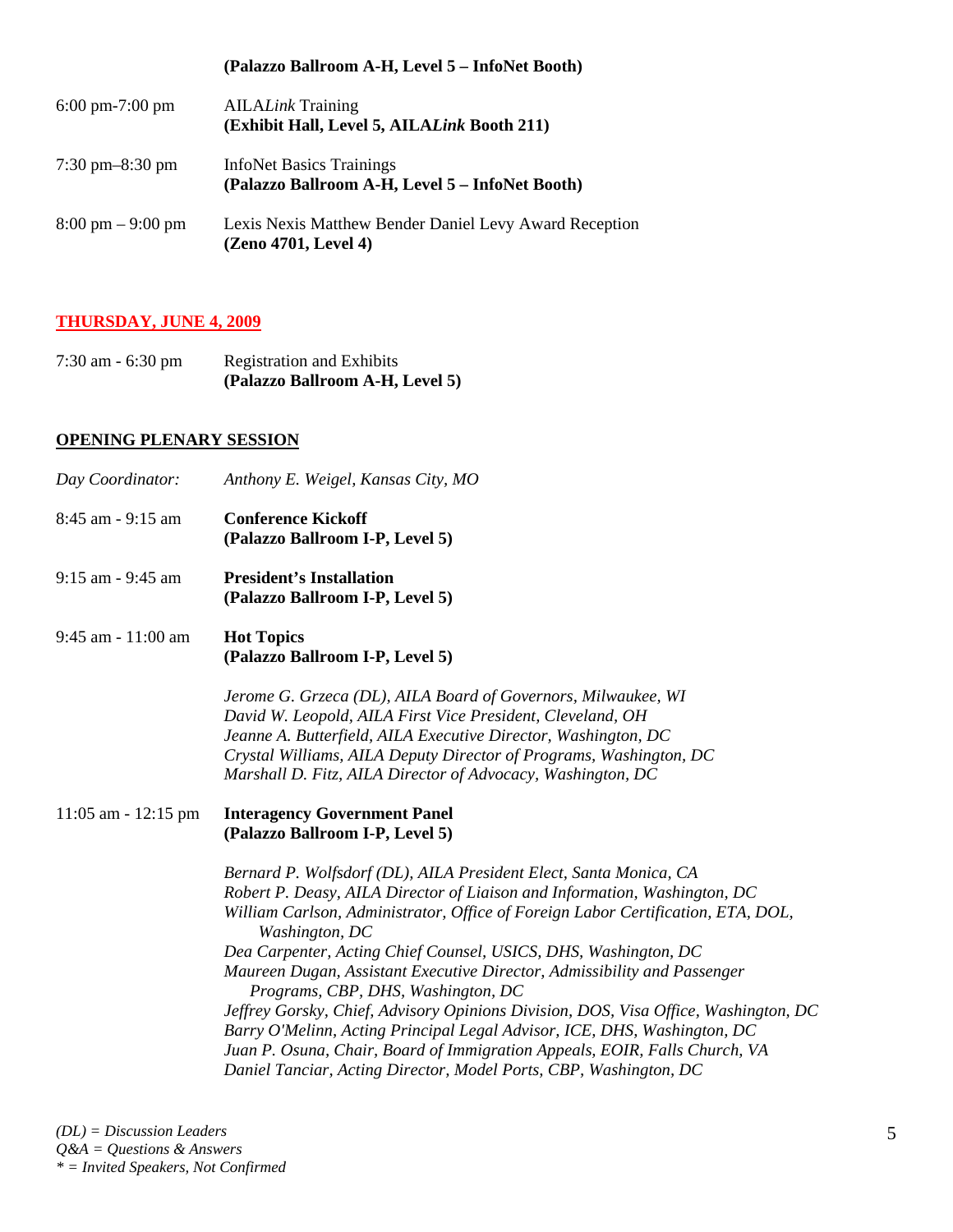**(Palazzo Ballroom A-H, Level 5 – InfoNet Booth)**

6:00 pm-7:00 pm — AILA*Link* Training
**(Exhibit Hall, Level 5, AILA*Link* Booth 211)**

7:30 pm–8:30 pm — InfoNet Basics Trainings
**(Palazzo Ballroom A-H, Level 5 – InfoNet Booth)**

8:00 pm – 9:00 pm — Lexis Nexis Matthew Bender Daniel Levy Award Reception
**(Zeno 4701, Level 4)**

## THURSDAY, JUNE 4, 2009

7:30 am - 6:30 pm — Registration and Exhibits
**(Palazzo Ballroom A-H, Level 5)**

## OPENING PLENARY SESSION

*Day Coordinator:* *Anthony E. Weigel, Kansas City, MO*

8:45 am - 9:15 am — **Conference Kickoff**
**(Palazzo Ballroom I-P, Level 5)**

9:15 am - 9:45 am — **President's Installation**
**(Palazzo Ballroom I-P, Level 5)**

9:45 am - 11:00 am — **Hot Topics**
**(Palazzo Ballroom I-P, Level 5)**

*Jerome G. Grzeca (DL), AILA Board of Governors, Milwaukee, WI*
*David W. Leopold, AILA First Vice President, Cleveland, OH*
*Jeanne A. Butterfield, AILA Executive Director, Washington, DC*
*Crystal Williams, AILA Deputy Director of Programs, Washington, DC*
*Marshall D. Fitz, AILA Director of Advocacy, Washington, DC*

11:05 am - 12:15 pm — **Interagency Government Panel**
**(Palazzo Ballroom I-P, Level 5)**

*Bernard P. Wolfsdorf (DL), AILA President Elect, Santa Monica, CA*
*Robert P. Deasy, AILA Director of Liaison and Information, Washington, DC*
*William Carlson, Administrator, Office of Foreign Labor Certification, ETA, DOL, Washington, DC*
*Dea Carpenter, Acting Chief Counsel, USICS, DHS, Washington, DC*
*Maureen Dugan, Assistant Executive Director, Admissibility and Passenger Programs, CBP, DHS, Washington, DC*
*Jeffrey Gorsky, Chief, Advisory Opinions Division, DOS, Visa Office, Washington, DC*
*Barry O'Melinn, Acting Principal Legal Advisor, ICE, DHS, Washington, DC*
*Juan P. Osuna, Chair, Board of Immigration Appeals, EOIR, Falls Church, VA*
*Daniel Tanciar, Acting Director, Model Ports, CBP, Washington, DC*

*(DL) = Discussion Leaders*
*Q&A = Questions & Answers*
** = Invited Speakers, Not Confirmed*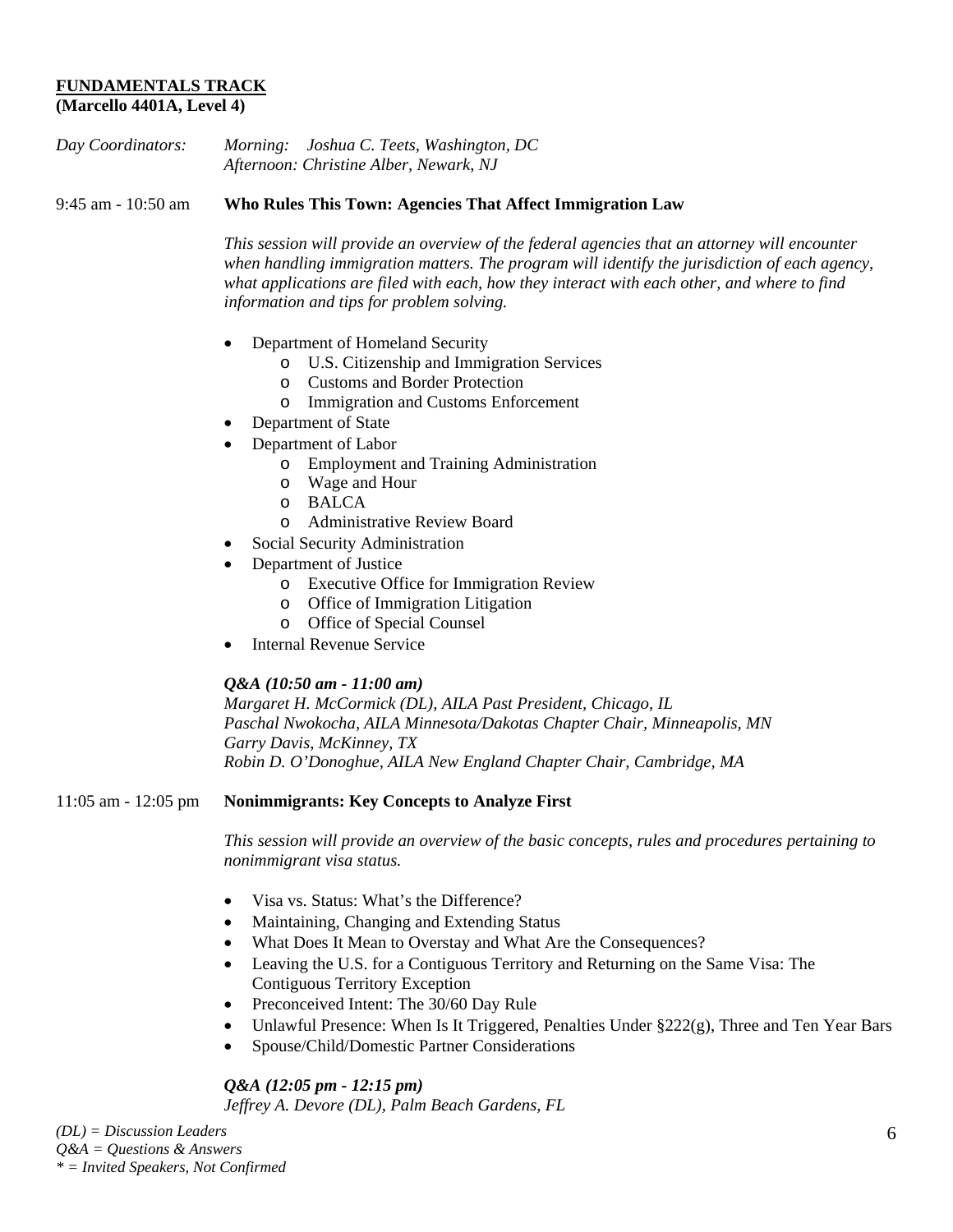**FUNDAMENTALS TRACK**
**(Marcello 4401A, Level 4)**

*Day Coordinators:* *Morning: Joshua C. Teets, Washington, DC*
*Afternoon: Christine Alber, Newark, NJ*

9:45 am - 10:50 am **Who Rules This Town: Agencies That Affect Immigration Law**

*This session will provide an overview of the federal agencies that an attorney will encounter when handling immigration matters. The program will identify the jurisdiction of each agency, what applications are filed with each, how they interact with each other, and where to find information and tips for problem solving.*

- Department of Homeland Security
  - U.S. Citizenship and Immigration Services
  - Customs and Border Protection
  - Immigration and Customs Enforcement
- Department of State
- Department of Labor
  - Employment and Training Administration
  - Wage and Hour
  - BALCA
  - Administrative Review Board
- Social Security Administration
- Department of Justice
  - Executive Office for Immigration Review
  - Office of Immigration Litigation
  - Office of Special Counsel
- Internal Revenue Service

***Q&A (10:50 am - 11:00 am)***
*Margaret H. McCormick (DL), AILA Past President, Chicago, IL*
*Paschal Nwokocha, AILA Minnesota/Dakotas Chapter Chair, Minneapolis, MN*
*Garry Davis, McKinney, TX*
*Robin D. O'Donoghue, AILA New England Chapter Chair, Cambridge, MA*

11:05 am - 12:05 pm **Nonimmigrants: Key Concepts to Analyze First**

*This session will provide an overview of the basic concepts, rules and procedures pertaining to nonimmigrant visa status.*

- Visa vs. Status: What's the Difference?
- Maintaining, Changing and Extending Status
- What Does It Mean to Overstay and What Are the Consequences?
- Leaving the U.S. for a Contiguous Territory and Returning on the Same Visa: The Contiguous Territory Exception
- Preconceived Intent: The 30/60 Day Rule
- Unlawful Presence: When Is It Triggered, Penalties Under §222(g), Three and Ten Year Bars
- Spouse/Child/Domestic Partner Considerations

***Q&A (12:05 pm - 12:15 pm)***
*Jeffrey A. Devore (DL), Palm Beach Gardens, FL*

*(DL) = Discussion Leaders*
*Q&A = Questions & Answers*
** = Invited Speakers, Not Confirmed*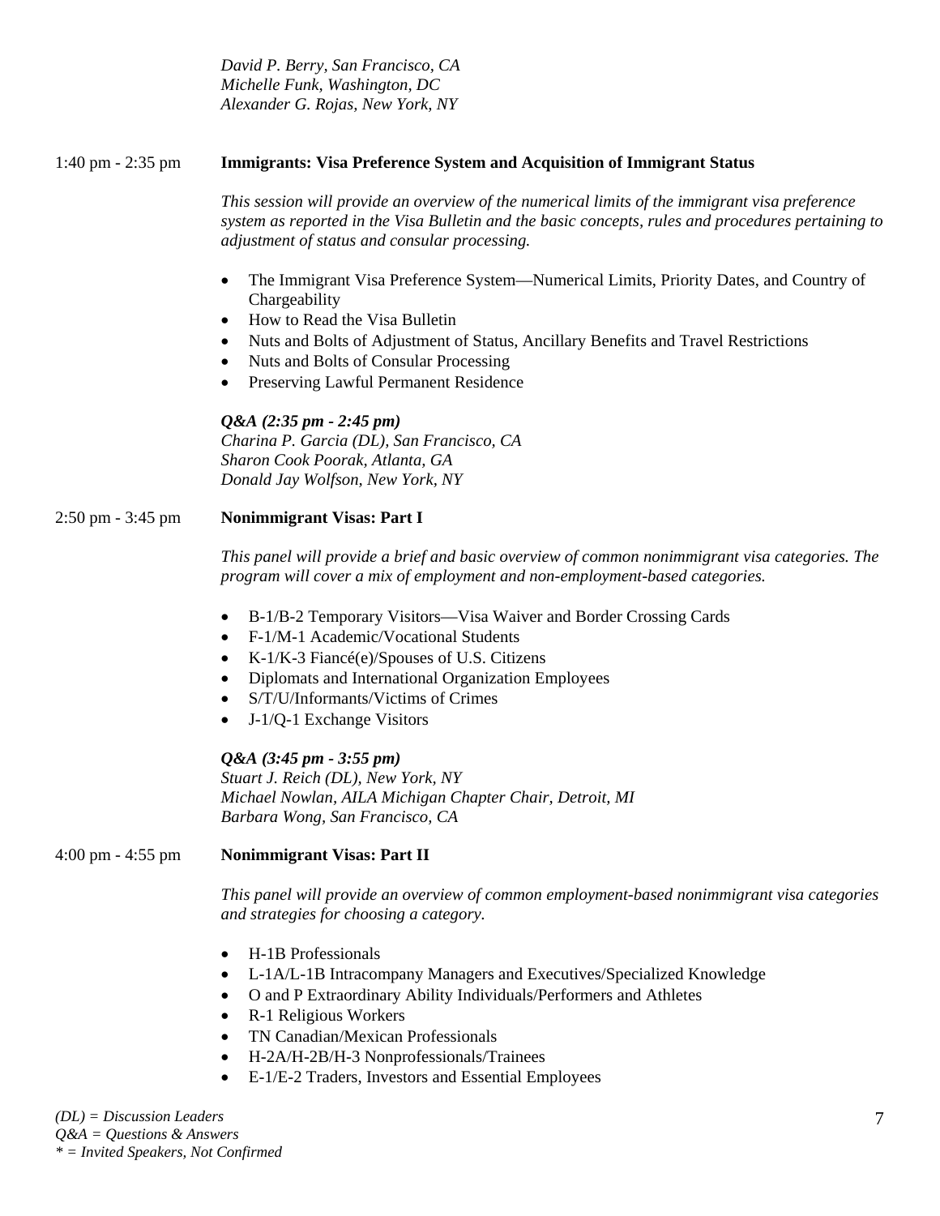*David P. Berry, San Francisco, CA*
*Michelle Funk, Washington, DC*
*Alexander G. Rojas, New York, NY*

1:40 pm - 2:35 pm **Immigrants: Visa Preference System and Acquisition of Immigrant Status**

*This session will provide an overview of the numerical limits of the immigrant visa preference system as reported in the Visa Bulletin and the basic concepts, rules and procedures pertaining to adjustment of status and consular processing.*

- The Immigrant Visa Preference System—Numerical Limits, Priority Dates, and Country of Chargeability
- How to Read the Visa Bulletin
- Nuts and Bolts of Adjustment of Status, Ancillary Benefits and Travel Restrictions
- Nuts and Bolts of Consular Processing
- Preserving Lawful Permanent Residence

***Q&A (2:35 pm - 2:45 pm)***
*Charina P. Garcia (DL), San Francisco, CA*
*Sharon Cook Poorak, Atlanta, GA*
*Donald Jay Wolfson, New York, NY*

2:50 pm - 3:45 pm **Nonimmigrant Visas: Part I**

*This panel will provide a brief and basic overview of common nonimmigrant visa categories. The program will cover a mix of employment and non-employment-based categories.*

- B-1/B-2 Temporary Visitors—Visa Waiver and Border Crossing Cards
- F-1/M-1 Academic/Vocational Students
- K-1/K-3 Fiancé(e)/Spouses of U.S. Citizens
- Diplomats and International Organization Employees
- S/T/U/Informants/Victims of Crimes
- J-1/Q-1 Exchange Visitors

***Q&A (3:45 pm - 3:55 pm)***
*Stuart J. Reich (DL), New York, NY*
*Michael Nowlan, AILA Michigan Chapter Chair, Detroit, MI*
*Barbara Wong, San Francisco, CA*

4:00 pm - 4:55 pm **Nonimmigrant Visas: Part II**

*This panel will provide an overview of common employment-based nonimmigrant visa categories and strategies for choosing a category.*

- H-1B Professionals
- L-1A/L-1B Intracompany Managers and Executives/Specialized Knowledge
- O and P Extraordinary Ability Individuals/Performers and Athletes
- R-1 Religious Workers
- TN Canadian/Mexican Professionals
- H-2A/H-2B/H-3 Nonprofessionals/Trainees
- E-1/E-2 Traders, Investors and Essential Employees

*(DL) = Discussion Leaders*
*Q&A = Questions & Answers*
*\* = Invited Speakers, Not Confirmed*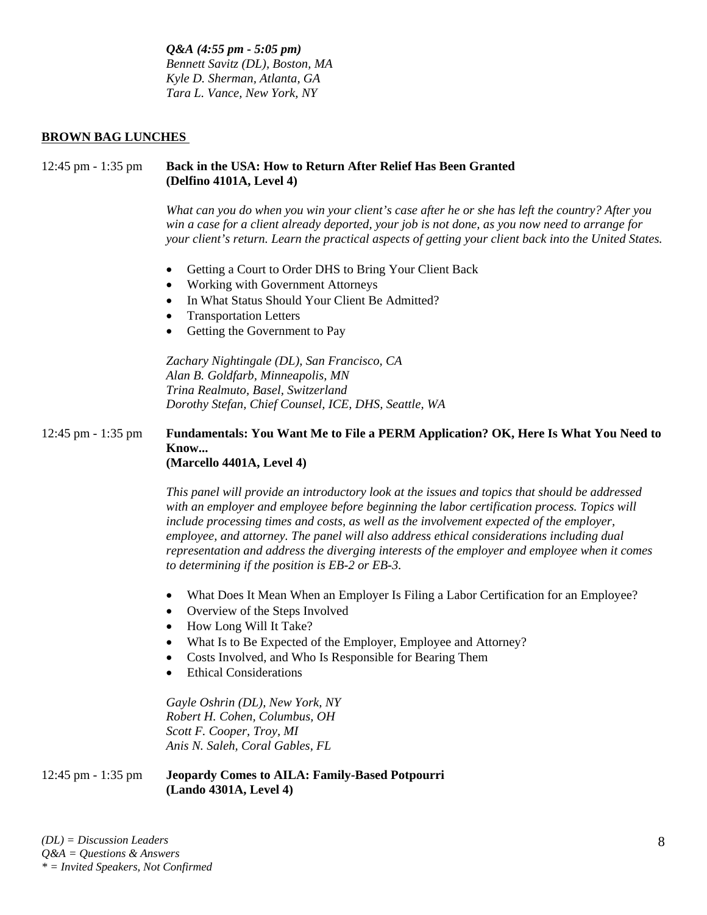*Q&A (4:55 pm - 5:05 pm)*
*Bennett Savitz (DL), Boston, MA*
*Kyle D. Sherman, Atlanta, GA*
*Tara L. Vance, New York, NY*

## BROWN BAG LUNCHES

12:45 pm - 1:35 pm **Back in the USA: How to Return After Relief Has Been Granted**
**(Delfino 4101A, Level 4)**

*What can you do when you win your client's case after he or she has left the country? After you win a case for a client already deported, your job is not done, as you now need to arrange for your client's return. Learn the practical aspects of getting your client back into the United States.*

- Getting a Court to Order DHS to Bring Your Client Back
- Working with Government Attorneys
- In What Status Should Your Client Be Admitted?
- Transportation Letters
- Getting the Government to Pay

*Zachary Nightingale (DL), San Francisco, CA*
*Alan B. Goldfarb, Minneapolis, MN*
*Trina Realmuto, Basel, Switzerland*
*Dorothy Stefan, Chief Counsel, ICE, DHS, Seattle, WA*

12:45 pm - 1:35 pm **Fundamentals: You Want Me to File a PERM Application? OK, Here Is What You Need to Know...**
**(Marcello 4401A, Level 4)**

*This panel will provide an introductory look at the issues and topics that should be addressed with an employer and employee before beginning the labor certification process. Topics will include processing times and costs, as well as the involvement expected of the employer, employee, and attorney. The panel will also address ethical considerations including dual representation and address the diverging interests of the employer and employee when it comes to determining if the position is EB-2 or EB-3.*

- What Does It Mean When an Employer Is Filing a Labor Certification for an Employee?
- Overview of the Steps Involved
- How Long Will It Take?
- What Is to Be Expected of the Employer, Employee and Attorney?
- Costs Involved, and Who Is Responsible for Bearing Them
- Ethical Considerations

*Gayle Oshrin (DL), New York, NY*
*Robert H. Cohen, Columbus, OH*
*Scott F. Cooper, Troy, MI*
*Anis N. Saleh, Coral Gables, FL*

12:45 pm - 1:35 pm **Jeopardy Comes to AILA: Family-Based Potpourri**
**(Lando 4301A, Level 4)**

*(DL) = Discussion Leaders*
*Q&A = Questions & Answers*
*\* = Invited Speakers, Not Confirmed*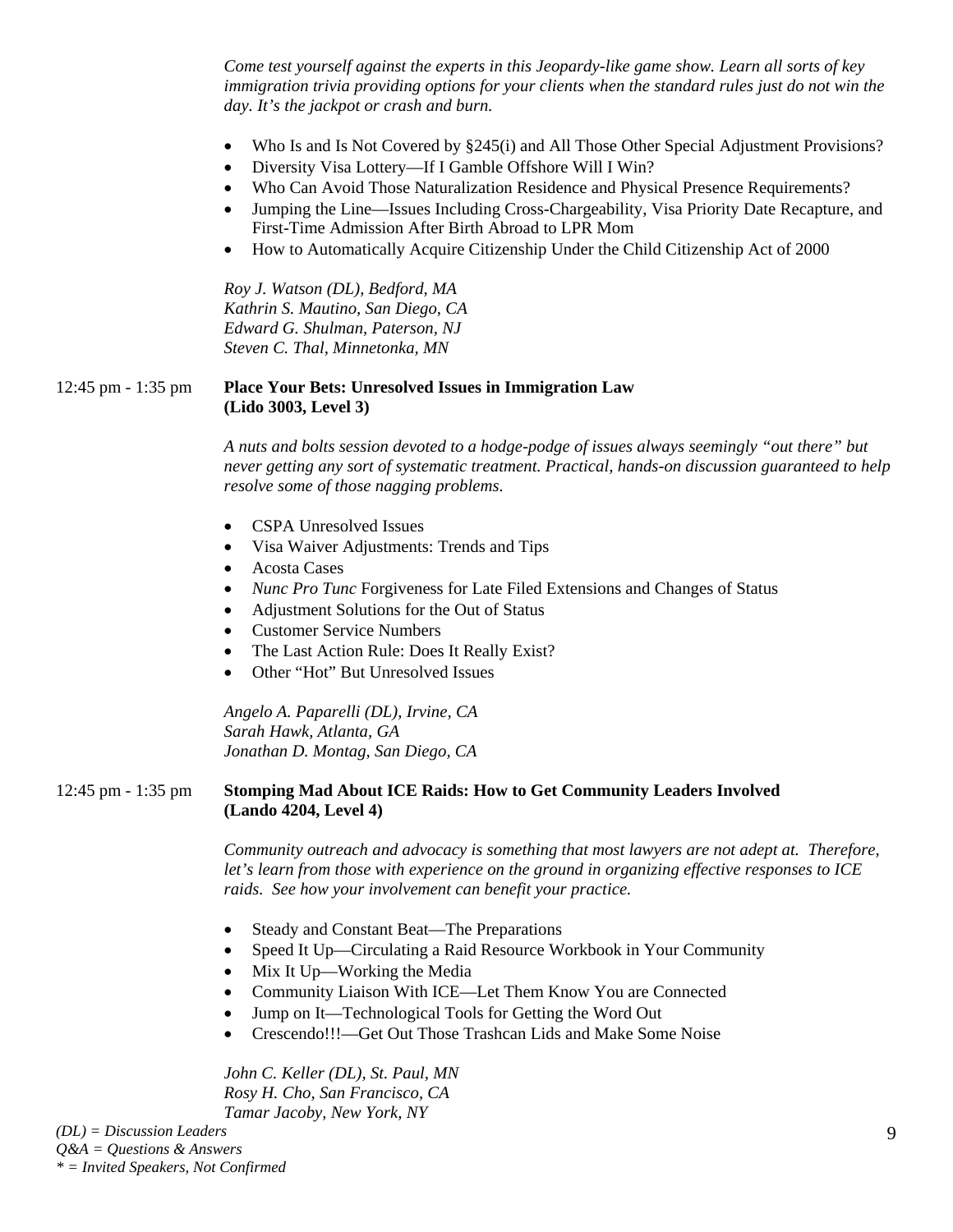*Come test yourself against the experts in this Jeopardy-like game show. Learn all sorts of key immigration trivia providing options for your clients when the standard rules just do not win the day. It's the jackpot or crash and burn.*

- Who Is and Is Not Covered by §245(i) and All Those Other Special Adjustment Provisions?
- Diversity Visa Lottery—If I Gamble Offshore Will I Win?
- Who Can Avoid Those Naturalization Residence and Physical Presence Requirements?
- Jumping the Line—Issues Including Cross-Chargeability, Visa Priority Date Recapture, and First-Time Admission After Birth Abroad to LPR Mom
- How to Automatically Acquire Citizenship Under the Child Citizenship Act of 2000

*Roy J. Watson (DL), Bedford, MA*
*Kathrin S. Mautino, San Diego, CA*
*Edward G. Shulman, Paterson, NJ*
*Steven C. Thal, Minnetonka, MN*

12:45 pm - 1:35 pm **Place Your Bets: Unresolved Issues in Immigration Law (Lido 3003, Level 3)**

*A nuts and bolts session devoted to a hodge-podge of issues always seemingly "out there" but never getting any sort of systematic treatment. Practical, hands-on discussion guaranteed to help resolve some of those nagging problems.*

- CSPA Unresolved Issues
- Visa Waiver Adjustments: Trends and Tips
- Acosta Cases
- *Nunc Pro Tunc* Forgiveness for Late Filed Extensions and Changes of Status
- Adjustment Solutions for the Out of Status
- Customer Service Numbers
- The Last Action Rule: Does It Really Exist?
- Other "Hot" But Unresolved Issues

*Angelo A. Paparelli (DL), Irvine, CA*
*Sarah Hawk, Atlanta, GA*
*Jonathan D. Montag, San Diego, CA*

12:45 pm - 1:35 pm **Stomping Mad About ICE Raids: How to Get Community Leaders Involved (Lando 4204, Level 4)**

*Community outreach and advocacy is something that most lawyers are not adept at. Therefore, let's learn from those with experience on the ground in organizing effective responses to ICE raids. See how your involvement can benefit your practice.*

- Steady and Constant Beat—The Preparations
- Speed It Up—Circulating a Raid Resource Workbook in Your Community
- Mix It Up—Working the Media
- Community Liaison With ICE—Let Them Know You are Connected
- Jump on It—Technological Tools for Getting the Word Out
- Crescendo!!!—Get Out Those Trashcan Lids and Make Some Noise

*John C. Keller (DL), St. Paul, MN*
*Rosy H. Cho, San Francisco, CA*
*Tamar Jacoby, New York, NY*

*(DL) = Discussion Leaders*
*Q&A = Questions & Answers*
*\* = Invited Speakers, Not Confirmed*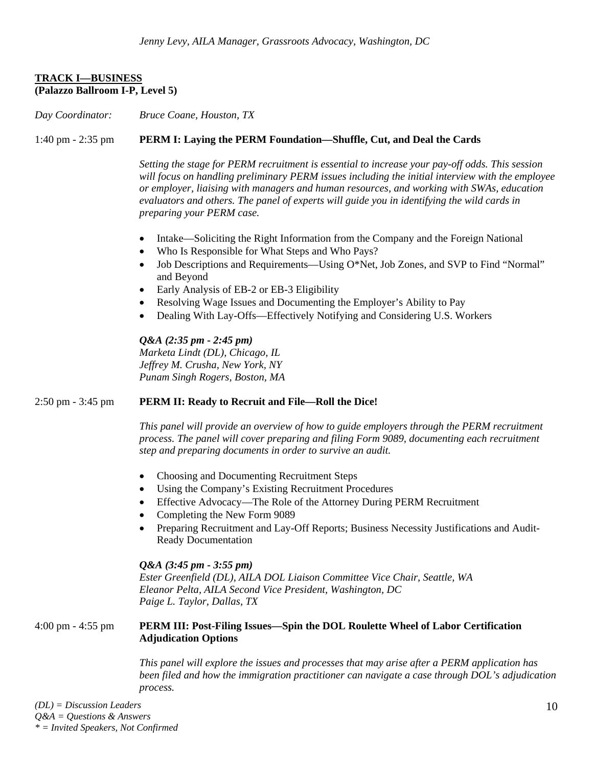*Jenny Levy, AILA Manager, Grassroots Advocacy, Washington, DC*

**TRACK I—BUSINESS**
**(Palazzo Ballroom I-P, Level 5)**

*Day Coordinator:* *Bruce Coane, Houston, TX*

1:40 pm - 2:35 pm **PERM I: Laying the PERM Foundation—Shuffle, Cut, and Deal the Cards**

*Setting the stage for PERM recruitment is essential to increase your pay-off odds. This session will focus on handling preliminary PERM issues including the initial interview with the employee or employer, liaising with managers and human resources, and working with SWAs, education evaluators and others. The panel of experts will guide you in identifying the wild cards in preparing your PERM case.*

- Intake—Soliciting the Right Information from the Company and the Foreign National
- Who Is Responsible for What Steps and Who Pays?
- Job Descriptions and Requirements—Using O*Net, Job Zones, and SVP to Find "Normal" and Beyond
- Early Analysis of EB-2 or EB-3 Eligibility
- Resolving Wage Issues and Documenting the Employer's Ability to Pay
- Dealing With Lay-Offs—Effectively Notifying and Considering U.S. Workers

***Q&A (2:35 pm - 2:45 pm)***
*Marketa Lindt (DL), Chicago, IL*
*Jeffrey M. Crusha, New York, NY*
*Punam Singh Rogers, Boston, MA*

2:50 pm - 3:45 pm **PERM II: Ready to Recruit and File—Roll the Dice!**

*This panel will provide an overview of how to guide employers through the PERM recruitment process. The panel will cover preparing and filing Form 9089, documenting each recruitment step and preparing documents in order to survive an audit.*

- Choosing and Documenting Recruitment Steps
- Using the Company's Existing Recruitment Procedures
- Effective Advocacy—The Role of the Attorney During PERM Recruitment
- Completing the New Form 9089
- Preparing Recruitment and Lay-Off Reports; Business Necessity Justifications and Audit-Ready Documentation

***Q&A (3:45 pm - 3:55 pm)***
*Ester Greenfield (DL), AILA DOL Liaison Committee Vice Chair, Seattle, WA*
*Eleanor Pelta, AILA Second Vice President, Washington, DC*
*Paige L. Taylor, Dallas, TX*

4:00 pm - 4:55 pm **PERM III: Post-Filing Issues—Spin the DOL Roulette Wheel of Labor Certification Adjudication Options**

*This panel will explore the issues and processes that may arise after a PERM application has been filed and how the immigration practitioner can navigate a case through DOL's adjudication process.*

*(DL) = Discussion Leaders*
*Q&A = Questions & Answers*
*\* = Invited Speakers, Not Confirmed*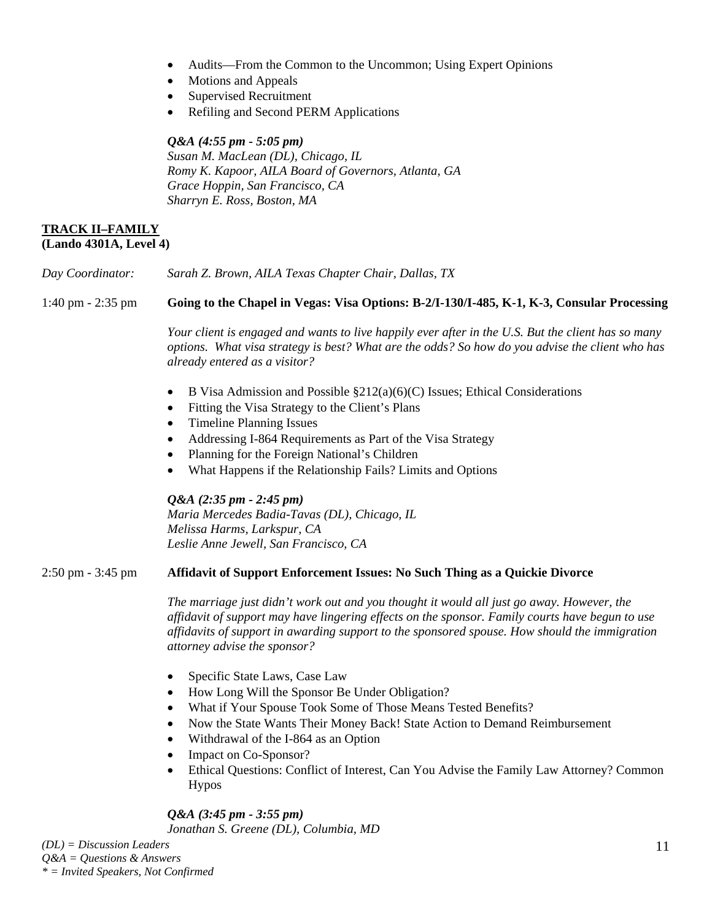- Audits—From the Common to the Uncommon; Using Expert Opinions
- Motions and Appeals
- Supervised Recruitment
- Refiling and Second PERM Applications

***Q&A (4:55 pm - 5:05 pm)***
*Susan M. MacLean (DL), Chicago, IL*
*Romy K. Kapoor, AILA Board of Governors, Atlanta, GA*
*Grace Hoppin, San Francisco, CA*
*Sharryn E. Ross, Boston, MA*

## TRACK II–FAMILY
**(Lando 4301A, Level 4)**

*Day Coordinator:* *Sarah Z. Brown, AILA Texas Chapter Chair, Dallas, TX*

1:40 pm - 2:35 pm **Going to the Chapel in Vegas: Visa Options: B-2/I-130/I-485, K-1, K-3, Consular Processing**

*Your client is engaged and wants to live happily ever after in the U.S. But the client has so many options. What visa strategy is best? What are the odds? So how do you advise the client who has already entered as a visitor?*

- B Visa Admission and Possible §212(a)(6)(C) Issues; Ethical Considerations
- Fitting the Visa Strategy to the Client's Plans
- Timeline Planning Issues
- Addressing I-864 Requirements as Part of the Visa Strategy
- Planning for the Foreign National's Children
- What Happens if the Relationship Fails? Limits and Options

***Q&A (2:35 pm - 2:45 pm)***
*Maria Mercedes Badia-Tavas (DL), Chicago, IL*
*Melissa Harms, Larkspur, CA*
*Leslie Anne Jewell, San Francisco, CA*

2:50 pm - 3:45 pm **Affidavit of Support Enforcement Issues: No Such Thing as a Quickie Divorce**

*The marriage just didn't work out and you thought it would all just go away. However, the affidavit of support may have lingering effects on the sponsor. Family courts have begun to use affidavits of support in awarding support to the sponsored spouse. How should the immigration attorney advise the sponsor?*

- Specific State Laws, Case Law
- How Long Will the Sponsor Be Under Obligation?
- What if Your Spouse Took Some of Those Means Tested Benefits?
- Now the State Wants Their Money Back! State Action to Demand Reimbursement
- Withdrawal of the I-864 as an Option
- Impact on Co-Sponsor?
- Ethical Questions: Conflict of Interest, Can You Advise the Family Law Attorney? Common Hypos

***Q&A (3:45 pm - 3:55 pm)***
*Jonathan S. Greene (DL), Columbia, MD*

*(DL) = Discussion Leaders*
*Q&A = Questions & Answers*
*\* = Invited Speakers, Not Confirmed*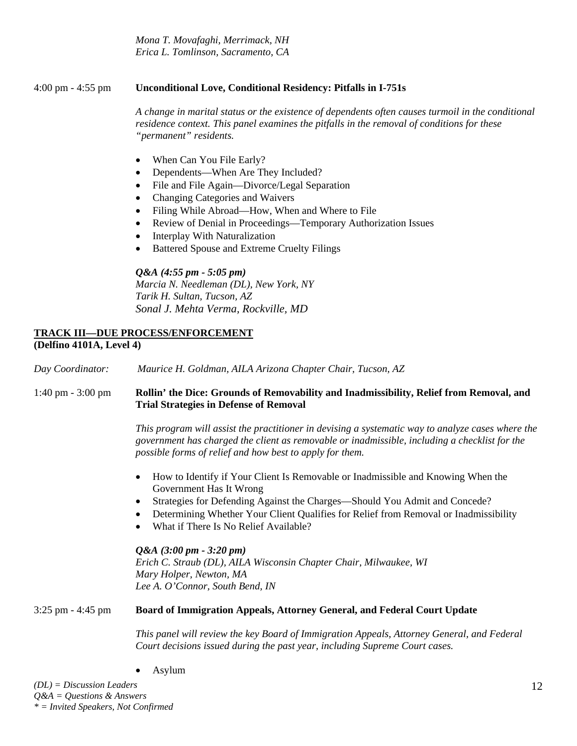*Mona T. Movafaghi, Merrimack, NH*
*Erica L. Tomlinson, Sacramento, CA*

4:00 pm - 4:55 pm **Unconditional Love, Conditional Residency: Pitfalls in I-751s**

*A change in marital status or the existence of dependents often causes turmoil in the conditional residence context. This panel examines the pitfalls in the removal of conditions for these "permanent" residents.*

- When Can You File Early?
- Dependents—When Are They Included?
- File and File Again—Divorce/Legal Separation
- Changing Categories and Waivers
- Filing While Abroad—How, When and Where to File
- Review of Denial in Proceedings—Temporary Authorization Issues
- Interplay With Naturalization
- Battered Spouse and Extreme Cruelty Filings

***Q&A (4:55 pm - 5:05 pm)***
*Marcia N. Needleman (DL), New York, NY*
*Tarik H. Sultan, Tucson, AZ*
*Sonal J. Mehta Verma, Rockville, MD*

## TRACK III—DUE PROCESS/ENFORCEMENT
**(Delfino 4101A, Level 4)**

*Day Coordinator:* *Maurice H. Goldman, AILA Arizona Chapter Chair, Tucson, AZ*

1:40 pm - 3:00 pm **Rollin' the Dice: Grounds of Removability and Inadmissibility, Relief from Removal, and Trial Strategies in Defense of Removal**

*This program will assist the practitioner in devising a systematic way to analyze cases where the government has charged the client as removable or inadmissible, including a checklist for the possible forms of relief and how best to apply for them.*

- How to Identify if Your Client Is Removable or Inadmissible and Knowing When the Government Has It Wrong
- Strategies for Defending Against the Charges—Should You Admit and Concede?
- Determining Whether Your Client Qualifies for Relief from Removal or Inadmissibility
- What if There Is No Relief Available?

***Q&A (3:00 pm - 3:20 pm)***
*Erich C. Straub (DL), AILA Wisconsin Chapter Chair, Milwaukee, WI*
*Mary Holper, Newton, MA*
*Lee A. O'Connor, South Bend, IN*

3:25 pm - 4:45 pm **Board of Immigration Appeals, Attorney General, and Federal Court Update**

*This panel will review the key Board of Immigration Appeals, Attorney General, and Federal Court decisions issued during the past year, including Supreme Court cases.*

- Asylum

*(DL) = Discussion Leaders*
*Q&A = Questions & Answers*
** = Invited Speakers, Not Confirmed*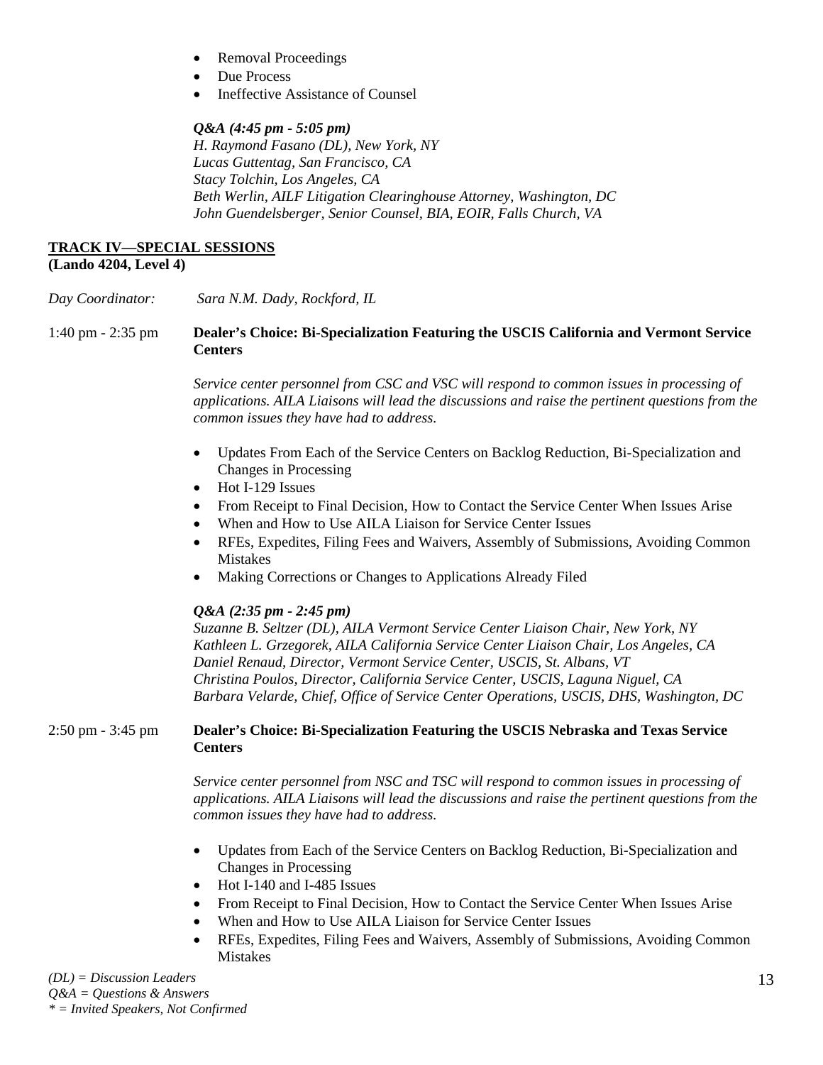- Removal Proceedings
- Due Process
- Ineffective Assistance of Counsel

*Q&A (4:45 pm - 5:05 pm)*
*H. Raymond Fasano (DL), New York, NY*
*Lucas Guttentag, San Francisco, CA*
*Stacy Tolchin, Los Angeles, CA*
*Beth Werlin, AILF Litigation Clearinghouse Attorney, Washington, DC*
*John Guendelsberger, Senior Counsel, BIA, EOIR, Falls Church, VA*

## TRACK IV—SPECIAL SESSIONS
**(Lando 4204, Level 4)**

*Day Coordinator:* *Sara N.M. Dady, Rockford, IL*

1:40 pm - 2:35 pm **Dealer's Choice: Bi-Specialization Featuring the USCIS California and Vermont Service Centers**

*Service center personnel from CSC and VSC will respond to common issues in processing of applications. AILA Liaisons will lead the discussions and raise the pertinent questions from the common issues they have had to address.*

- Updates From Each of the Service Centers on Backlog Reduction, Bi-Specialization and Changes in Processing
- Hot I-129 Issues
- From Receipt to Final Decision, How to Contact the Service Center When Issues Arise
- When and How to Use AILA Liaison for Service Center Issues
- RFEs, Expedites, Filing Fees and Waivers, Assembly of Submissions, Avoiding Common Mistakes
- Making Corrections or Changes to Applications Already Filed

*Q&A (2:35 pm - 2:45 pm)*
*Suzanne B. Seltzer (DL), AILA Vermont Service Center Liaison Chair, New York, NY*
*Kathleen L. Grzegorek, AILA California Service Center Liaison Chair, Los Angeles, CA*
*Daniel Renaud, Director, Vermont Service Center, USCIS, St. Albans, VT*
*Christina Poulos, Director, California Service Center, USCIS, Laguna Niguel, CA*
*Barbara Velarde, Chief, Office of Service Center Operations, USCIS, DHS, Washington, DC*

2:50 pm - 3:45 pm **Dealer's Choice: Bi-Specialization Featuring the USCIS Nebraska and Texas Service Centers**

*Service center personnel from NSC and TSC will respond to common issues in processing of applications. AILA Liaisons will lead the discussions and raise the pertinent questions from the common issues they have had to address.*

- Updates from Each of the Service Centers on Backlog Reduction, Bi-Specialization and Changes in Processing
- Hot I-140 and I-485 Issues
- From Receipt to Final Decision, How to Contact the Service Center When Issues Arise
- When and How to Use AILA Liaison for Service Center Issues
- RFEs, Expedites, Filing Fees and Waivers, Assembly of Submissions, Avoiding Common Mistakes

*(DL) = Discussion Leaders*
*Q&A = Questions & Answers*
*\* = Invited Speakers, Not Confirmed*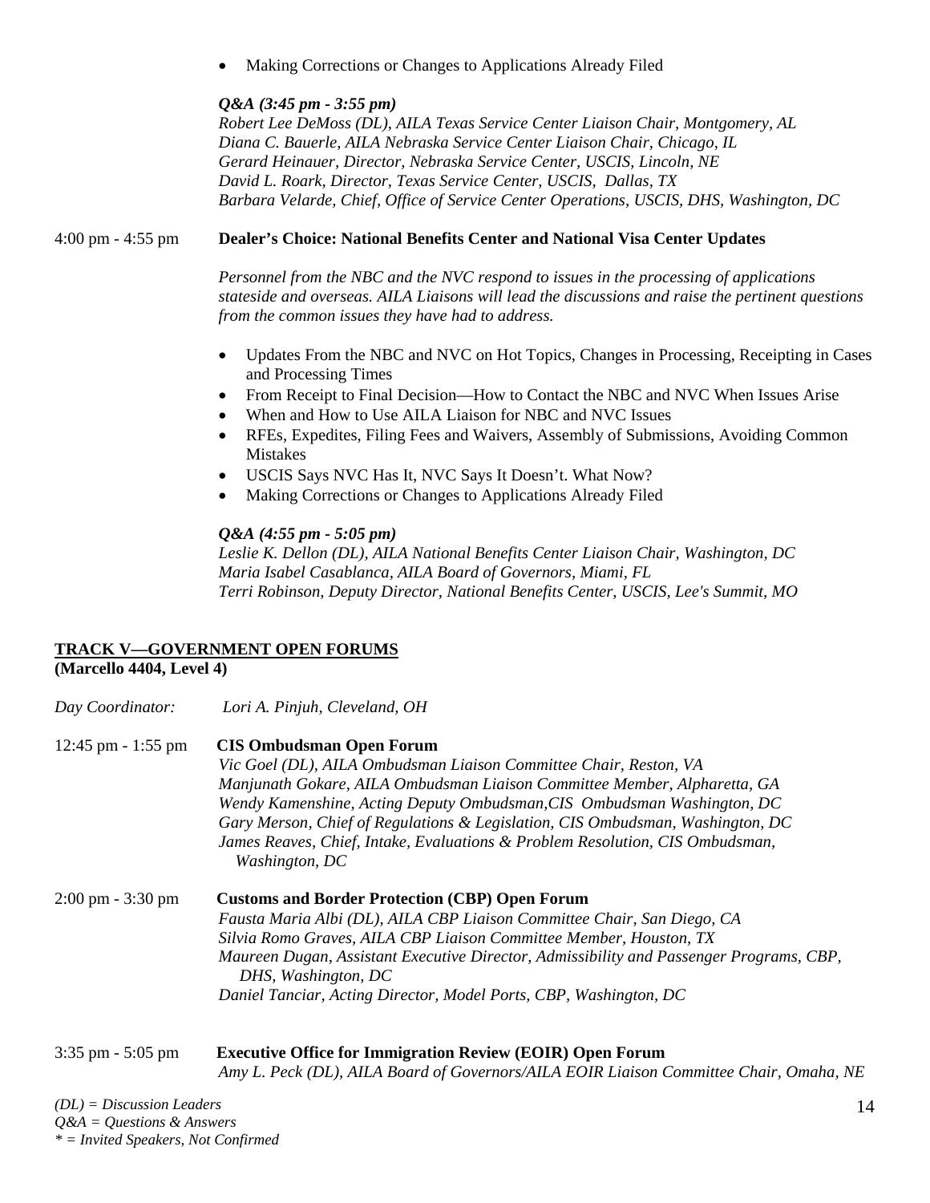- Making Corrections or Changes to Applications Already Filed

*Q&A (3:45 pm - 3:55 pm)*
*Robert Lee DeMoss (DL), AILA Texas Service Center Liaison Chair, Montgomery, AL*
*Diana C. Bauerle, AILA Nebraska Service Center Liaison Chair, Chicago, IL*
*Gerard Heinauer, Director, Nebraska Service Center, USCIS, Lincoln, NE*
*David L. Roark, Director, Texas Service Center, USCIS, Dallas, TX*
*Barbara Velarde, Chief, Office of Service Center Operations, USCIS, DHS, Washington, DC*

4:00 pm - 4:55 pm **Dealer's Choice: National Benefits Center and National Visa Center Updates**

*Personnel from the NBC and the NVC respond to issues in the processing of applications stateside and overseas. AILA Liaisons will lead the discussions and raise the pertinent questions from the common issues they have had to address.*

- Updates From the NBC and NVC on Hot Topics, Changes in Processing, Receipting in Cases and Processing Times
- From Receipt to Final Decision—How to Contact the NBC and NVC When Issues Arise
- When and How to Use AILA Liaison for NBC and NVC Issues
- RFEs, Expedites, Filing Fees and Waivers, Assembly of Submissions, Avoiding Common Mistakes
- USCIS Says NVC Has It, NVC Says It Doesn't. What Now?
- Making Corrections or Changes to Applications Already Filed

*Q&A (4:55 pm - 5:05 pm)*
*Leslie K. Dellon (DL), AILA National Benefits Center Liaison Chair, Washington, DC*
*Maria Isabel Casablanca, AILA Board of Governors, Miami, FL*
*Terri Robinson, Deputy Director, National Benefits Center, USCIS, Lee's Summit, MO*

## TRACK V—GOVERNMENT OPEN FORUMS
**(Marcello 4404, Level 4)**

*Day Coordinator:* *Lori A. Pinjuh, Cleveland, OH*

12:45 pm - 1:55 pm **CIS Ombudsman Open Forum**
*Vic Goel (DL), AILA Ombudsman Liaison Committee Chair, Reston, VA*
*Manjunath Gokare, AILA Ombudsman Liaison Committee Member, Alpharetta, GA*
*Wendy Kamenshine, Acting Deputy Ombudsman,CIS Ombudsman Washington, DC*
*Gary Merson, Chief of Regulations & Legislation, CIS Ombudsman, Washington, DC*
*James Reaves, Chief, Intake, Evaluations & Problem Resolution, CIS Ombudsman, Washington, DC*

2:00 pm - 3:30 pm **Customs and Border Protection (CBP) Open Forum**
*Fausta Maria Albi (DL), AILA CBP Liaison Committee Chair, San Diego, CA*
*Silvia Romo Graves, AILA CBP Liaison Committee Member, Houston, TX*
*Maureen Dugan, Assistant Executive Director, Admissibility and Passenger Programs, CBP, DHS, Washington, DC*
*Daniel Tanciar, Acting Director, Model Ports, CBP, Washington, DC*

3:35 pm - 5:05 pm **Executive Office for Immigration Review (EOIR) Open Forum**
*Amy L. Peck (DL), AILA Board of Governors/AILA EOIR Liaison Committee Chair, Omaha, NE*

*(DL) = Discussion Leaders*
*Q&A = Questions & Answers*
*\* = Invited Speakers, Not Confirmed*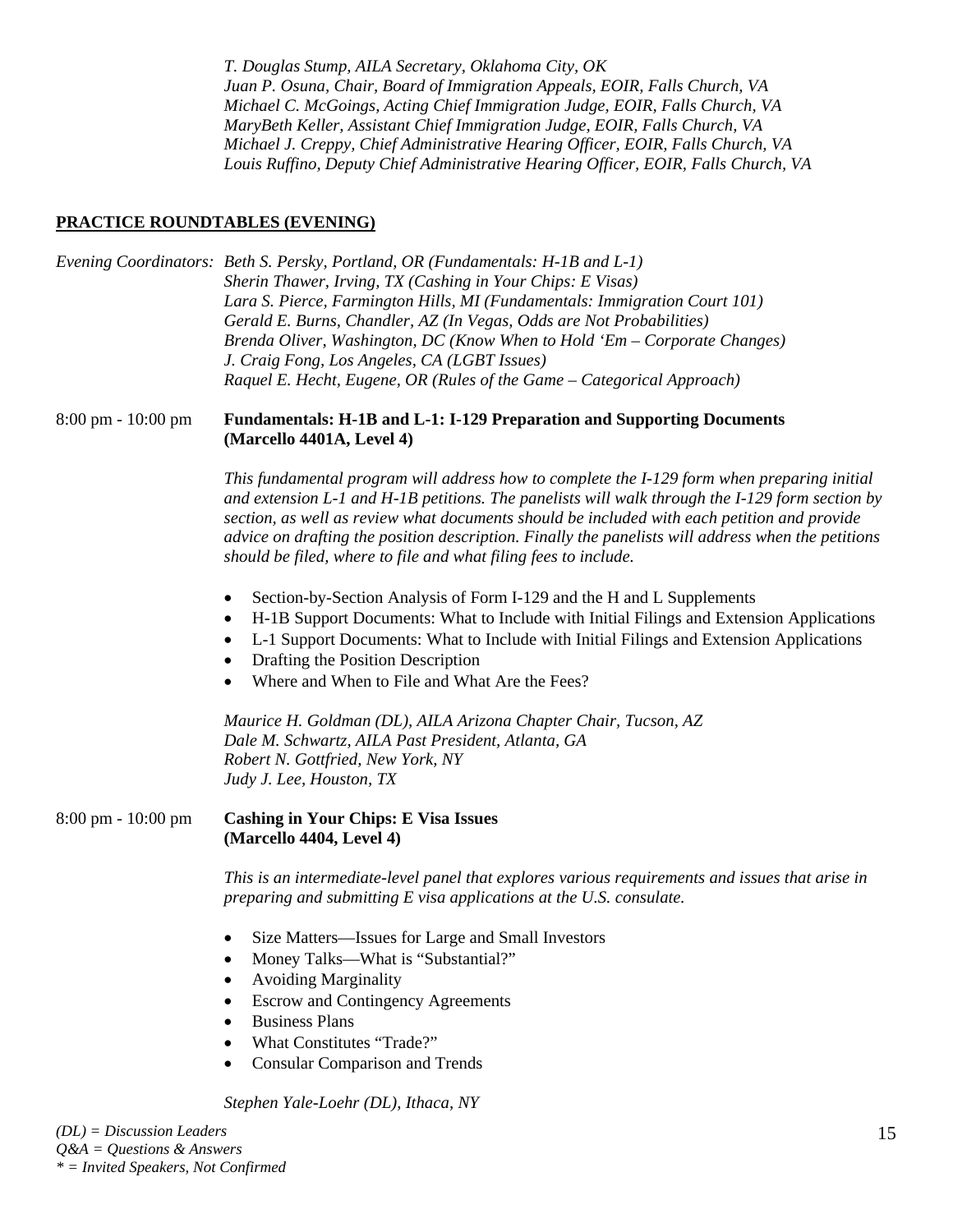*T. Douglas Stump, AILA Secretary, Oklahoma City, OK*
*Juan P. Osuna, Chair, Board of Immigration Appeals, EOIR, Falls Church, VA*
*Michael C. McGoings, Acting Chief Immigration Judge, EOIR, Falls Church, VA*
*MaryBeth Keller, Assistant Chief Immigration Judge, EOIR, Falls Church, VA*
*Michael J. Creppy, Chief Administrative Hearing Officer, EOIR, Falls Church, VA*
*Louis Ruffino, Deputy Chief Administrative Hearing Officer, EOIR, Falls Church, VA*

## PRACTICE ROUNDTABLES (EVENING)

*Evening Coordinators:* *Beth S. Persky, Portland, OR (Fundamentals: H-1B and L-1)*
*Sherin Thawer, Irving, TX (Cashing in Your Chips: E Visas)*
*Lara S. Pierce, Farmington Hills, MI (Fundamentals: Immigration Court 101)*
*Gerald E. Burns, Chandler, AZ (In Vegas, Odds are Not Probabilities)*
*Brenda Oliver, Washington, DC (Know When to Hold 'Em – Corporate Changes)*
*J. Craig Fong, Los Angeles, CA (LGBT Issues)*
*Raquel E. Hecht, Eugene, OR (Rules of the Game – Categorical Approach)*

8:00 pm - 10:00 pm **Fundamentals: H-1B and L-1: I-129 Preparation and Supporting Documents (Marcello 4401A, Level 4)**

*This fundamental program will address how to complete the I-129 form when preparing initial and extension L-1 and H-1B petitions. The panelists will walk through the I-129 form section by section, as well as review what documents should be included with each petition and provide advice on drafting the position description. Finally the panelists will address when the petitions should be filed, where to file and what filing fees to include.*

- Section-by-Section Analysis of Form I-129 and the H and L Supplements
- H-1B Support Documents: What to Include with Initial Filings and Extension Applications
- L-1 Support Documents: What to Include with Initial Filings and Extension Applications
- Drafting the Position Description
- Where and When to File and What Are the Fees?

*Maurice H. Goldman (DL), AILA Arizona Chapter Chair, Tucson, AZ*
*Dale M. Schwartz, AILA Past President, Atlanta, GA*
*Robert N. Gottfried, New York, NY*
*Judy J. Lee, Houston, TX*

8:00 pm - 10:00 pm **Cashing in Your Chips: E Visa Issues (Marcello 4404, Level 4)**

*This is an intermediate-level panel that explores various requirements and issues that arise in preparing and submitting E visa applications at the U.S. consulate.*

- Size Matters—Issues for Large and Small Investors
- Money Talks—What is "Substantial?"
- Avoiding Marginality
- Escrow and Contingency Agreements
- Business Plans
- What Constitutes "Trade?"
- Consular Comparison and Trends

*Stephen Yale-Loehr (DL), Ithaca, NY*

*(DL) = Discussion Leaders*
*Q&A = Questions & Answers*
*\* = Invited Speakers, Not Confirmed*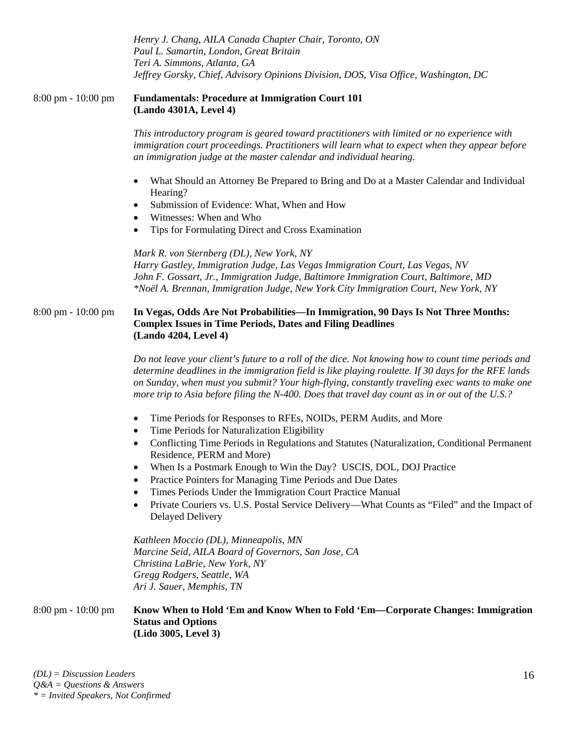*Henry J. Chang, AILA Canada Chapter Chair, Toronto, ON*
*Paul L. Samartin, London, Great Britain*
*Teri A. Simmons, Atlanta, GA*
*Jeffrey Gorsky, Chief, Advisory Opinions Division, DOS, Visa Office, Washington, DC*

8:00 pm - 10:00 pm **Fundamentals: Procedure at Immigration Court 101**
**(Lando 4301A, Level 4)**

*This introductory program is geared toward practitioners with limited or no experience with immigration court proceedings. Practitioners will learn what to expect when they appear before an immigration judge at the master calendar and individual hearing.*

- What Should an Attorney Be Prepared to Bring and Do at a Master Calendar and Individual Hearing?
- Submission of Evidence: What, When and How
- Witnesses: When and Who
- Tips for Formulating Direct and Cross Examination

*Mark R. von Sternberg (DL), New York, NY*
*Harry Gastley, Immigration Judge, Las Vegas Immigration Court, Las Vegas, NV*
*John F. Gossart, Jr., Immigration Judge, Baltimore Immigration Court, Baltimore, MD*
*\*Noël A. Brennan, Immigration Judge, New York City Immigration Court, New York, NY*

8:00 pm - 10:00 pm **In Vegas, Odds Are Not Probabilities—In Immigration, 90 Days Is Not Three Months: Complex Issues in Time Periods, Dates and Filing Deadlines**
**(Lando 4204, Level 4)**

*Do not leave your client's future to a roll of the dice. Not knowing how to count time periods and determine deadlines in the immigration field is like playing roulette. If 30 days for the RFE lands on Sunday, when must you submit? Your high-flying, constantly traveling exec wants to make one more trip to Asia before filing the N-400. Does that travel day count as in or out of the U.S.?*

- Time Periods for Responses to RFEs, NOIDs, PERM Audits, and More
- Time Periods for Naturalization Eligibility
- Conflicting Time Periods in Regulations and Statutes (Naturalization, Conditional Permanent Residence, PERM and More)
- When Is a Postmark Enough to Win the Day? USCIS, DOL, DOJ Practice
- Practice Pointers for Managing Time Periods and Due Dates
- Times Periods Under the Immigration Court Practice Manual
- Private Couriers vs. U.S. Postal Service Delivery—What Counts as "Filed" and the Impact of Delayed Delivery

*Kathleen Moccio (DL), Minneapolis, MN*
*Marcine Seid, AILA Board of Governors, San Jose, CA*
*Christina LaBrie, New York, NY*
*Gregg Rodgers, Seattle, WA*
*Ari J. Sauer, Memphis, TN*

8:00 pm - 10:00 pm **Know When to Hold 'Em and Know When to Fold 'Em—Corporate Changes: Immigration Status and Options**
**(Lido 3005, Level 3)**

*(DL) = Discussion Leaders*
*Q&A = Questions & Answers*
*\* = Invited Speakers, Not Confirmed*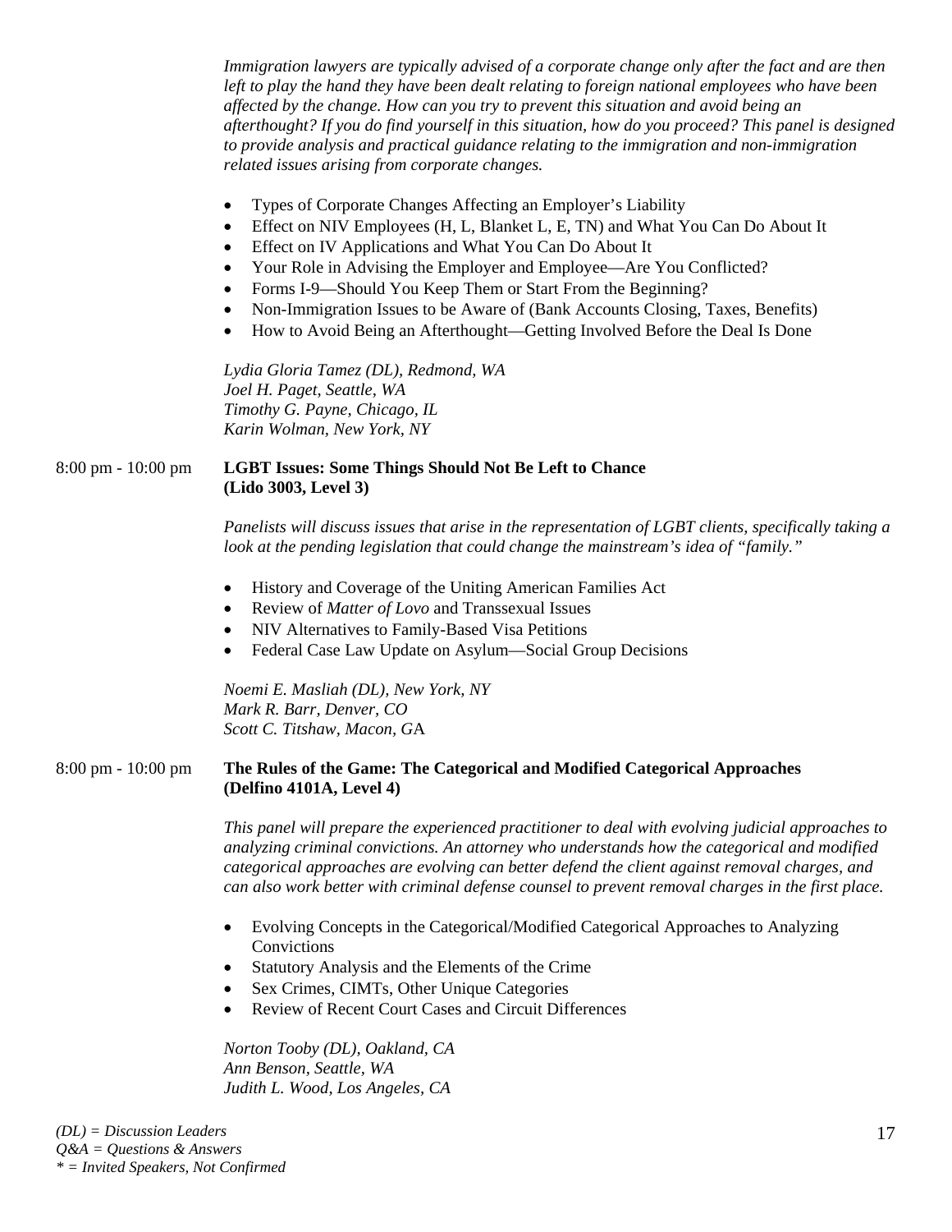*Immigration lawyers are typically advised of a corporate change only after the fact and are then left to play the hand they have been dealt relating to foreign national employees who have been affected by the change. How can you try to prevent this situation and avoid being an afterthought? If you do find yourself in this situation, how do you proceed? This panel is designed to provide analysis and practical guidance relating to the immigration and non-immigration related issues arising from corporate changes.*

- Types of Corporate Changes Affecting an Employer's Liability
- Effect on NIV Employees (H, L, Blanket L, E, TN) and What You Can Do About It
- Effect on IV Applications and What You Can Do About It
- Your Role in Advising the Employer and Employee—Are You Conflicted?
- Forms I-9—Should You Keep Them or Start From the Beginning?
- Non-Immigration Issues to be Aware of (Bank Accounts Closing, Taxes, Benefits)
- How to Avoid Being an Afterthought—Getting Involved Before the Deal Is Done

*Lydia Gloria Tamez (DL), Redmond, WA*
*Joel H. Paget, Seattle, WA*
*Timothy G. Payne, Chicago, IL*
*Karin Wolman, New York, NY*

8:00 pm - 10:00 pm **LGBT Issues: Some Things Should Not Be Left to Chance (Lido 3003, Level 3)**

*Panelists will discuss issues that arise in the representation of LGBT clients, specifically taking a look at the pending legislation that could change the mainstream's idea of "family."*

- History and Coverage of the Uniting American Families Act
- Review of *Matter of Lovo* and Transsexual Issues
- NIV Alternatives to Family-Based Visa Petitions
- Federal Case Law Update on Asylum—Social Group Decisions

*Noemi E. Masliah (DL), New York, NY*
*Mark R. Barr, Denver, CO*
*Scott C. Titshaw, Macon, GA*

8:00 pm - 10:00 pm **The Rules of the Game: The Categorical and Modified Categorical Approaches (Delfino 4101A, Level 4)**

*This panel will prepare the experienced practitioner to deal with evolving judicial approaches to analyzing criminal convictions. An attorney who understands how the categorical and modified categorical approaches are evolving can better defend the client against removal charges, and can also work better with criminal defense counsel to prevent removal charges in the first place.*

- Evolving Concepts in the Categorical/Modified Categorical Approaches to Analyzing Convictions
- Statutory Analysis and the Elements of the Crime
- Sex Crimes, CIMTs, Other Unique Categories
- Review of Recent Court Cases and Circuit Differences

*Norton Tooby (DL), Oakland, CA*
*Ann Benson, Seattle, WA*
*Judith L. Wood, Los Angeles, CA*

*(DL) = Discussion Leaders*
*Q&A = Questions & Answers*
** = Invited Speakers, Not Confirmed*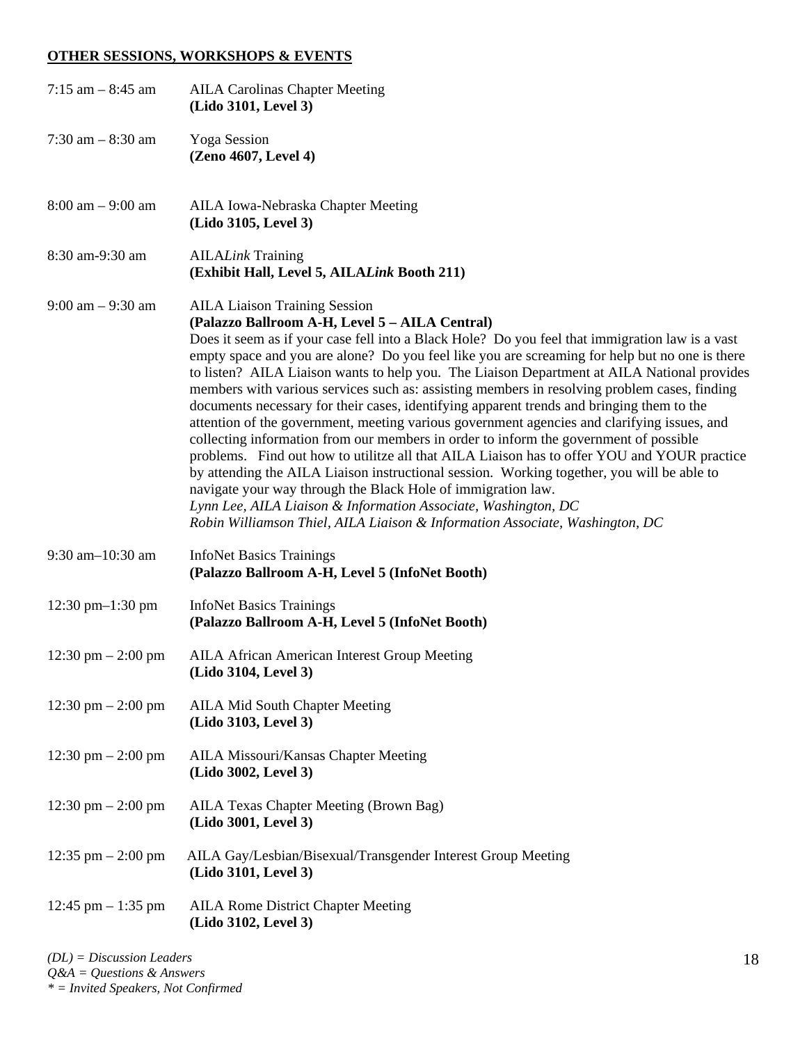**OTHER SESSIONS, WORKSHOPS & EVENTS**

7:15 am – 8:45 am AILA Carolinas Chapter Meeting
**(Lido 3101, Level 3)**

7:30 am – 8:30 am Yoga Session
**(Zeno 4607, Level 4)**

8:00 am – 9:00 am AILA Iowa-Nebraska Chapter Meeting
**(Lido 3105, Level 3)**

8:30 am-9:30 am AILA*Link* Training
**(Exhibit Hall, Level 5, AILA*Link* Booth 211)**

9:00 am – 9:30 am AILA Liaison Training Session
**(Palazzo Ballroom A-H, Level 5 – AILA Central)**

Does it seem as if your case fell into a Black Hole? Do you feel that immigration law is a vast empty space and you are alone? Do you feel like you are screaming for help but no one is there to listen? AILA Liaison wants to help you. The Liaison Department at AILA National provides members with various services such as: assisting members in resolving problem cases, finding documents necessary for their cases, identifying apparent trends and bringing them to the attention of the government, meeting various government agencies and clarifying issues, and collecting information from our members in order to inform the government of possible problems. Find out how to utilitze all that AILA Liaison has to offer YOU and YOUR practice by attending the AILA Liaison instructional session. Working together, you will be able to navigate your way through the Black Hole of immigration law.

*Lynn Lee, AILA Liaison & Information Associate, Washington, DC*
*Robin Williamson Thiel, AILA Liaison & Information Associate, Washington, DC*

9:30 am–10:30 am InfoNet Basics Trainings
**(Palazzo Ballroom A-H, Level 5 (InfoNet Booth)**

12:30 pm–1:30 pm InfoNet Basics Trainings
**(Palazzo Ballroom A-H, Level 5 (InfoNet Booth)**

12:30 pm – 2:00 pm AILA African American Interest Group Meeting
**(Lido 3104, Level 3)**

12:30 pm – 2:00 pm AILA Mid South Chapter Meeting
**(Lido 3103, Level 3)**

12:30 pm – 2:00 pm AILA Missouri/Kansas Chapter Meeting
**(Lido 3002, Level 3)**

12:30 pm – 2:00 pm AILA Texas Chapter Meeting (Brown Bag)
**(Lido 3001, Level 3)**

12:35 pm – 2:00 pm AILA Gay/Lesbian/Bisexual/Transgender Interest Group Meeting
**(Lido 3101, Level 3)**

12:45 pm – 1:35 pm AILA Rome District Chapter Meeting
**(Lido 3102, Level 3)**

*(DL) = Discussion Leaders*
*Q&A = Questions & Answers*
*\* = Invited Speakers, Not Confirmed*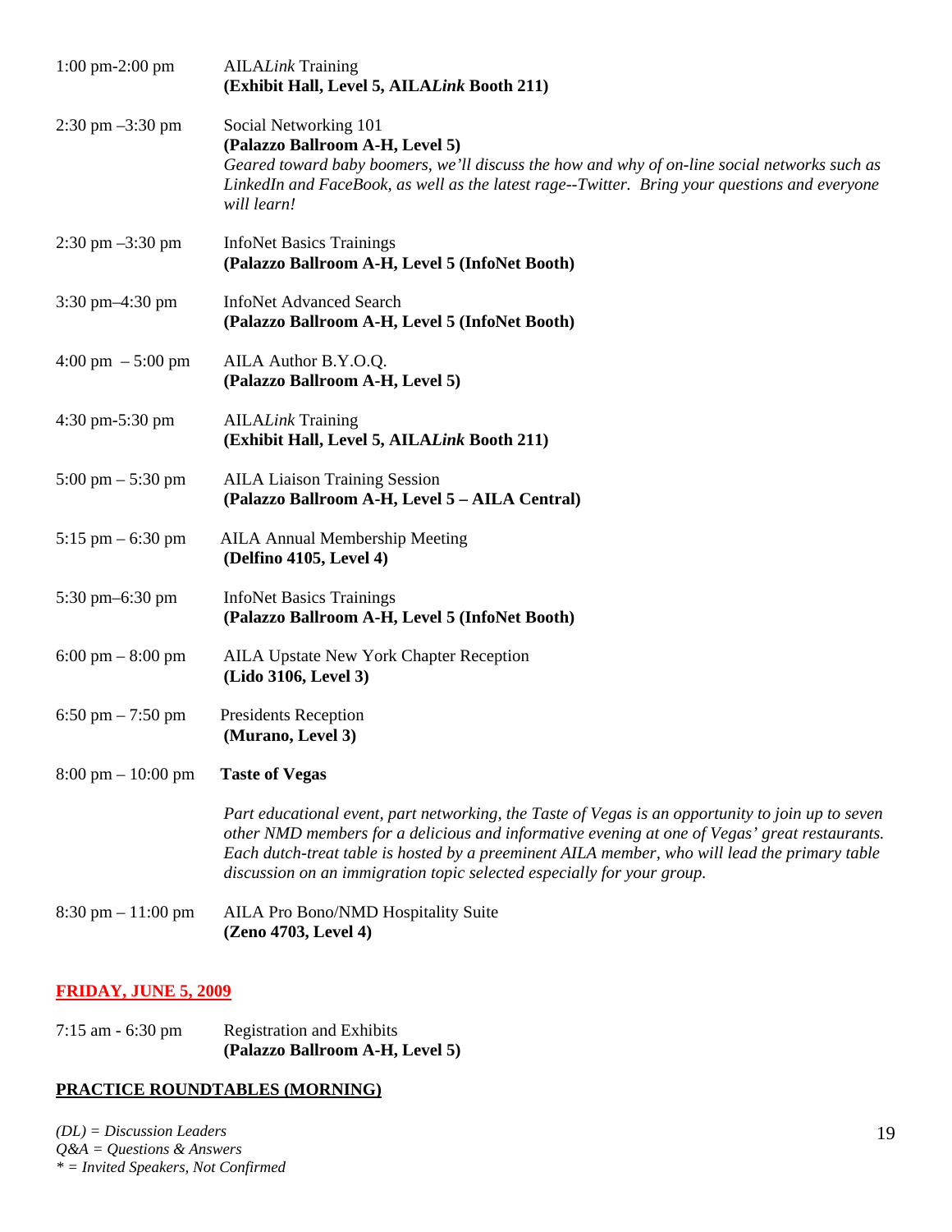1:00 pm-2:00 pm AILA*Link* Training
**(Exhibit Hall, Level 5, AILA*Link* Booth 211)**

2:30 pm –3:30 pm Social Networking 101
**(Palazzo Ballroom A-H, Level 5)**
*Geared toward baby boomers, we'll discuss the how and why of on-line social networks such as LinkedIn and FaceBook, as well as the latest rage--Twitter. Bring your questions and everyone will learn!*

2:30 pm –3:30 pm InfoNet Basics Trainings
**(Palazzo Ballroom A-H, Level 5 (InfoNet Booth)**

3:30 pm–4:30 pm InfoNet Advanced Search
**(Palazzo Ballroom A-H, Level 5 (InfoNet Booth)**

4:00 pm – 5:00 pm AILA Author B.Y.O.Q.
**(Palazzo Ballroom A-H, Level 5)**

4:30 pm-5:30 pm AILA*Link* Training
**(Exhibit Hall, Level 5, AILA*Link* Booth 211)**

5:00 pm – 5:30 pm AILA Liaison Training Session
**(Palazzo Ballroom A-H, Level 5 – AILA Central)**

5:15 pm – 6:30 pm AILA Annual Membership Meeting
**(Delfino 4105, Level 4)**

5:30 pm–6:30 pm InfoNet Basics Trainings
**(Palazzo Ballroom A-H, Level 5 (InfoNet Booth)**

6:00 pm – 8:00 pm AILA Upstate New York Chapter Reception
**(Lido 3106, Level 3)**

6:50 pm – 7:50 pm Presidents Reception
**(Murano, Level 3)**

8:00 pm – 10:00 pm **Taste of Vegas**

*Part educational event, part networking, the Taste of Vegas is an opportunity to join up to seven other NMD members for a delicious and informative evening at one of Vegas' great restaurants. Each dutch-treat table is hosted by a preeminent AILA member, who will lead the primary table discussion on an immigration topic selected especially for your group.*

8:30 pm – 11:00 pm AILA Pro Bono/NMD Hospitality Suite
**(Zeno 4703, Level 4)**

## FRIDAY, JUNE 5, 2009

7:15 am - 6:30 pm Registration and Exhibits
**(Palazzo Ballroom A-H, Level 5)**

### PRACTICE ROUNDTABLES (MORNING)

*(DL) = Discussion Leaders*
*Q&A = Questions & Answers*
*\* = Invited Speakers, Not Confirmed*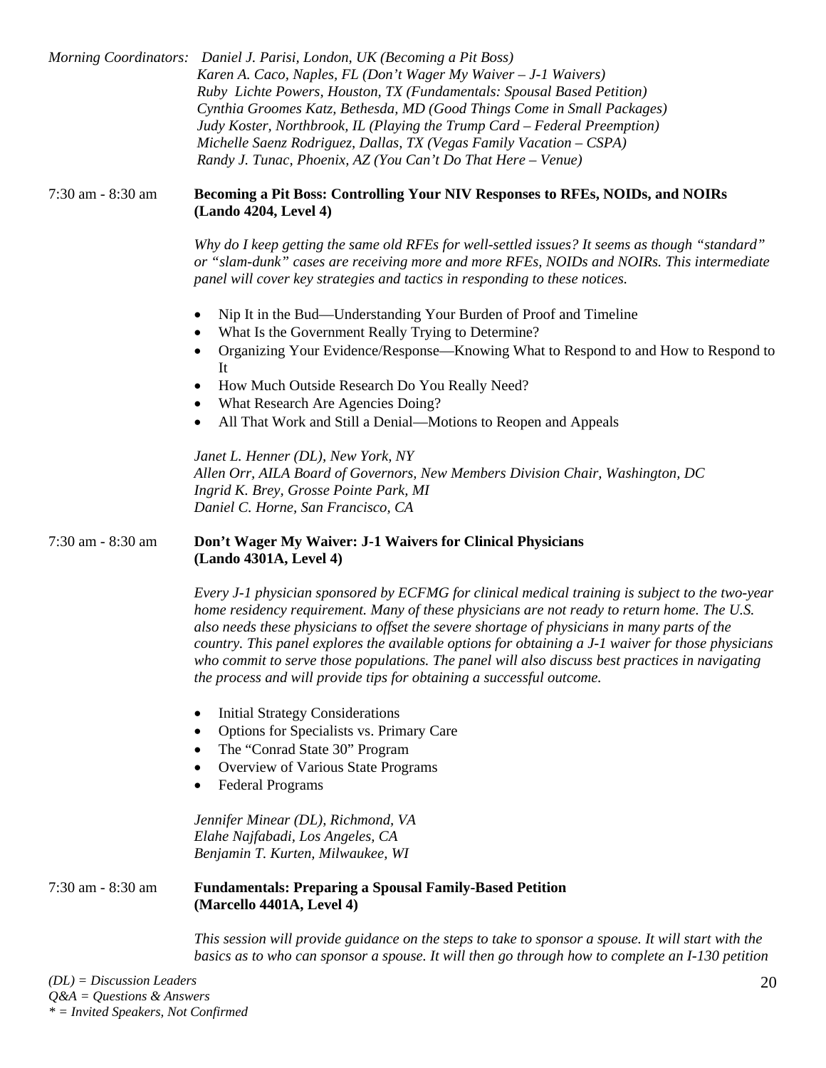*Morning Coordinators: Daniel J. Parisi, London, UK (Becoming a Pit Boss)*
*Karen A. Caco, Naples, FL (Don't Wager My Waiver – J-1 Waivers)*
*Ruby Lichte Powers, Houston, TX (Fundamentals: Spousal Based Petition)*
*Cynthia Groomes Katz, Bethesda, MD (Good Things Come in Small Packages)*
*Judy Koster, Northbrook, IL (Playing the Trump Card – Federal Preemption)*
*Michelle Saenz Rodriguez, Dallas, TX (Vegas Family Vacation – CSPA)*
*Randy J. Tunac, Phoenix, AZ (You Can't Do That Here – Venue)*

7:30 am - 8:30 am **Becoming a Pit Boss: Controlling Your NIV Responses to RFEs, NOIDs, and NOIRs (Lando 4204, Level 4)**

*Why do I keep getting the same old RFEs for well-settled issues? It seems as though "standard" or "slam-dunk" cases are receiving more and more RFEs, NOIDs and NOIRs. This intermediate panel will cover key strategies and tactics in responding to these notices.*

- Nip It in the Bud—Understanding Your Burden of Proof and Timeline
- What Is the Government Really Trying to Determine?
- Organizing Your Evidence/Response—Knowing What to Respond to and How to Respond to It
- How Much Outside Research Do You Really Need?
- What Research Are Agencies Doing?
- All That Work and Still a Denial—Motions to Reopen and Appeals

*Janet L. Henner (DL), New York, NY*
*Allen Orr, AILA Board of Governors, New Members Division Chair, Washington, DC*
*Ingrid K. Brey, Grosse Pointe Park, MI*
*Daniel C. Horne, San Francisco, CA*

7:30 am - 8:30 am **Don't Wager My Waiver: J-1 Waivers for Clinical Physicians (Lando 4301A, Level 4)**

*Every J-1 physician sponsored by ECFMG for clinical medical training is subject to the two-year home residency requirement. Many of these physicians are not ready to return home. The U.S. also needs these physicians to offset the severe shortage of physicians in many parts of the country. This panel explores the available options for obtaining a J-1 waiver for those physicians who commit to serve those populations. The panel will also discuss best practices in navigating the process and will provide tips for obtaining a successful outcome.*

- Initial Strategy Considerations
- Options for Specialists vs. Primary Care
- The "Conrad State 30" Program
- Overview of Various State Programs
- Federal Programs

*Jennifer Minear (DL), Richmond, VA*
*Elahe Najfabadi, Los Angeles, CA*
*Benjamin T. Kurten, Milwaukee, WI*

7:30 am - 8:30 am **Fundamentals: Preparing a Spousal Family-Based Petition (Marcello 4401A, Level 4)**

*This session will provide guidance on the steps to take to sponsor a spouse. It will start with the basics as to who can sponsor a spouse. It will then go through how to complete an I-130 petition*

*(DL) = Discussion Leaders*
*Q&A = Questions & Answers*
*\* = Invited Speakers, Not Confirmed*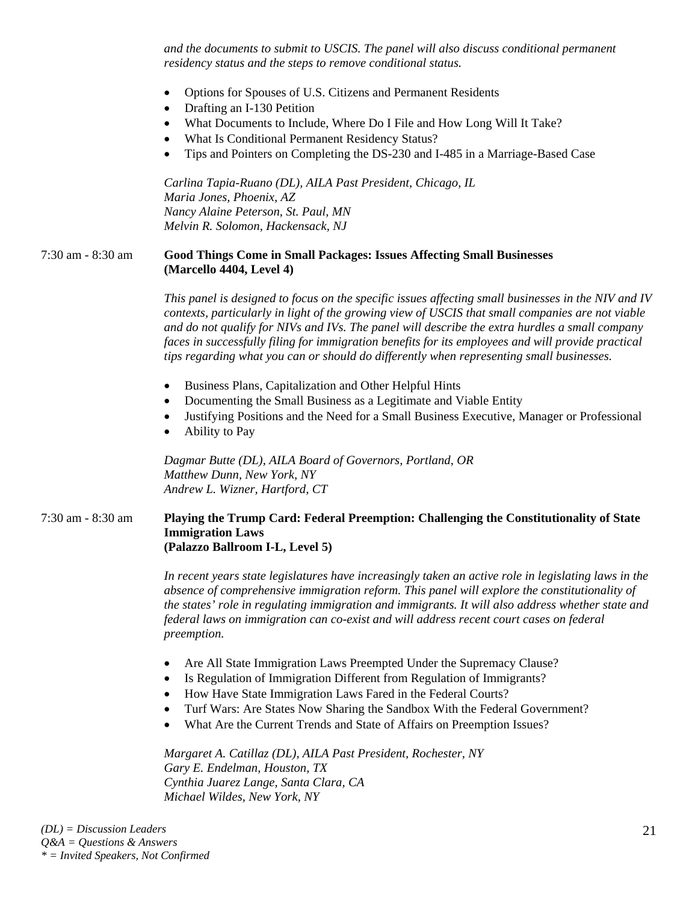*and the documents to submit to USCIS. The panel will also discuss conditional permanent residency status and the steps to remove conditional status.*

- Options for Spouses of U.S. Citizens and Permanent Residents
- Drafting an I-130 Petition
- What Documents to Include, Where Do I File and How Long Will It Take?
- What Is Conditional Permanent Residency Status?
- Tips and Pointers on Completing the DS-230 and I-485 in a Marriage-Based Case

*Carlina Tapia-Ruano (DL), AILA Past President, Chicago, IL*
*Maria Jones, Phoenix, AZ*
*Nancy Alaine Peterson, St. Paul, MN*
*Melvin R. Solomon, Hackensack, NJ*

7:30 am - 8:30 am **Good Things Come in Small Packages: Issues Affecting Small Businesses (Marcello 4404, Level 4)**

*This panel is designed to focus on the specific issues affecting small businesses in the NIV and IV contexts, particularly in light of the growing view of USCIS that small companies are not viable and do not qualify for NIVs and IVs. The panel will describe the extra hurdles a small company faces in successfully filing for immigration benefits for its employees and will provide practical tips regarding what you can or should do differently when representing small businesses.*

- Business Plans, Capitalization and Other Helpful Hints
- Documenting the Small Business as a Legitimate and Viable Entity
- Justifying Positions and the Need for a Small Business Executive, Manager or Professional
- Ability to Pay

*Dagmar Butte (DL), AILA Board of Governors, Portland, OR*
*Matthew Dunn, New York, NY*
*Andrew L. Wizner, Hartford, CT*

7:30 am - 8:30 am **Playing the Trump Card: Federal Preemption: Challenging the Constitutionality of State Immigration Laws (Palazzo Ballroom I-L, Level 5)**

*In recent years state legislatures have increasingly taken an active role in legislating laws in the absence of comprehensive immigration reform. This panel will explore the constitutionality of the states' role in regulating immigration and immigrants. It will also address whether state and federal laws on immigration can co-exist and will address recent court cases on federal preemption.*

- Are All State Immigration Laws Preempted Under the Supremacy Clause?
- Is Regulation of Immigration Different from Regulation of Immigrants?
- How Have State Immigration Laws Fared in the Federal Courts?
- Turf Wars: Are States Now Sharing the Sandbox With the Federal Government?
- What Are the Current Trends and State of Affairs on Preemption Issues?

*Margaret A. Catillaz (DL), AILA Past President, Rochester, NY*
*Gary E. Endelman, Houston, TX*
*Cynthia Juarez Lange, Santa Clara, CA*
*Michael Wildes, New York, NY*

*(DL) = Discussion Leaders*
*Q&A = Questions & Answers*
*\* = Invited Speakers, Not Confirmed*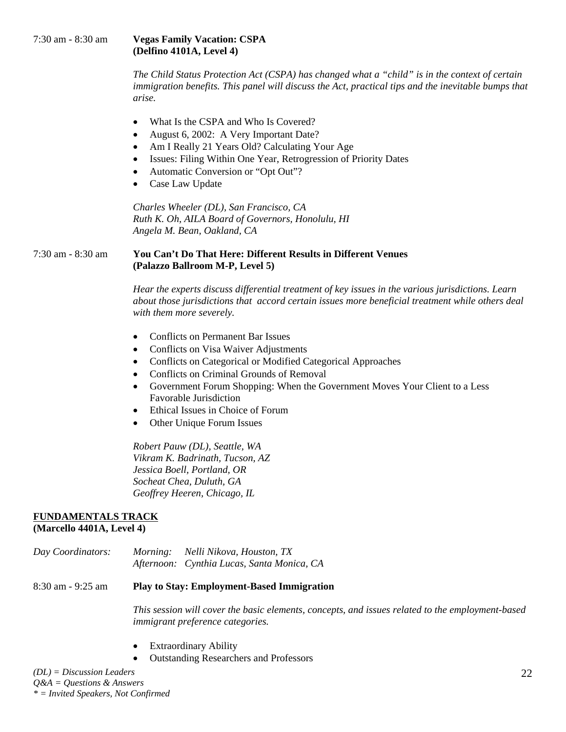7:30 am - 8:30 am **Vegas Family Vacation: CSPA**
**(Delfino 4101A, Level 4)**

*The Child Status Protection Act (CSPA) has changed what a "child" is in the context of certain immigration benefits. This panel will discuss the Act, practical tips and the inevitable bumps that arise.*

- What Is the CSPA and Who Is Covered?
- August 6, 2002: A Very Important Date?
- Am I Really 21 Years Old? Calculating Your Age
- Issues: Filing Within One Year, Retrogression of Priority Dates
- Automatic Conversion or "Opt Out"?
- Case Law Update

*Charles Wheeler (DL), San Francisco, CA*
*Ruth K. Oh, AILA Board of Governors, Honolulu, HI*
*Angela M. Bean, Oakland, CA*

7:30 am - 8:30 am **You Can't Do That Here: Different Results in Different Venues**
**(Palazzo Ballroom M-P, Level 5)**

*Hear the experts discuss differential treatment of key issues in the various jurisdictions. Learn about those jurisdictions that accord certain issues more beneficial treatment while others deal with them more severely.*

- Conflicts on Permanent Bar Issues
- Conflicts on Visa Waiver Adjustments
- Conflicts on Categorical or Modified Categorical Approaches
- Conflicts on Criminal Grounds of Removal
- Government Forum Shopping: When the Government Moves Your Client to a Less Favorable Jurisdiction
- Ethical Issues in Choice of Forum
- Other Unique Forum Issues

*Robert Pauw (DL), Seattle, WA*
*Vikram K. Badrinath, Tucson, AZ*
*Jessica Boell, Portland, OR*
*Socheat Chea, Duluth, GA*
*Geoffrey Heeren, Chicago, IL*

**FUNDAMENTALS TRACK**
**(Marcello 4401A, Level 4)**

*Day Coordinators:* *Morning: Nelli Nikova, Houston, TX*
*Afternoon: Cynthia Lucas, Santa Monica, CA*

8:30 am - 9:25 am **Play to Stay: Employment-Based Immigration**

*This session will cover the basic elements, concepts, and issues related to the employment-based immigrant preference categories.*

- Extraordinary Ability
- Outstanding Researchers and Professors

*(DL) = Discussion Leaders*
*Q&A = Questions & Answers*
*\* = Invited Speakers, Not Confirmed*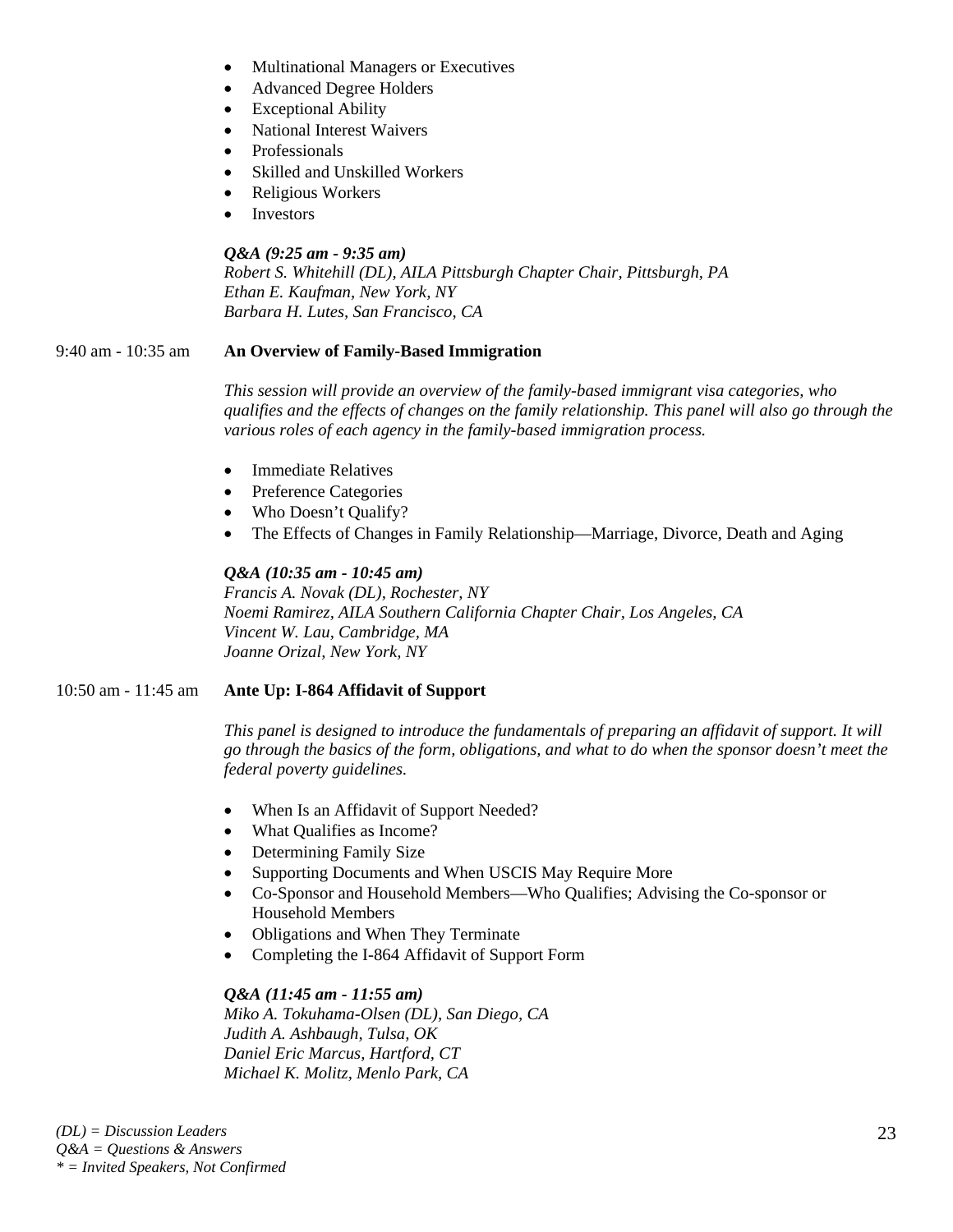- Multinational Managers or Executives
- Advanced Degree Holders
- Exceptional Ability
- National Interest Waivers
- Professionals
- Skilled and Unskilled Workers
- Religious Workers
- Investors

***Q&A (9:25 am - 9:35 am)***
*Robert S. Whitehill (DL), AILA Pittsburgh Chapter Chair, Pittsburgh, PA*
*Ethan E. Kaufman, New York, NY*
*Barbara H. Lutes, San Francisco, CA*

9:40 am - 10:35 am **An Overview of Family-Based Immigration**

*This session will provide an overview of the family-based immigrant visa categories, who qualifies and the effects of changes on the family relationship. This panel will also go through the various roles of each agency in the family-based immigration process.*

- Immediate Relatives
- Preference Categories
- Who Doesn't Qualify?
- The Effects of Changes in Family Relationship—Marriage, Divorce, Death and Aging

***Q&A (10:35 am - 10:45 am)***
*Francis A. Novak (DL), Rochester, NY*
*Noemi Ramirez, AILA Southern California Chapter Chair, Los Angeles, CA*
*Vincent W. Lau, Cambridge, MA*
*Joanne Orizal, New York, NY*

10:50 am - 11:45 am **Ante Up: I-864 Affidavit of Support**

*This panel is designed to introduce the fundamentals of preparing an affidavit of support. It will go through the basics of the form, obligations, and what to do when the sponsor doesn't meet the federal poverty guidelines.*

- When Is an Affidavit of Support Needed?
- What Qualifies as Income?
- Determining Family Size
- Supporting Documents and When USCIS May Require More
- Co-Sponsor and Household Members—Who Qualifies; Advising the Co-sponsor or Household Members
- Obligations and When They Terminate
- Completing the I-864 Affidavit of Support Form

***Q&A (11:45 am - 11:55 am)***
*Miko A. Tokuhama-Olsen (DL), San Diego, CA*
*Judith A. Ashbaugh, Tulsa, OK*
*Daniel Eric Marcus, Hartford, CT*
*Michael K. Molitz, Menlo Park, CA*

*(DL) = Discussion Leaders*
*Q&A = Questions & Answers*
*\* = Invited Speakers, Not Confirmed*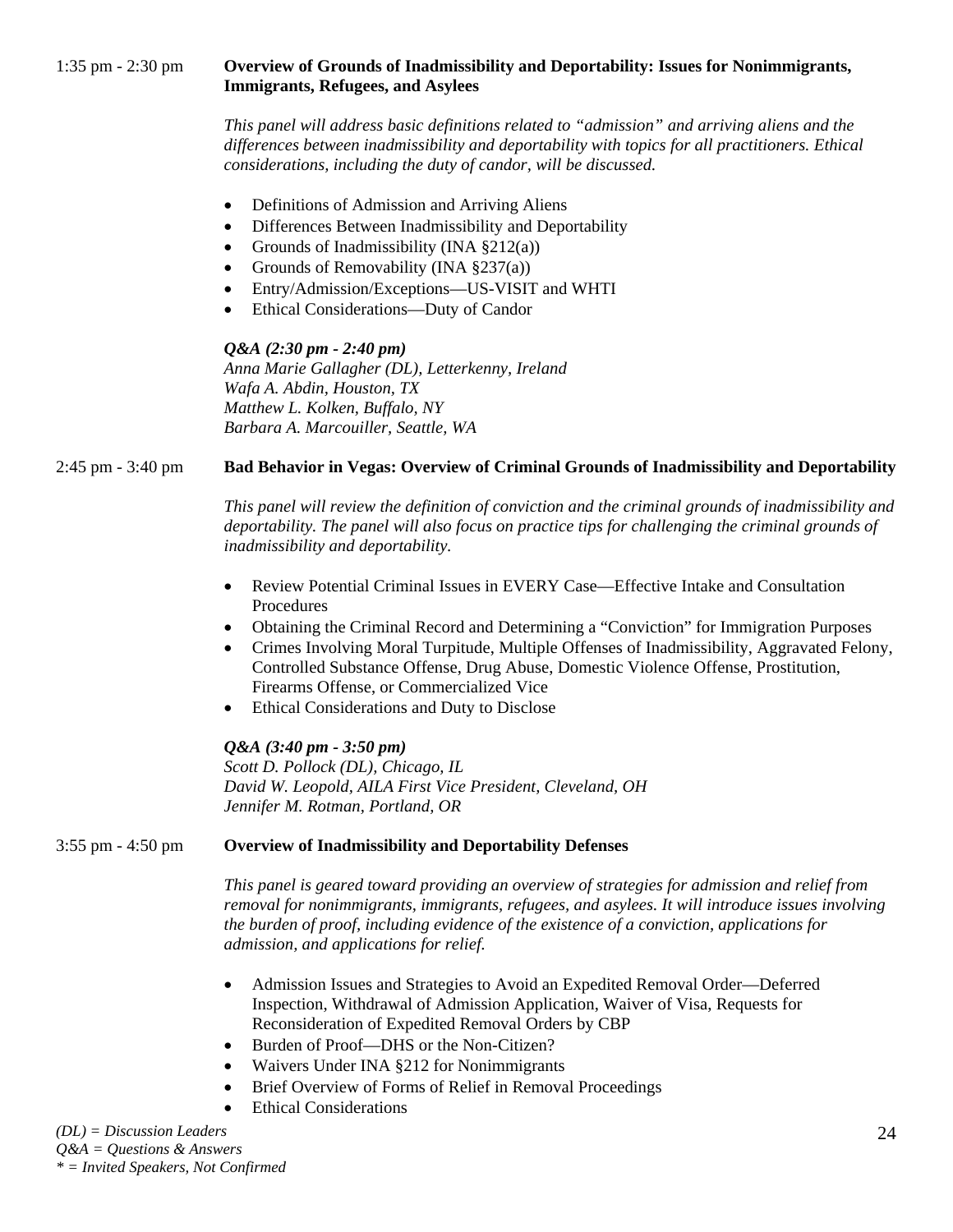1:35 pm - 2:30 pm **Overview of Grounds of Inadmissibility and Deportability: Issues for Nonimmigrants, Immigrants, Refugees, and Asylees**

*This panel will address basic definitions related to "admission" and arriving aliens and the differences between inadmissibility and deportability with topics for all practitioners. Ethical considerations, including the duty of candor, will be discussed.*

- Definitions of Admission and Arriving Aliens
- Differences Between Inadmissibility and Deportability
- Grounds of Inadmissibility (INA §212(a))
- Grounds of Removability (INA §237(a))
- Entry/Admission/Exceptions—US-VISIT and WHTI
- Ethical Considerations—Duty of Candor

***Q&A (2:30 pm - 2:40 pm)***
*Anna Marie Gallagher (DL), Letterkenny, Ireland*
*Wafa A. Abdin, Houston, TX*
*Matthew L. Kolken, Buffalo, NY*
*Barbara A. Marcouiller, Seattle, WA*

2:45 pm - 3:40 pm **Bad Behavior in Vegas: Overview of Criminal Grounds of Inadmissibility and Deportability**

*This panel will review the definition of conviction and the criminal grounds of inadmissibility and deportability. The panel will also focus on practice tips for challenging the criminal grounds of inadmissibility and deportability.*

- Review Potential Criminal Issues in EVERY Case—Effective Intake and Consultation Procedures
- Obtaining the Criminal Record and Determining a "Conviction" for Immigration Purposes
- Crimes Involving Moral Turpitude, Multiple Offenses of Inadmissibility, Aggravated Felony, Controlled Substance Offense, Drug Abuse, Domestic Violence Offense, Prostitution, Firearms Offense, or Commercialized Vice
- Ethical Considerations and Duty to Disclose

***Q&A (3:40 pm - 3:50 pm)***
*Scott D. Pollock (DL), Chicago, IL*
*David W. Leopold, AILA First Vice President, Cleveland, OH*
*Jennifer M. Rotman, Portland, OR*

3:55 pm - 4:50 pm **Overview of Inadmissibility and Deportability Defenses**

*This panel is geared toward providing an overview of strategies for admission and relief from removal for nonimmigrants, immigrants, refugees, and asylees. It will introduce issues involving the burden of proof, including evidence of the existence of a conviction, applications for admission, and applications for relief.*

- Admission Issues and Strategies to Avoid an Expedited Removal Order—Deferred Inspection, Withdrawal of Admission Application, Waiver of Visa, Requests for Reconsideration of Expedited Removal Orders by CBP
- Burden of Proof—DHS or the Non-Citizen?
- Waivers Under INA §212 for Nonimmigrants
- Brief Overview of Forms of Relief in Removal Proceedings
- Ethical Considerations

*(DL) = Discussion Leaders*
*Q&A = Questions & Answers*
** = Invited Speakers, Not Confirmed*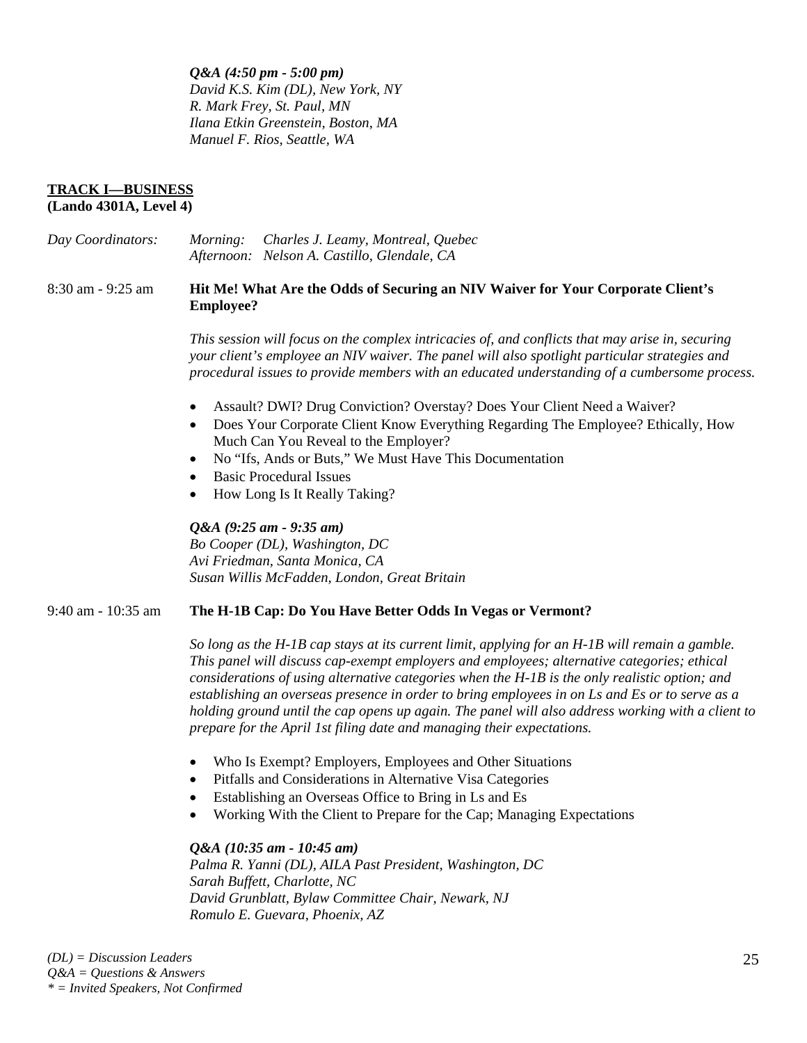*Q&A (4:50 pm - 5:00 pm)*
*David K.S. Kim (DL), New York, NY*
*R. Mark Frey, St. Paul, MN*
*Ilana Etkin Greenstein, Boston, MA*
*Manuel F. Rios, Seattle, WA*

## TRACK I—BUSINESS
**(Lando 4301A, Level 4)**

*Day Coordinators:* *Morning: Charles J. Leamy, Montreal, Quebec*
*Afternoon: Nelson A. Castillo, Glendale, CA*

8:30 am - 9:25 am **Hit Me! What Are the Odds of Securing an NIV Waiver for Your Corporate Client's Employee?**

*This session will focus on the complex intricacies of, and conflicts that may arise in, securing your client's employee an NIV waiver. The panel will also spotlight particular strategies and procedural issues to provide members with an educated understanding of a cumbersome process.*

- Assault? DWI? Drug Conviction? Overstay? Does Your Client Need a Waiver?
- Does Your Corporate Client Know Everything Regarding The Employee? Ethically, How Much Can You Reveal to the Employer?
- No "Ifs, Ands or Buts," We Must Have This Documentation
- Basic Procedural Issues
- How Long Is It Really Taking?

*Q&A (9:25 am - 9:35 am)*
*Bo Cooper (DL), Washington, DC*
*Avi Friedman, Santa Monica, CA*
*Susan Willis McFadden, London, Great Britain*

9:40 am - 10:35 am **The H-1B Cap: Do You Have Better Odds In Vegas or Vermont?**

*So long as the H-1B cap stays at its current limit, applying for an H-1B will remain a gamble. This panel will discuss cap-exempt employers and employees; alternative categories; ethical considerations of using alternative categories when the H-1B is the only realistic option; and establishing an overseas presence in order to bring employees in on Ls and Es or to serve as a holding ground until the cap opens up again. The panel will also address working with a client to prepare for the April 1st filing date and managing their expectations.*

- Who Is Exempt? Employers, Employees and Other Situations
- Pitfalls and Considerations in Alternative Visa Categories
- Establishing an Overseas Office to Bring in Ls and Es
- Working With the Client to Prepare for the Cap; Managing Expectations

*Q&A (10:35 am - 10:45 am)*
*Palma R. Yanni (DL), AILA Past President, Washington, DC*
*Sarah Buffett, Charlotte, NC*
*David Grunblatt, Bylaw Committee Chair, Newark, NJ*
*Romulo E. Guevara, Phoenix, AZ*

*(DL) = Discussion Leaders*
*Q&A = Questions & Answers*
** = Invited Speakers, Not Confirmed*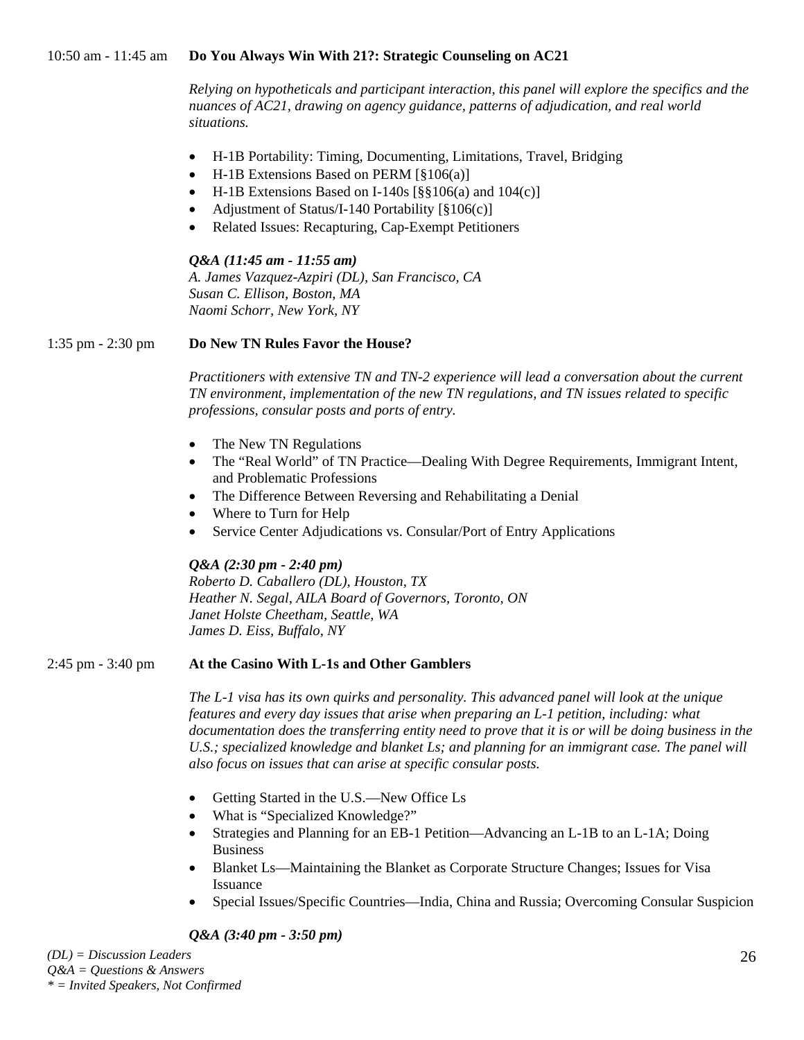10:50 am - 11:45 am **Do You Always Win With 21?: Strategic Counseling on AC21**

*Relying on hypotheticals and participant interaction, this panel will explore the specifics and the nuances of AC21, drawing on agency guidance, patterns of adjudication, and real world situations.*

- H-1B Portability: Timing, Documenting, Limitations, Travel, Bridging
- H-1B Extensions Based on PERM [§106(a)]
- H-1B Extensions Based on I-140s [§§106(a) and 104(c)]
- Adjustment of Status/I-140 Portability [§106(c)]
- Related Issues: Recapturing, Cap-Exempt Petitioners

***Q&A (11:45 am - 11:55 am)***
*A. James Vazquez-Azpiri (DL), San Francisco, CA*
*Susan C. Ellison, Boston, MA*
*Naomi Schorr, New York, NY*

1:35 pm - 2:30 pm **Do New TN Rules Favor the House?**

*Practitioners with extensive TN and TN-2 experience will lead a conversation about the current TN environment, implementation of the new TN regulations, and TN issues related to specific professions, consular posts and ports of entry.*

- The New TN Regulations
- The "Real World" of TN Practice—Dealing With Degree Requirements, Immigrant Intent, and Problematic Professions
- The Difference Between Reversing and Rehabilitating a Denial
- Where to Turn for Help
- Service Center Adjudications vs. Consular/Port of Entry Applications

***Q&A (2:30 pm - 2:40 pm)***
*Roberto D. Caballero (DL), Houston, TX*
*Heather N. Segal, AILA Board of Governors, Toronto, ON*
*Janet Holste Cheetham, Seattle, WA*
*James D. Eiss, Buffalo, NY*

2:45 pm - 3:40 pm **At the Casino With L-1s and Other Gamblers**

*The L-1 visa has its own quirks and personality. This advanced panel will look at the unique features and every day issues that arise when preparing an L-1 petition, including: what documentation does the transferring entity need to prove that it is or will be doing business in the U.S.; specialized knowledge and blanket Ls; and planning for an immigrant case. The panel will also focus on issues that can arise at specific consular posts.*

- Getting Started in the U.S.—New Office Ls
- What is "Specialized Knowledge?"
- Strategies and Planning for an EB-1 Petition—Advancing an L-1B to an L-1A; Doing Business
- Blanket Ls—Maintaining the Blanket as Corporate Structure Changes; Issues for Visa Issuance
- Special Issues/Specific Countries—India, China and Russia; Overcoming Consular Suspicion

***Q&A (3:40 pm - 3:50 pm)***

*(DL) = Discussion Leaders*
*Q&A = Questions & Answers*
** = Invited Speakers, Not Confirmed*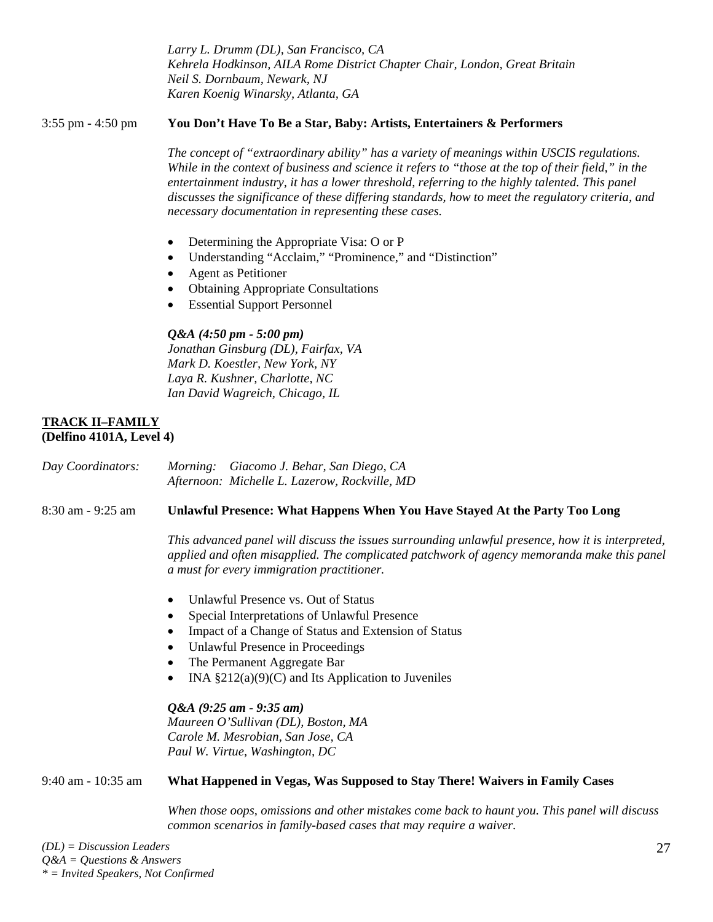*Larry L. Drumm (DL), San Francisco, CA*
*Kehrela Hodkinson, AILA Rome District Chapter Chair, London, Great Britain*
*Neil S. Dornbaum, Newark, NJ*
*Karen Koenig Winarsky, Atlanta, GA*

3:55 pm - 4:50 pm **You Don't Have To Be a Star, Baby: Artists, Entertainers & Performers**

*The concept of "extraordinary ability" has a variety of meanings within USCIS regulations. While in the context of business and science it refers to "those at the top of their field," in the entertainment industry, it has a lower threshold, referring to the highly talented. This panel discusses the significance of these differing standards, how to meet the regulatory criteria, and necessary documentation in representing these cases.*

- Determining the Appropriate Visa: O or P
- Understanding "Acclaim," "Prominence," and "Distinction"
- Agent as Petitioner
- Obtaining Appropriate Consultations
- Essential Support Personnel

***Q&A (4:50 pm - 5:00 pm)***
*Jonathan Ginsburg (DL), Fairfax, VA*
*Mark D. Koestler, New York, NY*
*Laya R. Kushner, Charlotte, NC*
*Ian David Wagreich, Chicago, IL*

## TRACK II–FAMILY
**(Delfino 4101A, Level 4)**

*Day Coordinators:* *Morning: Giacomo J. Behar, San Diego, CA*
*Afternoon: Michelle L. Lazerow, Rockville, MD*

8:30 am - 9:25 am **Unlawful Presence: What Happens When You Have Stayed At the Party Too Long**

*This advanced panel will discuss the issues surrounding unlawful presence, how it is interpreted, applied and often misapplied. The complicated patchwork of agency memoranda make this panel a must for every immigration practitioner.*

- Unlawful Presence vs. Out of Status
- Special Interpretations of Unlawful Presence
- Impact of a Change of Status and Extension of Status
- Unlawful Presence in Proceedings
- The Permanent Aggregate Bar
- INA §212(a)(9)(C) and Its Application to Juveniles

***Q&A (9:25 am - 9:35 am)***
*Maureen O'Sullivan (DL), Boston, MA*
*Carole M. Mesrobian, San Jose, CA*
*Paul W. Virtue, Washington, DC*

9:40 am - 10:35 am **What Happened in Vegas, Was Supposed to Stay There! Waivers in Family Cases**

*When those oops, omissions and other mistakes come back to haunt you. This panel will discuss common scenarios in family-based cases that may require a waiver.*

*(DL) = Discussion Leaders*
*Q&A = Questions & Answers*
*\* = Invited Speakers, Not Confirmed*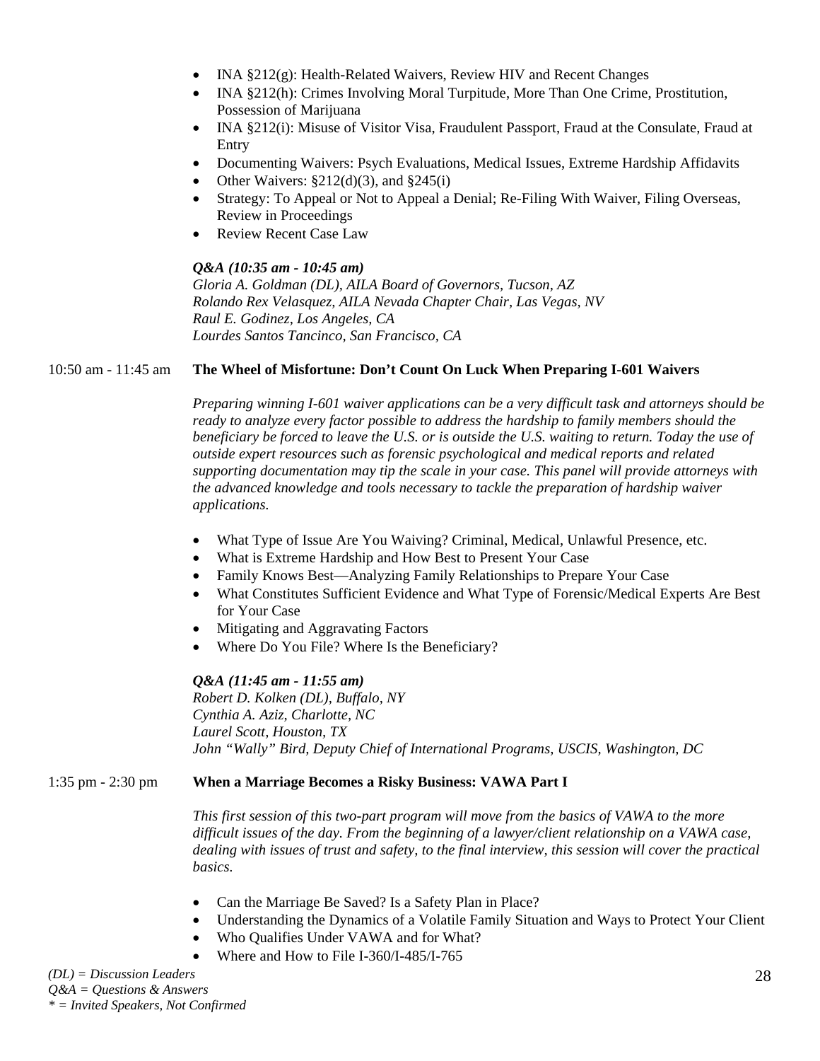- INA §212(g): Health-Related Waivers, Review HIV and Recent Changes
- INA §212(h): Crimes Involving Moral Turpitude, More Than One Crime, Prostitution, Possession of Marijuana
- INA §212(i): Misuse of Visitor Visa, Fraudulent Passport, Fraud at the Consulate, Fraud at Entry
- Documenting Waivers: Psych Evaluations, Medical Issues, Extreme Hardship Affidavits
- Other Waivers: §212(d)(3), and §245(i)
- Strategy: To Appeal or Not to Appeal a Denial; Re-Filing With Waiver, Filing Overseas, Review in Proceedings
- Review Recent Case Law

***Q&A (10:35 am - 10:45 am)***
*Gloria A. Goldman (DL), AILA Board of Governors, Tucson, AZ*
*Rolando Rex Velasquez, AILA Nevada Chapter Chair, Las Vegas, NV*
*Raul E. Godinez, Los Angeles, CA*
*Lourdes Santos Tancinco, San Francisco, CA*

10:50 am - 11:45 am **The Wheel of Misfortune: Don't Count On Luck When Preparing I-601 Waivers**

*Preparing winning I-601 waiver applications can be a very difficult task and attorneys should be ready to analyze every factor possible to address the hardship to family members should the beneficiary be forced to leave the U.S. or is outside the U.S. waiting to return. Today the use of outside expert resources such as forensic psychological and medical reports and related supporting documentation may tip the scale in your case. This panel will provide attorneys with the advanced knowledge and tools necessary to tackle the preparation of hardship waiver applications.*

- What Type of Issue Are You Waiving? Criminal, Medical, Unlawful Presence, etc.
- What is Extreme Hardship and How Best to Present Your Case
- Family Knows Best—Analyzing Family Relationships to Prepare Your Case
- What Constitutes Sufficient Evidence and What Type of Forensic/Medical Experts Are Best for Your Case
- Mitigating and Aggravating Factors
- Where Do You File? Where Is the Beneficiary?

***Q&A (11:45 am - 11:55 am)***
*Robert D. Kolken (DL), Buffalo, NY*
*Cynthia A. Aziz, Charlotte, NC*
*Laurel Scott, Houston, TX*
*John "Wally" Bird, Deputy Chief of International Programs, USCIS, Washington, DC*

1:35 pm - 2:30 pm **When a Marriage Becomes a Risky Business: VAWA Part I**

*This first session of this two-part program will move from the basics of VAWA to the more difficult issues of the day. From the beginning of a lawyer/client relationship on a VAWA case, dealing with issues of trust and safety, to the final interview, this session will cover the practical basics.*

- Can the Marriage Be Saved? Is a Safety Plan in Place?
- Understanding the Dynamics of a Volatile Family Situation and Ways to Protect Your Client
- Who Qualifies Under VAWA and for What?
- Where and How to File I-360/I-485/I-765

*(DL) = Discussion Leaders*
*Q&A = Questions & Answers*
*\* = Invited Speakers, Not Confirmed*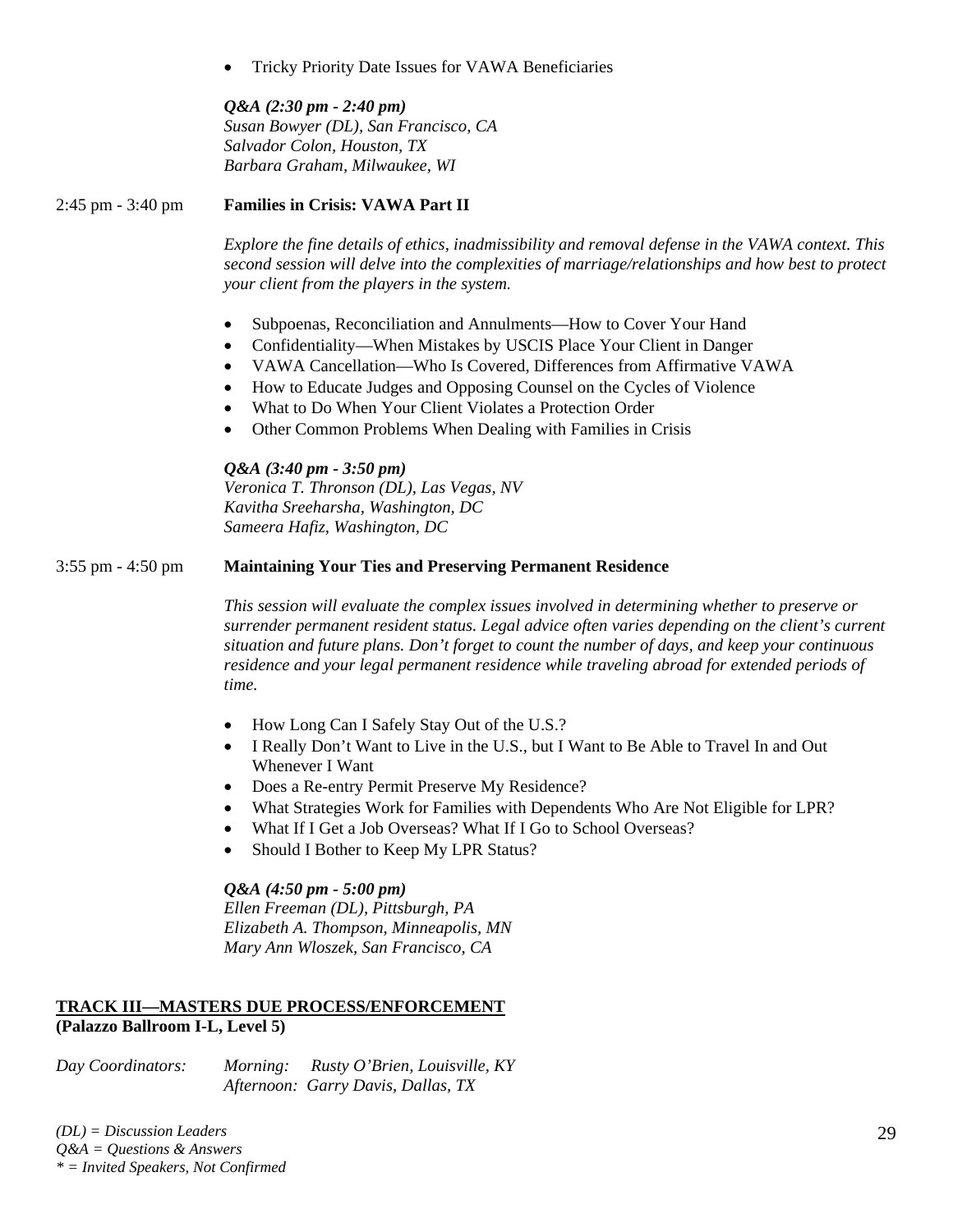- Tricky Priority Date Issues for VAWA Beneficiaries

*Q&A (2:30 pm - 2:40 pm)*
*Susan Bowyer (DL), San Francisco, CA*
*Salvador Colon, Houston, TX*
*Barbara Graham, Milwaukee, WI*

2:45 pm - 3:40 pm **Families in Crisis: VAWA Part II**

*Explore the fine details of ethics, inadmissibility and removal defense in the VAWA context. This second session will delve into the complexities of marriage/relationships and how best to protect your client from the players in the system.*

- Subpoenas, Reconciliation and Annulments—How to Cover Your Hand
- Confidentiality—When Mistakes by USCIS Place Your Client in Danger
- VAWA Cancellation—Who Is Covered, Differences from Affirmative VAWA
- How to Educate Judges and Opposing Counsel on the Cycles of Violence
- What to Do When Your Client Violates a Protection Order
- Other Common Problems When Dealing with Families in Crisis

*Q&A (3:40 pm - 3:50 pm)*
*Veronica T. Thronson (DL), Las Vegas, NV*
*Kavitha Sreeharsha, Washington, DC*
*Sameera Hafiz, Washington, DC*

3:55 pm - 4:50 pm **Maintaining Your Ties and Preserving Permanent Residence**

*This session will evaluate the complex issues involved in determining whether to preserve or surrender permanent resident status. Legal advice often varies depending on the client's current situation and future plans. Don't forget to count the number of days, and keep your continuous residence and your legal permanent residence while traveling abroad for extended periods of time.*

- How Long Can I Safely Stay Out of the U.S.?
- I Really Don't Want to Live in the U.S., but I Want to Be Able to Travel In and Out Whenever I Want
- Does a Re-entry Permit Preserve My Residence?
- What Strategies Work for Families with Dependents Who Are Not Eligible for LPR?
- What If I Get a Job Overseas? What If I Go to School Overseas?
- Should I Bother to Keep My LPR Status?

*Q&A (4:50 pm - 5:00 pm)*
*Ellen Freeman (DL), Pittsburgh, PA*
*Elizabeth A. Thompson, Minneapolis, MN*
*Mary Ann Wloszek, San Francisco, CA*

## TRACK III—MASTERS DUE PROCESS/ENFORCEMENT
**(Palazzo Ballroom I-L, Level 5)**

*Day Coordinators:* *Morning: Rusty O'Brien, Louisville, KY*
*Afternoon: Garry Davis, Dallas, TX*

*(DL) = Discussion Leaders*
*Q&A = Questions & Answers*
*\* = Invited Speakers, Not Confirmed*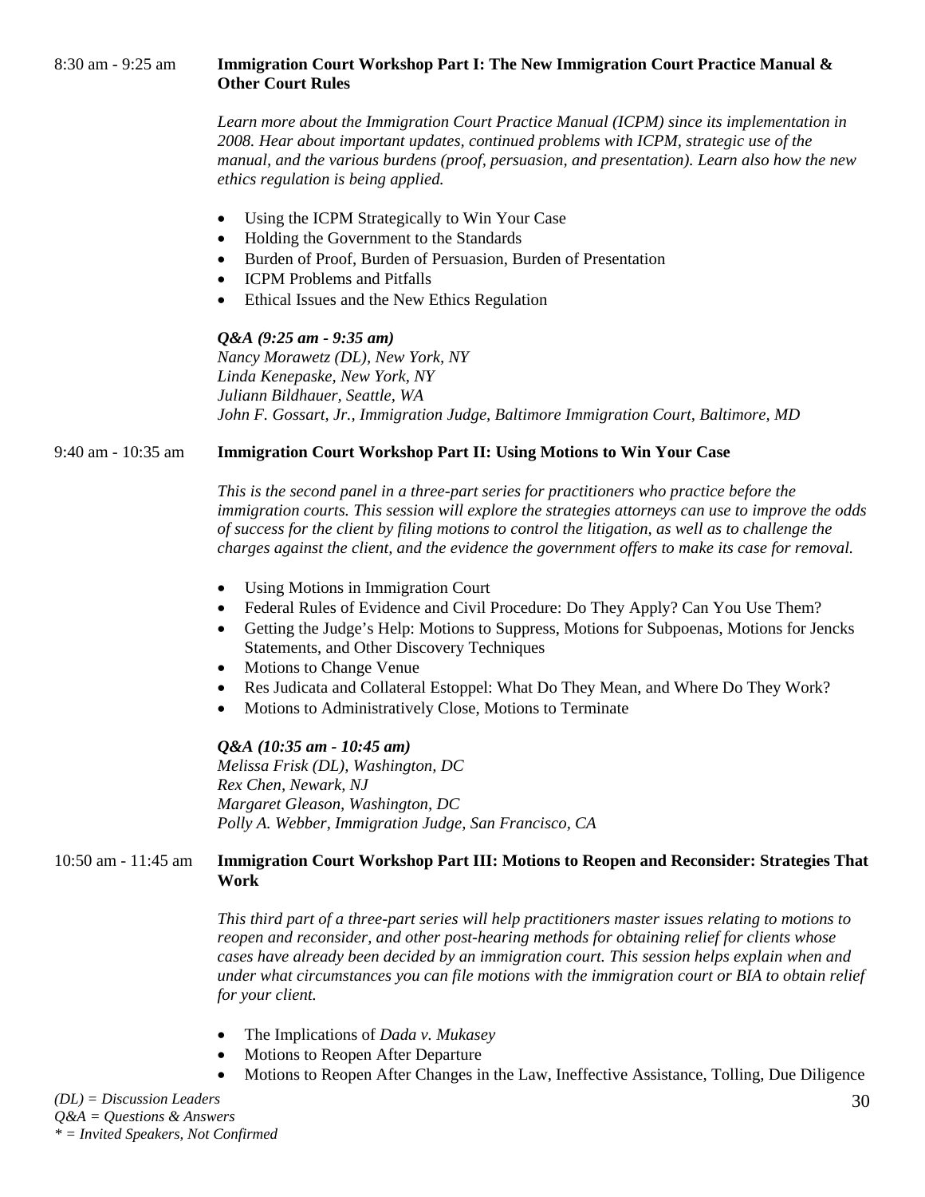8:30 am - 9:25 am **Immigration Court Workshop Part I: The New Immigration Court Practice Manual & Other Court Rules**

*Learn more about the Immigration Court Practice Manual (ICPM) since its implementation in 2008. Hear about important updates, continued problems with ICPM, strategic use of the manual, and the various burdens (proof, persuasion, and presentation). Learn also how the new ethics regulation is being applied.*

- Using the ICPM Strategically to Win Your Case
- Holding the Government to the Standards
- Burden of Proof, Burden of Persuasion, Burden of Presentation
- ICPM Problems and Pitfalls
- Ethical Issues and the New Ethics Regulation

***Q&A (9:25 am - 9:35 am)***
*Nancy Morawetz (DL), New York, NY*
*Linda Kenepaske, New York, NY*
*Juliann Bildhauer, Seattle, WA*
*John F. Gossart, Jr., Immigration Judge, Baltimore Immigration Court, Baltimore, MD*

9:40 am - 10:35 am **Immigration Court Workshop Part II: Using Motions to Win Your Case**

*This is the second panel in a three-part series for practitioners who practice before the immigration courts. This session will explore the strategies attorneys can use to improve the odds of success for the client by filing motions to control the litigation, as well as to challenge the charges against the client, and the evidence the government offers to make its case for removal.*

- Using Motions in Immigration Court
- Federal Rules of Evidence and Civil Procedure: Do They Apply? Can You Use Them?
- Getting the Judge's Help: Motions to Suppress, Motions for Subpoenas, Motions for Jencks Statements, and Other Discovery Techniques
- Motions to Change Venue
- Res Judicata and Collateral Estoppel: What Do They Mean, and Where Do They Work?
- Motions to Administratively Close, Motions to Terminate

***Q&A (10:35 am - 10:45 am)***
*Melissa Frisk (DL), Washington, DC*
*Rex Chen, Newark, NJ*
*Margaret Gleason, Washington, DC*
*Polly A. Webber, Immigration Judge, San Francisco, CA*

10:50 am - 11:45 am **Immigration Court Workshop Part III: Motions to Reopen and Reconsider: Strategies That Work**

*This third part of a three-part series will help practitioners master issues relating to motions to reopen and reconsider, and other post-hearing methods for obtaining relief for clients whose cases have already been decided by an immigration court. This session helps explain when and under what circumstances you can file motions with the immigration court or BIA to obtain relief for your client.*

- The Implications of *Dada v. Mukasey*
- Motions to Reopen After Departure
- Motions to Reopen After Changes in the Law, Ineffective Assistance, Tolling, Due Diligence

*(DL) = Discussion Leaders*
*Q&A = Questions & Answers*
*\* = Invited Speakers, Not Confirmed*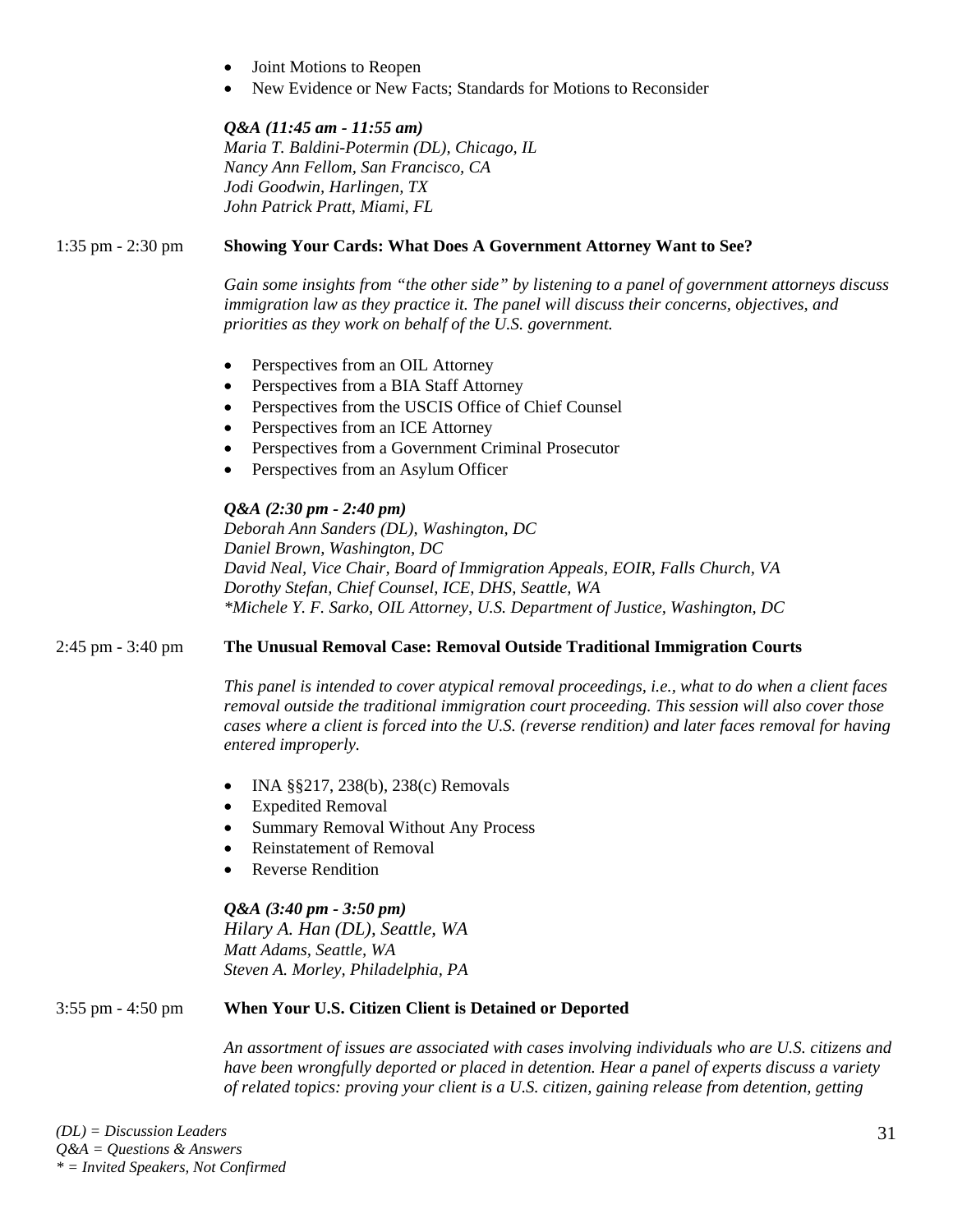- Joint Motions to Reopen
- New Evidence or New Facts; Standards for Motions to Reconsider

*Q&A (11:45 am - 11:55 am)*
*Maria T. Baldini-Potermin (DL), Chicago, IL*
*Nancy Ann Fellom, San Francisco, CA*
*Jodi Goodwin, Harlingen, TX*
*John Patrick Pratt, Miami, FL*

1:35 pm - 2:30 pm **Showing Your Cards: What Does A Government Attorney Want to See?**

*Gain some insights from "the other side" by listening to a panel of government attorneys discuss immigration law as they practice it. The panel will discuss their concerns, objectives, and priorities as they work on behalf of the U.S. government.*

- Perspectives from an OIL Attorney
- Perspectives from a BIA Staff Attorney
- Perspectives from the USCIS Office of Chief Counsel
- Perspectives from an ICE Attorney
- Perspectives from a Government Criminal Prosecutor
- Perspectives from an Asylum Officer

*Q&A (2:30 pm - 2:40 pm)*
*Deborah Ann Sanders (DL), Washington, DC*
*Daniel Brown, Washington, DC*
*David Neal, Vice Chair, Board of Immigration Appeals, EOIR, Falls Church, VA*
*Dorothy Stefan, Chief Counsel, ICE, DHS, Seattle, WA*
*\*Michele Y. F. Sarko, OIL Attorney, U.S. Department of Justice, Washington, DC*

2:45 pm - 3:40 pm **The Unusual Removal Case: Removal Outside Traditional Immigration Courts**

*This panel is intended to cover atypical removal proceedings, i.e., what to do when a client faces removal outside the traditional immigration court proceeding. This session will also cover those cases where a client is forced into the U.S. (reverse rendition) and later faces removal for having entered improperly.*

- INA §§217, 238(b), 238(c) Removals
- Expedited Removal
- Summary Removal Without Any Process
- Reinstatement of Removal
- Reverse Rendition

*Q&A (3:40 pm - 3:50 pm)*
*Hilary A. Han (DL), Seattle, WA*
*Matt Adams, Seattle, WA*
*Steven A. Morley, Philadelphia, PA*

3:55 pm - 4:50 pm **When Your U.S. Citizen Client is Detained or Deported**

*An assortment of issues are associated with cases involving individuals who are U.S. citizens and have been wrongfully deported or placed in detention. Hear a panel of experts discuss a variety of related topics: proving your client is a U.S. citizen, gaining release from detention, getting*

*(DL) = Discussion Leaders*
*Q&A = Questions & Answers*
*\* = Invited Speakers, Not Confirmed*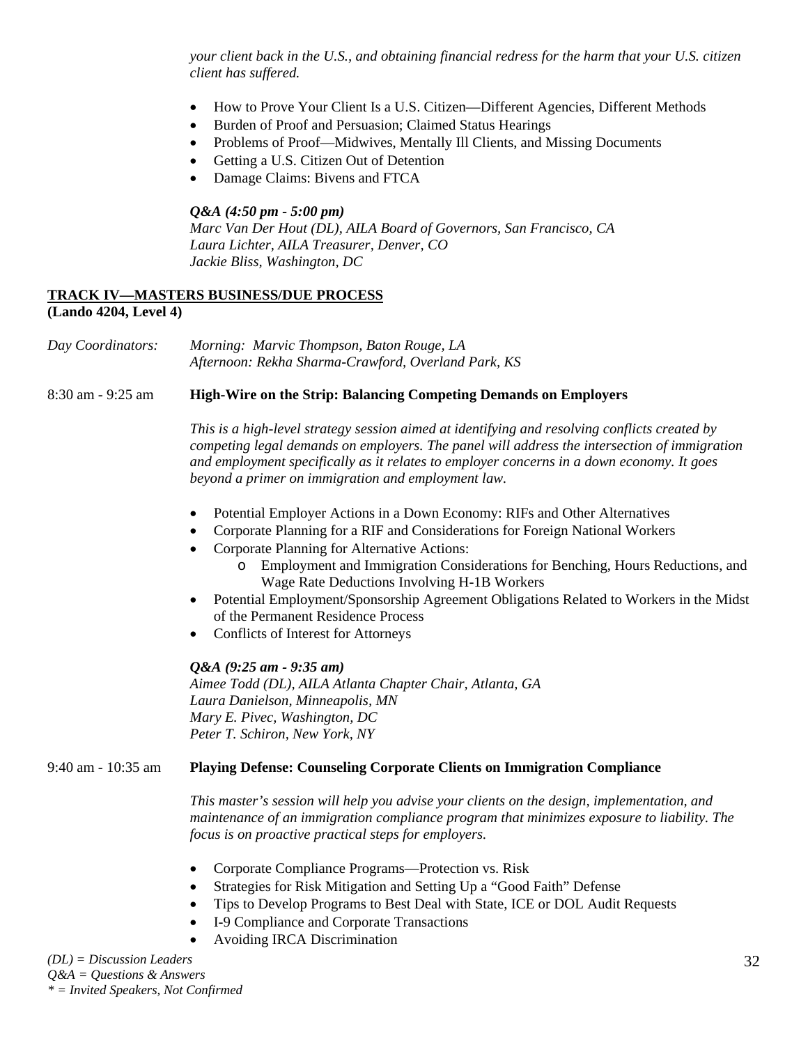*your client back in the U.S., and obtaining financial redress for the harm that your U.S. citizen client has suffered.*

- How to Prove Your Client Is a U.S. Citizen—Different Agencies, Different Methods
- Burden of Proof and Persuasion; Claimed Status Hearings
- Problems of Proof—Midwives, Mentally Ill Clients, and Missing Documents
- Getting a U.S. Citizen Out of Detention
- Damage Claims: Bivens and FTCA

***Q&A (4:50 pm - 5:00 pm)***
*Marc Van Der Hout (DL), AILA Board of Governors, San Francisco, CA*
*Laura Lichter, AILA Treasurer, Denver, CO*
*Jackie Bliss, Washington, DC*

## TRACK IV—MASTERS BUSINESS/DUE PROCESS
**(Lando 4204, Level 4)**

*Day Coordinators:* *Morning: Marvic Thompson, Baton Rouge, LA*
*Afternoon: Rekha Sharma-Crawford, Overland Park, KS*

8:30 am - 9:25 am **High-Wire on the Strip: Balancing Competing Demands on Employers**

*This is a high-level strategy session aimed at identifying and resolving conflicts created by competing legal demands on employers. The panel will address the intersection of immigration and employment specifically as it relates to employer concerns in a down economy. It goes beyond a primer on immigration and employment law.*

- Potential Employer Actions in a Down Economy: RIFs and Other Alternatives
- Corporate Planning for a RIF and Considerations for Foreign National Workers
- Corporate Planning for Alternative Actions:
  - Employment and Immigration Considerations for Benching, Hours Reductions, and Wage Rate Deductions Involving H-1B Workers
- Potential Employment/Sponsorship Agreement Obligations Related to Workers in the Midst of the Permanent Residence Process
- Conflicts of Interest for Attorneys

***Q&A (9:25 am - 9:35 am)***
*Aimee Todd (DL), AILA Atlanta Chapter Chair, Atlanta, GA*
*Laura Danielson, Minneapolis, MN*
*Mary E. Pivec, Washington, DC*
*Peter T. Schiron, New York, NY*

9:40 am - 10:35 am **Playing Defense: Counseling Corporate Clients on Immigration Compliance**

*This master's session will help you advise your clients on the design, implementation, and maintenance of an immigration compliance program that minimizes exposure to liability. The focus is on proactive practical steps for employers.*

- Corporate Compliance Programs—Protection vs. Risk
- Strategies for Risk Mitigation and Setting Up a "Good Faith" Defense
- Tips to Develop Programs to Best Deal with State, ICE or DOL Audit Requests
- I-9 Compliance and Corporate Transactions
- Avoiding IRCA Discrimination

*(DL) = Discussion Leaders*
*Q&A = Questions & Answers*
*\* = Invited Speakers, Not Confirmed*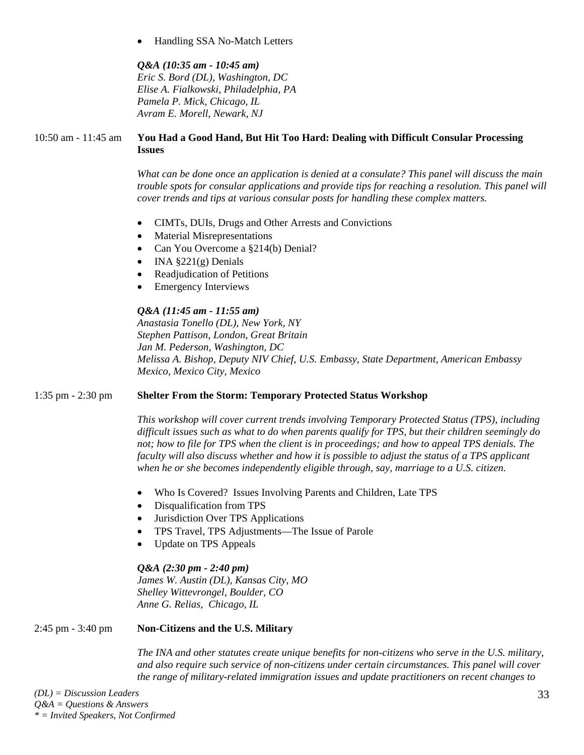- Handling SSA No-Match Letters

***Q&A (10:35 am - 10:45 am)***
*Eric S. Bord (DL), Washington, DC*
*Elise A. Fialkowski, Philadelphia, PA*
*Pamela P. Mick, Chicago, IL*
*Avram E. Morell, Newark, NJ*

10:50 am - 11:45 am **You Had a Good Hand, But Hit Too Hard: Dealing with Difficult Consular Processing Issues**

*What can be done once an application is denied at a consulate? This panel will discuss the main trouble spots for consular applications and provide tips for reaching a resolution. This panel will cover trends and tips at various consular posts for handling these complex matters.*

- CIMTs, DUIs, Drugs and Other Arrests and Convictions
- Material Misrepresentations
- Can You Overcome a §214(b) Denial?
- INA §221(g) Denials
- Readjudication of Petitions
- Emergency Interviews

***Q&A (11:45 am - 11:55 am)***
*Anastasia Tonello (DL), New York, NY*
*Stephen Pattison, London, Great Britain*
*Jan M. Pederson, Washington, DC*
*Melissa A. Bishop, Deputy NIV Chief, U.S. Embassy, State Department, American Embassy Mexico, Mexico City, Mexico*

1:35 pm - 2:30 pm **Shelter From the Storm: Temporary Protected Status Workshop**

*This workshop will cover current trends involving Temporary Protected Status (TPS), including difficult issues such as what to do when parents qualify for TPS, but their children seemingly do not; how to file for TPS when the client is in proceedings; and how to appeal TPS denials. The faculty will also discuss whether and how it is possible to adjust the status of a TPS applicant when he or she becomes independently eligible through, say, marriage to a U.S. citizen.*

- Who Is Covered? Issues Involving Parents and Children, Late TPS
- Disqualification from TPS
- Jurisdiction Over TPS Applications
- TPS Travel, TPS Adjustments—The Issue of Parole
- Update on TPS Appeals

***Q&A (2:30 pm - 2:40 pm)***
*James W. Austin (DL), Kansas City, MO*
*Shelley Wittevrongel, Boulder, CO*
*Anne G. Relias, Chicago, IL*

2:45 pm - 3:40 pm **Non-Citizens and the U.S. Military**

*The INA and other statutes create unique benefits for non-citizens who serve in the U.S. military, and also require such service of non-citizens under certain circumstances. This panel will cover the range of military-related immigration issues and update practitioners on recent changes to*

*(DL) = Discussion Leaders*
*Q&A = Questions & Answers*
*\* = Invited Speakers, Not Confirmed*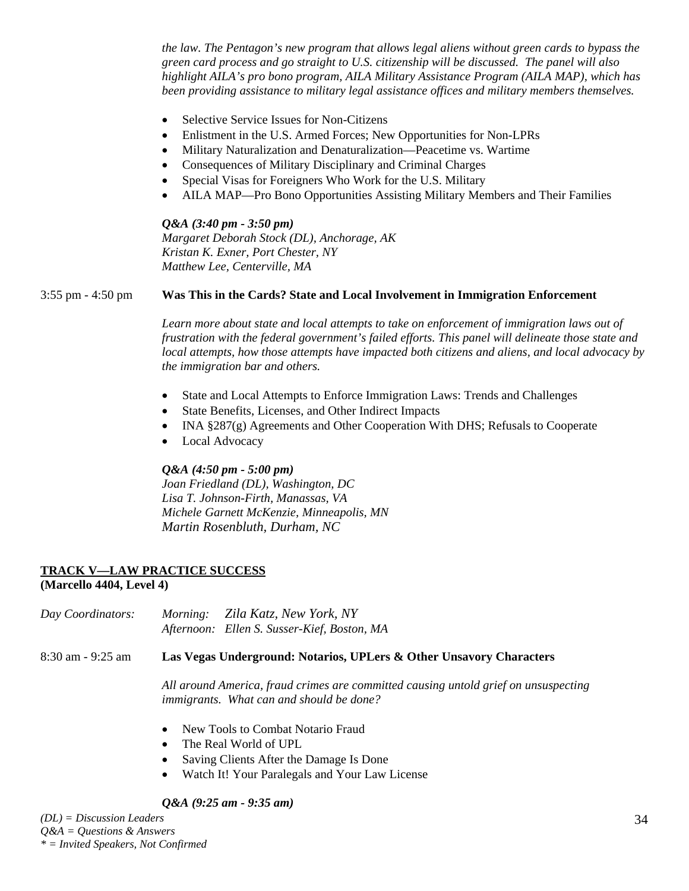*the law. The Pentagon's new program that allows legal aliens without green cards to bypass the green card process and go straight to U.S. citizenship will be discussed. The panel will also highlight AILA's pro bono program, AILA Military Assistance Program (AILA MAP), which has been providing assistance to military legal assistance offices and military members themselves.*

- Selective Service Issues for Non-Citizens
- Enlistment in the U.S. Armed Forces; New Opportunities for Non-LPRs
- Military Naturalization and Denaturalization—Peacetime vs. Wartime
- Consequences of Military Disciplinary and Criminal Charges
- Special Visas for Foreigners Who Work for the U.S. Military
- AILA MAP—Pro Bono Opportunities Assisting Military Members and Their Families

***Q&A (3:40 pm - 3:50 pm)***
*Margaret Deborah Stock (DL), Anchorage, AK*
*Kristan K. Exner, Port Chester, NY*
*Matthew Lee, Centerville, MA*

3:55 pm - 4:50 pm **Was This in the Cards? State and Local Involvement in Immigration Enforcement**

*Learn more about state and local attempts to take on enforcement of immigration laws out of frustration with the federal government's failed efforts. This panel will delineate those state and local attempts, how those attempts have impacted both citizens and aliens, and local advocacy by the immigration bar and others.*

- State and Local Attempts to Enforce Immigration Laws: Trends and Challenges
- State Benefits, Licenses, and Other Indirect Impacts
- INA §287(g) Agreements and Other Cooperation With DHS; Refusals to Cooperate
- Local Advocacy

***Q&A (4:50 pm - 5:00 pm)***
*Joan Friedland (DL), Washington, DC*
*Lisa T. Johnson-Firth, Manassas, VA*
*Michele Garnett McKenzie, Minneapolis, MN*
*Martin Rosenbluth, Durham, NC*

## TRACK V—LAW PRACTICE SUCCESS
**(Marcello 4404, Level 4)**

*Day Coordinators:* *Morning:* *Zila Katz, New York, NY*
*Afternoon:* *Ellen S. Susser-Kief, Boston, MA*

8:30 am - 9:25 am **Las Vegas Underground: Notarios, UPLers & Other Unsavory Characters**

*All around America, fraud crimes are committed causing untold grief on unsuspecting immigrants. What can and should be done?*

- New Tools to Combat Notario Fraud
- The Real World of UPL
- Saving Clients After the Damage Is Done
- Watch It! Your Paralegals and Your Law License

***Q&A (9:25 am - 9:35 am)***

*(DL) = Discussion Leaders*
*Q&A = Questions & Answers*
*\* = Invited Speakers, Not Confirmed*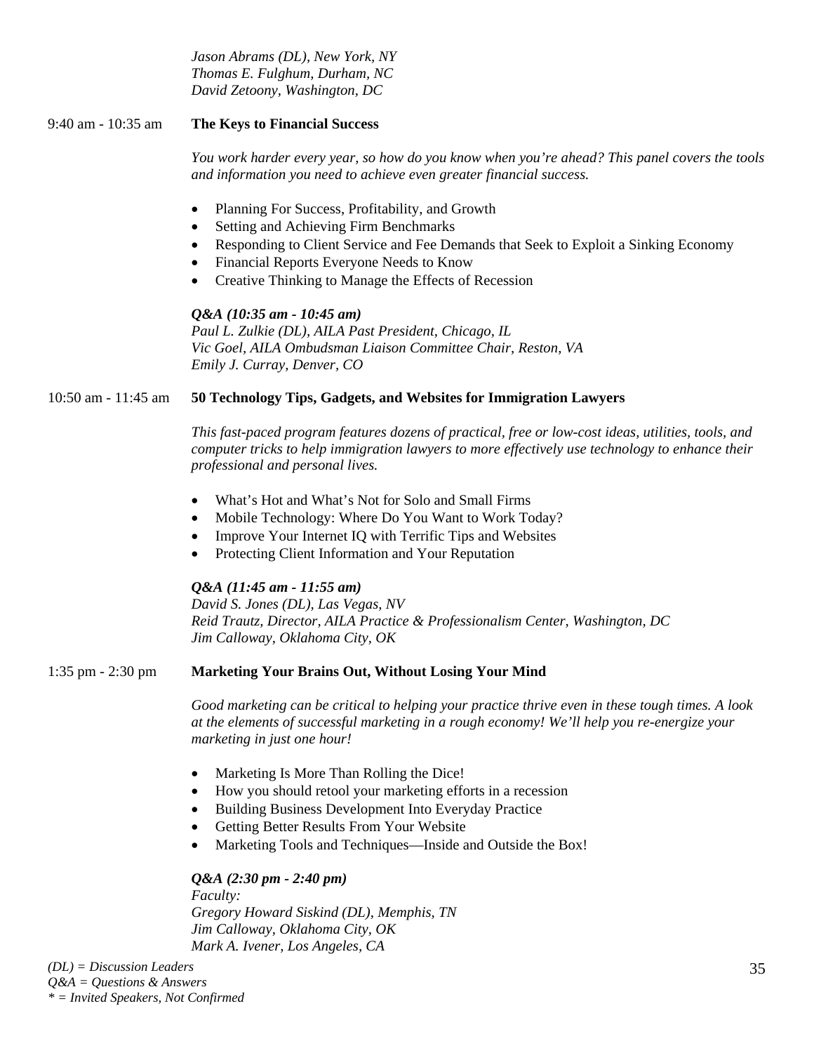*Jason Abrams (DL), New York, NY*
*Thomas E. Fulghum, Durham, NC*
*David Zetoony, Washington, DC*

9:40 am - 10:35 am **The Keys to Financial Success**

*You work harder every year, so how do you know when you're ahead? This panel covers the tools and information you need to achieve even greater financial success.*

- Planning For Success, Profitability, and Growth
- Setting and Achieving Firm Benchmarks
- Responding to Client Service and Fee Demands that Seek to Exploit a Sinking Economy
- Financial Reports Everyone Needs to Know
- Creative Thinking to Manage the Effects of Recession

***Q&A (10:35 am - 10:45 am)***
*Paul L. Zulkie (DL), AILA Past President, Chicago, IL*
*Vic Goel, AILA Ombudsman Liaison Committee Chair, Reston, VA*
*Emily J. Curray, Denver, CO*

10:50 am - 11:45 am **50 Technology Tips, Gadgets, and Websites for Immigration Lawyers**

*This fast-paced program features dozens of practical, free or low-cost ideas, utilities, tools, and computer tricks to help immigration lawyers to more effectively use technology to enhance their professional and personal lives.*

- What's Hot and What's Not for Solo and Small Firms
- Mobile Technology: Where Do You Want to Work Today?
- Improve Your Internet IQ with Terrific Tips and Websites
- Protecting Client Information and Your Reputation

***Q&A (11:45 am - 11:55 am)***
*David S. Jones (DL), Las Vegas, NV*
*Reid Trautz, Director, AILA Practice & Professionalism Center, Washington, DC*
*Jim Calloway, Oklahoma City, OK*

1:35 pm - 2:30 pm **Marketing Your Brains Out, Without Losing Your Mind**

*Good marketing can be critical to helping your practice thrive even in these tough times. A look at the elements of successful marketing in a rough economy! We'll help you re-energize your marketing in just one hour!*

- Marketing Is More Than Rolling the Dice!
- How you should retool your marketing efforts in a recession
- Building Business Development Into Everyday Practice
- Getting Better Results From Your Website
- Marketing Tools and Techniques—Inside and Outside the Box!

***Q&A (2:30 pm - 2:40 pm)***
*Faculty:*
*Gregory Howard Siskind (DL), Memphis, TN*
*Jim Calloway, Oklahoma City, OK*
*Mark A. Ivener, Los Angeles, CA*

*(DL) = Discussion Leaders*
*Q&A = Questions & Answers*
*\* = Invited Speakers, Not Confirmed*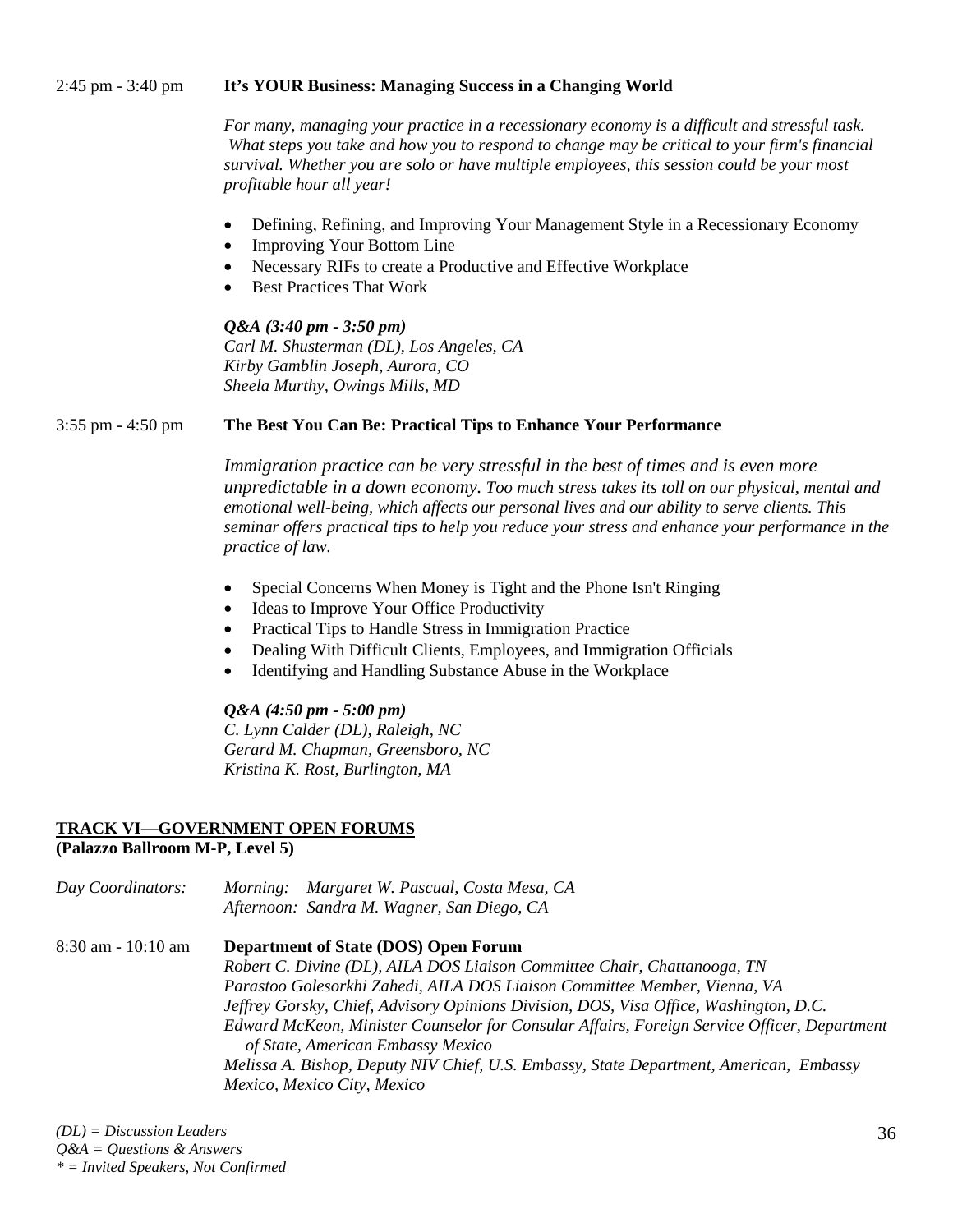2:45 pm - 3:40 pm **It's YOUR Business: Managing Success in a Changing World**

*For many, managing your practice in a recessionary economy is a difficult and stressful task. What steps you take and how you to respond to change may be critical to your firm's financial survival. Whether you are solo or have multiple employees, this session could be your most profitable hour all year!*

- Defining, Refining, and Improving Your Management Style in a Recessionary Economy
- Improving Your Bottom Line
- Necessary RIFs to create a Productive and Effective Workplace
- Best Practices That Work

***Q&A (3:40 pm - 3:50 pm)***
*Carl M. Shusterman (DL), Los Angeles, CA*
*Kirby Gamblin Joseph, Aurora, CO*
*Sheela Murthy, Owings Mills, MD*

3:55 pm - 4:50 pm **The Best You Can Be: Practical Tips to Enhance Your Performance**

*Immigration practice can be very stressful in the best of times and is even more unpredictable in a down economy. Too much stress takes its toll on our physical, mental and emotional well-being, which affects our personal lives and our ability to serve clients. This seminar offers practical tips to help you reduce your stress and enhance your performance in the practice of law.*

- Special Concerns When Money is Tight and the Phone Isn't Ringing
- Ideas to Improve Your Office Productivity
- Practical Tips to Handle Stress in Immigration Practice
- Dealing With Difficult Clients, Employees, and Immigration Officials
- Identifying and Handling Substance Abuse in the Workplace

***Q&A (4:50 pm - 5:00 pm)***
*C. Lynn Calder (DL), Raleigh, NC*
*Gerard M. Chapman, Greensboro, NC*
*Kristina K. Rost, Burlington, MA*

## TRACK VI—GOVERNMENT OPEN FORUMS
**(Palazzo Ballroom M-P, Level 5)**

*Day Coordinators:* *Morning: Margaret W. Pascual, Costa Mesa, CA*
*Afternoon: Sandra M. Wagner, San Diego, CA*

8:30 am - 10:10 am **Department of State (DOS) Open Forum**
*Robert C. Divine (DL), AILA DOS Liaison Committee Chair, Chattanooga, TN*
*Parastoo Golesorkhi Zahedi, AILA DOS Liaison Committee Member, Vienna, VA*
*Jeffrey Gorsky, Chief, Advisory Opinions Division, DOS, Visa Office, Washington, D.C.*
*Edward McKeon, Minister Counselor for Consular Affairs, Foreign Service Officer, Department of State, American Embassy Mexico*
*Melissa A. Bishop, Deputy NIV Chief, U.S. Embassy, State Department, American, Embassy Mexico, Mexico City, Mexico*

*(DL) = Discussion Leaders*
*Q&A = Questions & Answers*
** = Invited Speakers, Not Confirmed*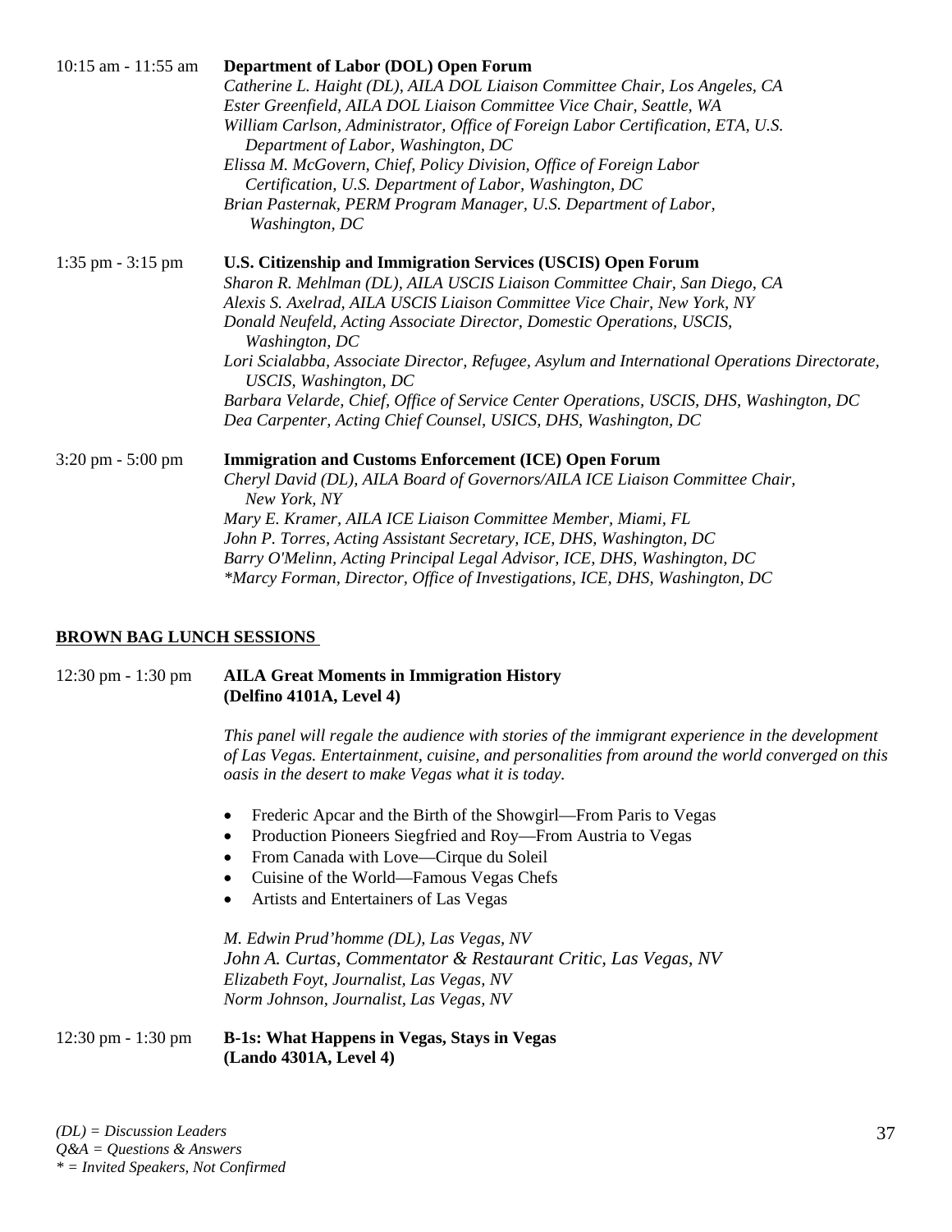10:15 am - 11:55 am **Department of Labor (DOL) Open Forum**

*Catherine L. Haight (DL), AILA DOL Liaison Committee Chair, Los Angeles, CA*
*Ester Greenfield, AILA DOL Liaison Committee Vice Chair, Seattle, WA*
*William Carlson, Administrator, Office of Foreign Labor Certification, ETA, U.S. Department of Labor, Washington, DC*
*Elissa M. McGovern, Chief, Policy Division, Office of Foreign Labor Certification, U.S. Department of Labor, Washington, DC*
*Brian Pasternak, PERM Program Manager, U.S. Department of Labor, Washington, DC*

1:35 pm - 3:15 pm **U.S. Citizenship and Immigration Services (USCIS) Open Forum**

*Sharon R. Mehlman (DL), AILA USCIS Liaison Committee Chair, San Diego, CA*
*Alexis S. Axelrad, AILA USCIS Liaison Committee Vice Chair, New York, NY*
*Donald Neufeld, Acting Associate Director, Domestic Operations, USCIS, Washington, DC*
*Lori Scialabba, Associate Director, Refugee, Asylum and International Operations Directorate, USCIS, Washington, DC*
*Barbara Velarde, Chief, Office of Service Center Operations, USCIS, DHS, Washington, DC*
*Dea Carpenter, Acting Chief Counsel, USICS, DHS, Washington, DC*

3:20 pm - 5:00 pm **Immigration and Customs Enforcement (ICE) Open Forum**

*Cheryl David (DL), AILA Board of Governors/AILA ICE Liaison Committee Chair, New York, NY*
*Mary E. Kramer, AILA ICE Liaison Committee Member, Miami, FL*
*John P. Torres, Acting Assistant Secretary, ICE, DHS, Washington, DC*
*Barry O'Melinn, Acting Principal Legal Advisor, ICE, DHS, Washington, DC*
*\*Marcy Forman, Director, Office of Investigations, ICE, DHS, Washington, DC*

## BROWN BAG LUNCH SESSIONS

12:30 pm - 1:30 pm **AILA Great Moments in Immigration History**
**(Delfino 4101A, Level 4)**

*This panel will regale the audience with stories of the immigrant experience in the development of Las Vegas. Entertainment, cuisine, and personalities from around the world converged on this oasis in the desert to make Vegas what it is today.*

- Frederic Apcar and the Birth of the Showgirl—From Paris to Vegas
- Production Pioneers Siegfried and Roy—From Austria to Vegas
- From Canada with Love—Cirque du Soleil
- Cuisine of the World—Famous Vegas Chefs
- Artists and Entertainers of Las Vegas

*M. Edwin Prud'homme (DL), Las Vegas, NV*
*John A. Curtas, Commentator & Restaurant Critic, Las Vegas, NV*
*Elizabeth Foyt, Journalist, Las Vegas, NV*
*Norm Johnson, Journalist, Las Vegas, NV*

12:30 pm - 1:30 pm **B-1s: What Happens in Vegas, Stays in Vegas**
**(Lando 4301A, Level 4)**

*(DL) = Discussion Leaders*
*Q&A = Questions & Answers*
*\* = Invited Speakers, Not Confirmed*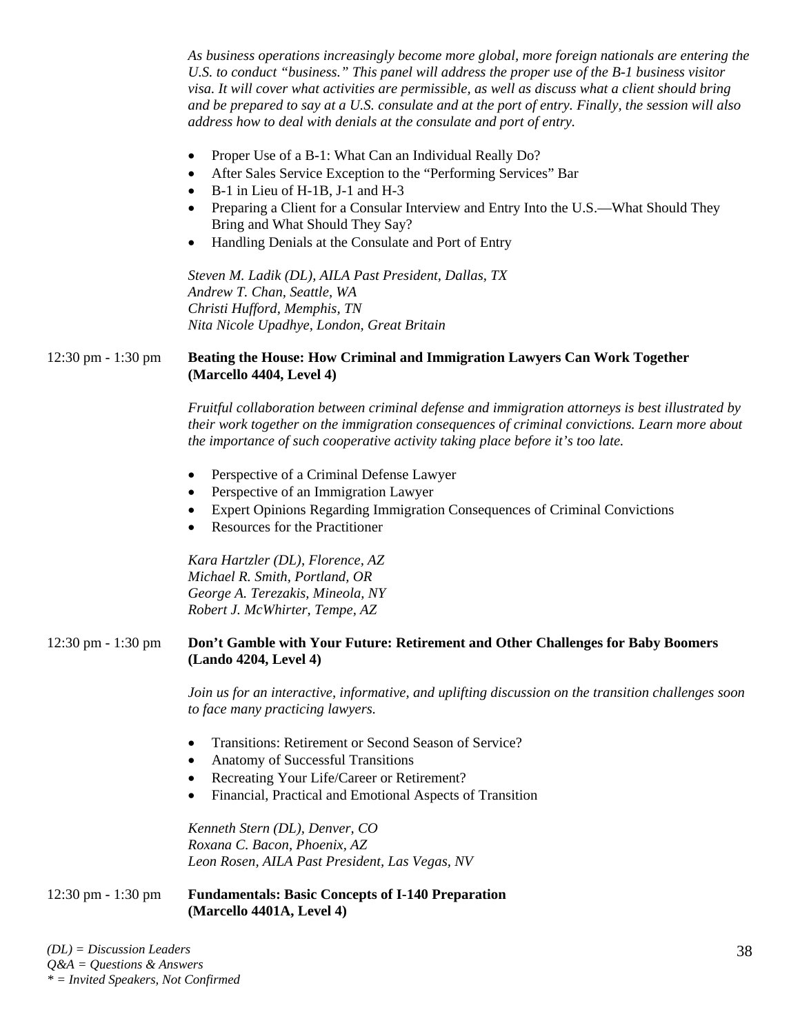*As business operations increasingly become more global, more foreign nationals are entering the U.S. to conduct "business." This panel will address the proper use of the B-1 business visitor visa. It will cover what activities are permissible, as well as discuss what a client should bring and be prepared to say at a U.S. consulate and at the port of entry. Finally, the session will also address how to deal with denials at the consulate and port of entry.*

- Proper Use of a B-1: What Can an Individual Really Do?
- After Sales Service Exception to the "Performing Services" Bar
- B-1 in Lieu of H-1B, J-1 and H-3
- Preparing a Client for a Consular Interview and Entry Into the U.S.—What Should They Bring and What Should They Say?
- Handling Denials at the Consulate and Port of Entry

*Steven M. Ladik (DL), AILA Past President, Dallas, TX*
*Andrew T. Chan, Seattle, WA*
*Christi Hufford, Memphis, TN*
*Nita Nicole Upadhye, London, Great Britain*

12:30 pm - 1:30 pm **Beating the House: How Criminal and Immigration Lawyers Can Work Together (Marcello 4404, Level 4)**

*Fruitful collaboration between criminal defense and immigration attorneys is best illustrated by their work together on the immigration consequences of criminal convictions. Learn more about the importance of such cooperative activity taking place before it's too late.*

- Perspective of a Criminal Defense Lawyer
- Perspective of an Immigration Lawyer
- Expert Opinions Regarding Immigration Consequences of Criminal Convictions
- Resources for the Practitioner

*Kara Hartzler (DL), Florence, AZ*
*Michael R. Smith, Portland, OR*
*George A. Terezakis, Mineola, NY*
*Robert J. McWhirter, Tempe, AZ*

12:30 pm - 1:30 pm **Don't Gamble with Your Future: Retirement and Other Challenges for Baby Boomers (Lando 4204, Level 4)**

*Join us for an interactive, informative, and uplifting discussion on the transition challenges soon to face many practicing lawyers.*

- Transitions: Retirement or Second Season of Service?
- Anatomy of Successful Transitions
- Recreating Your Life/Career or Retirement?
- Financial, Practical and Emotional Aspects of Transition

*Kenneth Stern (DL), Denver, CO*
*Roxana C. Bacon, Phoenix, AZ*
*Leon Rosen, AILA Past President, Las Vegas, NV*

12:30 pm - 1:30 pm **Fundamentals: Basic Concepts of I-140 Preparation (Marcello 4401A, Level 4)**

*(DL) = Discussion Leaders*
*Q&A = Questions & Answers*
*\* = Invited Speakers, Not Confirmed*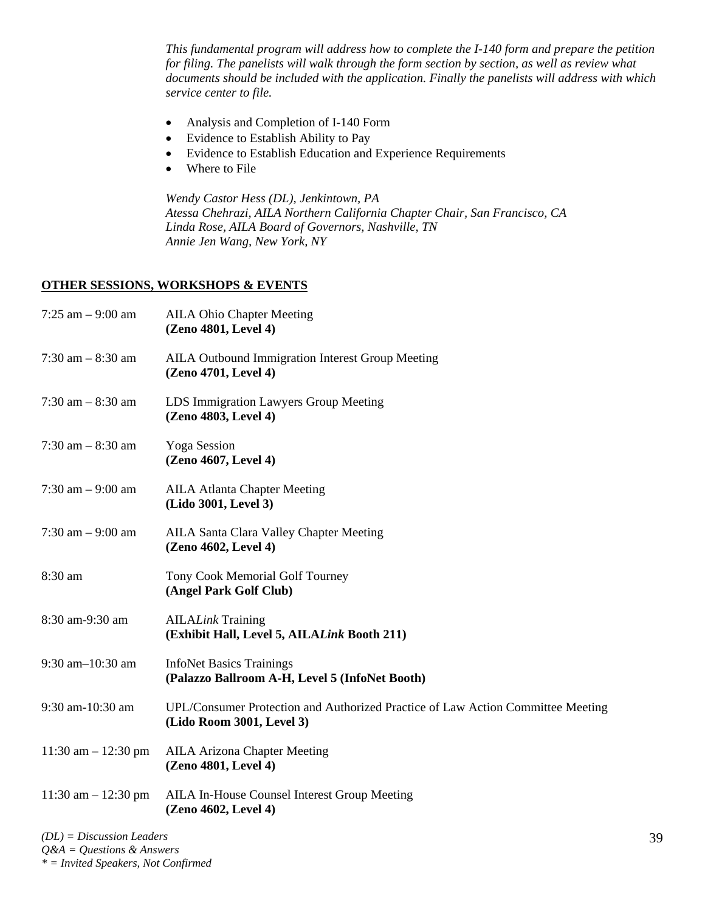*This fundamental program will address how to complete the I-140 form and prepare the petition for filing. The panelists will walk through the form section by section, as well as review what documents should be included with the application. Finally the panelists will address with which service center to file.*

- Analysis and Completion of I-140 Form
- Evidence to Establish Ability to Pay
- Evidence to Establish Education and Experience Requirements
- Where to File

*Wendy Castor Hess (DL), Jenkintown, PA*
*Atessa Chehrazi, AILA Northern California Chapter Chair, San Francisco, CA*
*Linda Rose, AILA Board of Governors, Nashville, TN*
*Annie Jen Wang, New York, NY*

## OTHER SESSIONS, WORKSHOPS & EVENTS

7:25 am – 9:00 am — AILA Ohio Chapter Meeting
**(Zeno 4801, Level 4)**

7:30 am – 8:30 am — AILA Outbound Immigration Interest Group Meeting
**(Zeno 4701, Level 4)**

7:30 am – 8:30 am — LDS Immigration Lawyers Group Meeting
**(Zeno 4803, Level 4)**

7:30 am – 8:30 am — Yoga Session
**(Zeno 4607, Level 4)**

7:30 am – 9:00 am — AILA Atlanta Chapter Meeting
**(Lido 3001, Level 3)**

7:30 am – 9:00 am — AILA Santa Clara Valley Chapter Meeting
**(Zeno 4602, Level 4)**

8:30 am — Tony Cook Memorial Golf Tourney
**(Angel Park Golf Club)**

8:30 am-9:30 am — AILA*Link* Training
**(Exhibit Hall, Level 5, AILA*Link* Booth 211)**

9:30 am–10:30 am — InfoNet Basics Trainings
**(Palazzo Ballroom A-H, Level 5 (InfoNet Booth)**

9:30 am-10:30 am — UPL/Consumer Protection and Authorized Practice of Law Action Committee Meeting
**(Lido Room 3001, Level 3)**

11:30 am – 12:30 pm — AILA Arizona Chapter Meeting
**(Zeno 4801, Level 4)**

11:30 am – 12:30 pm — AILA In-House Counsel Interest Group Meeting
**(Zeno 4602, Level 4)**

*(DL) = Discussion Leaders*
*Q&A = Questions & Answers*
*\* = Invited Speakers, Not Confirmed*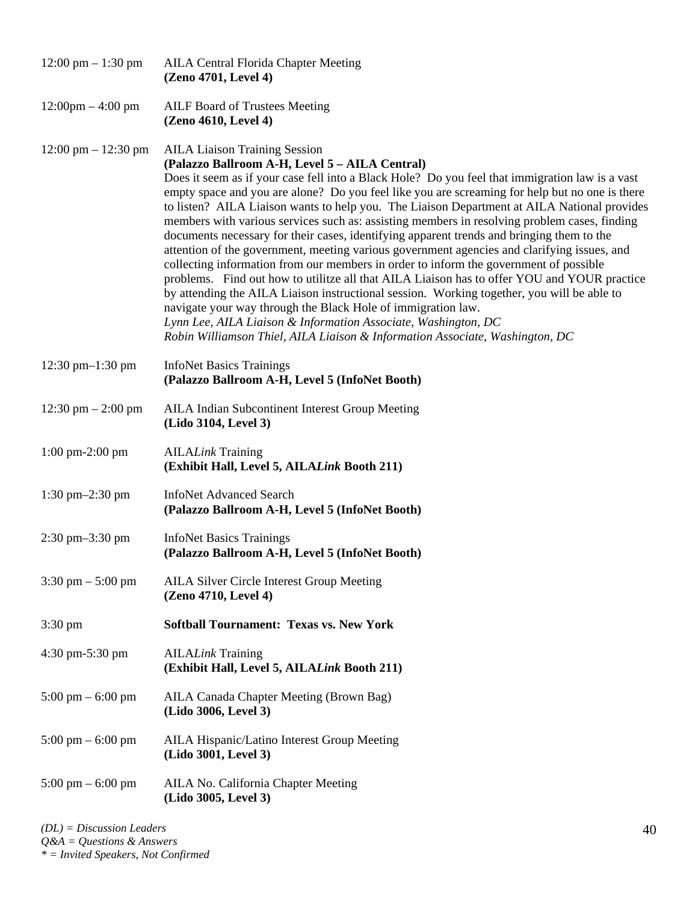12:00 pm – 1:30 pm AILA Central Florida Chapter Meeting
**(Zeno 4701, Level 4)**

12:00pm – 4:00 pm AILF Board of Trustees Meeting
**(Zeno 4610, Level 4)**

12:00 pm – 12:30 pm AILA Liaison Training Session
**(Palazzo Ballroom A-H, Level 5 – AILA Central)**

Does it seem as if your case fell into a Black Hole? Do you feel that immigration law is a vast empty space and you are alone? Do you feel like you are screaming for help but no one is there to listen? AILA Liaison wants to help you. The Liaison Department at AILA National provides members with various services such as: assisting members in resolving problem cases, finding documents necessary for their cases, identifying apparent trends and bringing them to the attention of the government, meeting various government agencies and clarifying issues, and collecting information from our members in order to inform the government of possible problems. Find out how to utilitze all that AILA Liaison has to offer YOU and YOUR practice by attending the AILA Liaison instructional session. Working together, you will be able to navigate your way through the Black Hole of immigration law.

*Lynn Lee, AILA Liaison & Information Associate, Washington, DC*
*Robin Williamson Thiel, AILA Liaison & Information Associate, Washington, DC*

12:30 pm–1:30 pm InfoNet Basics Trainings
**(Palazzo Ballroom A-H, Level 5 (InfoNet Booth)**

12:30 pm – 2:00 pm AILA Indian Subcontinent Interest Group Meeting
**(Lido 3104, Level 3)**

1:00 pm-2:00 pm AILA*Link* Training
**(Exhibit Hall, Level 5, AILA*Link* Booth 211)**

1:30 pm–2:30 pm InfoNet Advanced Search
**(Palazzo Ballroom A-H, Level 5 (InfoNet Booth)**

2:30 pm–3:30 pm InfoNet Basics Trainings
**(Palazzo Ballroom A-H, Level 5 (InfoNet Booth)**

3:30 pm – 5:00 pm AILA Silver Circle Interest Group Meeting
**(Zeno 4710, Level 4)**

3:30 pm **Softball Tournament: Texas vs. New York**

4:30 pm-5:30 pm AILA*Link* Training
**(Exhibit Hall, Level 5, AILA*Link* Booth 211)**

5:00 pm – 6:00 pm AILA Canada Chapter Meeting (Brown Bag)
**(Lido 3006, Level 3)**

5:00 pm – 6:00 pm AILA Hispanic/Latino Interest Group Meeting
**(Lido 3001, Level 3)**

5:00 pm – 6:00 pm AILA No. California Chapter Meeting
**(Lido 3005, Level 3)**

*(DL) = Discussion Leaders*
*Q&A = Questions & Answers*
*\* = Invited Speakers, Not Confirmed*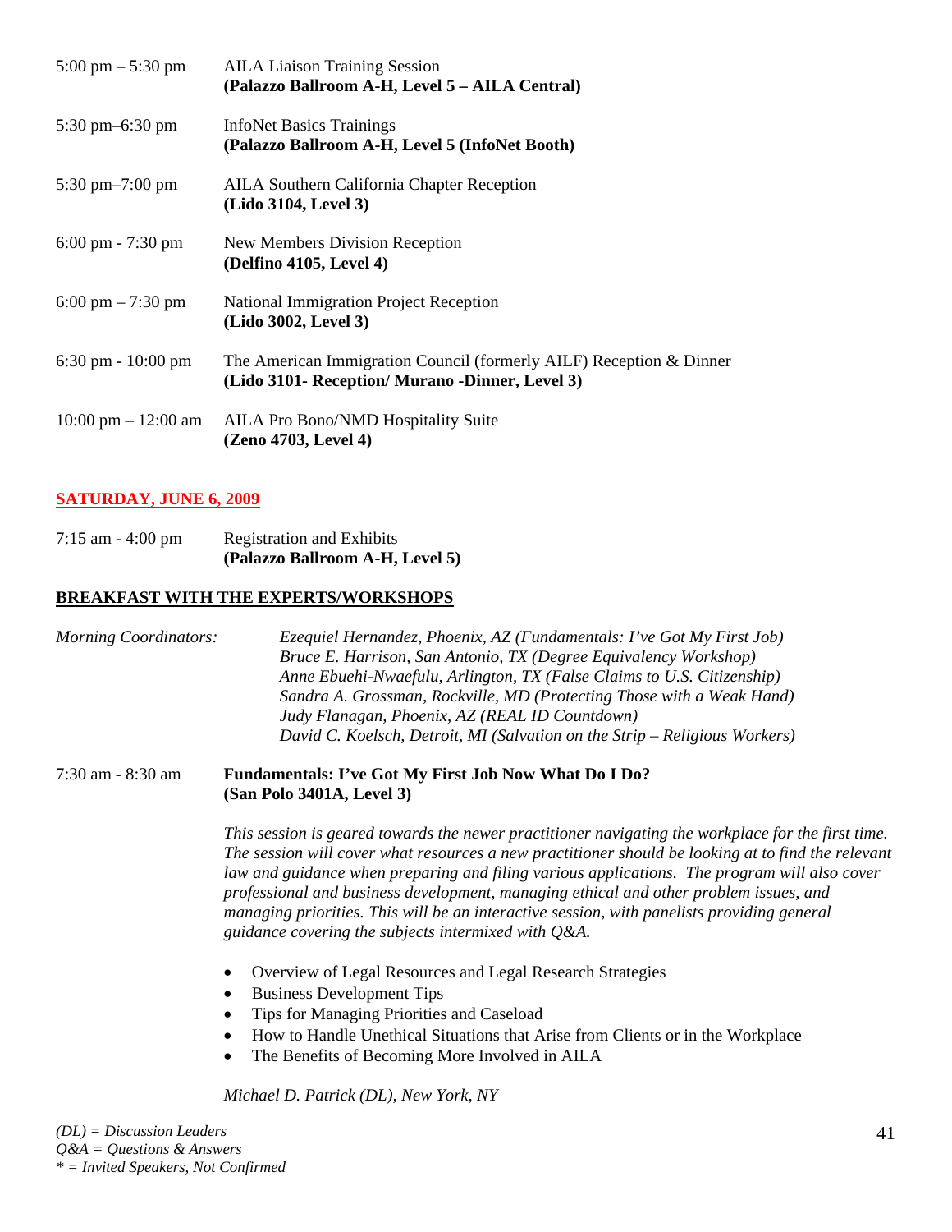5:00 pm – 5:30 pm AILA Liaison Training Session
**(Palazzo Ballroom A-H, Level 5 – AILA Central)**

5:30 pm–6:30 pm InfoNet Basics Trainings
**(Palazzo Ballroom A-H, Level 5 (InfoNet Booth)**

5:30 pm–7:00 pm AILA Southern California Chapter Reception
**(Lido 3104, Level 3)**

6:00 pm - 7:30 pm New Members Division Reception
**(Delfino 4105, Level 4)**

6:00 pm – 7:30 pm National Immigration Project Reception
**(Lido 3002, Level 3)**

6:30 pm - 10:00 pm The American Immigration Council (formerly AILF) Reception & Dinner
**(Lido 3101- Reception/ Murano -Dinner, Level 3)**

10:00 pm – 12:00 am AILA Pro Bono/NMD Hospitality Suite
**(Zeno 4703, Level 4)**

## SATURDAY, JUNE 6, 2009

7:15 am - 4:00 pm Registration and Exhibits
**(Palazzo Ballroom A-H, Level 5)**

### BREAKFAST WITH THE EXPERTS/WORKSHOPS

*Morning Coordinators:*
*Ezequiel Hernandez, Phoenix, AZ (Fundamentals: I've Got My First Job)*
*Bruce E. Harrison, San Antonio, TX (Degree Equivalency Workshop)*
*Anne Ebuehi-Nwaefulu, Arlington, TX (False Claims to U.S. Citizenship)*
*Sandra A. Grossman, Rockville, MD (Protecting Those with a Weak Hand)*
*Judy Flanagan, Phoenix, AZ (REAL ID Countdown)*
*David C. Koelsch, Detroit, MI (Salvation on the Strip – Religious Workers)*

7:30 am - 8:30 am **Fundamentals: I've Got My First Job Now What Do I Do?**
**(San Polo 3401A, Level 3)**

*This session is geared towards the newer practitioner navigating the workplace for the first time. The session will cover what resources a new practitioner should be looking at to find the relevant law and guidance when preparing and filing various applications. The program will also cover professional and business development, managing ethical and other problem issues, and managing priorities. This will be an interactive session, with panelists providing general guidance covering the subjects intermixed with Q&A.*

- Overview of Legal Resources and Legal Research Strategies
- Business Development Tips
- Tips for Managing Priorities and Caseload
- How to Handle Unethical Situations that Arise from Clients or in the Workplace
- The Benefits of Becoming More Involved in AILA

*Michael D. Patrick (DL), New York, NY*

*(DL) = Discussion Leaders*
*Q&A = Questions & Answers*
*\* = Invited Speakers, Not Confirmed*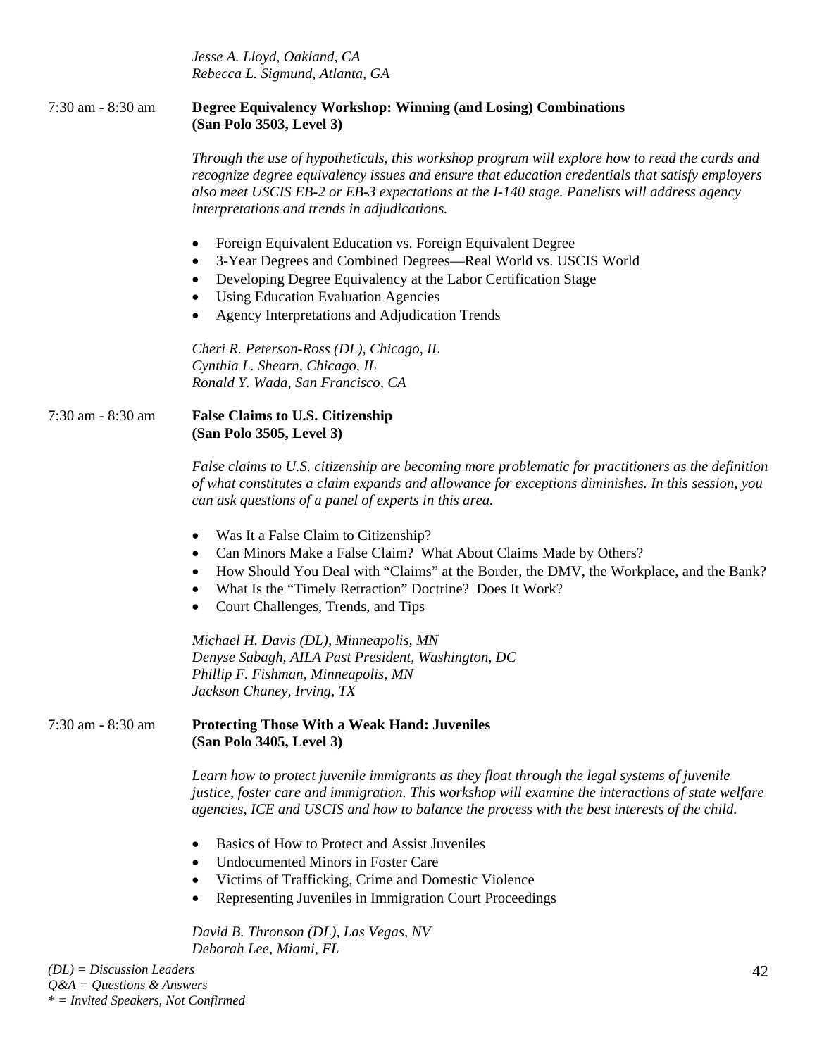*Jesse A. Lloyd, Oakland, CA*
*Rebecca L. Sigmund, Atlanta, GA*

7:30 am - 8:30 am **Degree Equivalency Workshop: Winning (and Losing) Combinations (San Polo 3503, Level 3)**

*Through the use of hypotheticals, this workshop program will explore how to read the cards and recognize degree equivalency issues and ensure that education credentials that satisfy employers also meet USCIS EB-2 or EB-3 expectations at the I-140 stage. Panelists will address agency interpretations and trends in adjudications.*

- Foreign Equivalent Education vs. Foreign Equivalent Degree
- 3-Year Degrees and Combined Degrees—Real World vs. USCIS World
- Developing Degree Equivalency at the Labor Certification Stage
- Using Education Evaluation Agencies
- Agency Interpretations and Adjudication Trends

*Cheri R. Peterson-Ross (DL), Chicago, IL*
*Cynthia L. Shearn, Chicago, IL*
*Ronald Y. Wada, San Francisco, CA*

7:30 am - 8:30 am **False Claims to U.S. Citizenship (San Polo 3505, Level 3)**

*False claims to U.S. citizenship are becoming more problematic for practitioners as the definition of what constitutes a claim expands and allowance for exceptions diminishes. In this session, you can ask questions of a panel of experts in this area.*

- Was It a False Claim to Citizenship?
- Can Minors Make a False Claim? What About Claims Made by Others?
- How Should You Deal with "Claims" at the Border, the DMV, the Workplace, and the Bank?
- What Is the "Timely Retraction" Doctrine? Does It Work?
- Court Challenges, Trends, and Tips

*Michael H. Davis (DL), Minneapolis, MN*
*Denyse Sabagh, AILA Past President, Washington, DC*
*Phillip F. Fishman, Minneapolis, MN*
*Jackson Chaney, Irving, TX*

7:30 am - 8:30 am **Protecting Those With a Weak Hand: Juveniles (San Polo 3405, Level 3)**

*Learn how to protect juvenile immigrants as they float through the legal systems of juvenile justice, foster care and immigration. This workshop will examine the interactions of state welfare agencies, ICE and USCIS and how to balance the process with the best interests of the child.*

- Basics of How to Protect and Assist Juveniles
- Undocumented Minors in Foster Care
- Victims of Trafficking, Crime and Domestic Violence
- Representing Juveniles in Immigration Court Proceedings

*David B. Thronson (DL), Las Vegas, NV*
*Deborah Lee, Miami, FL*

*(DL) = Discussion Leaders*
*Q&A = Questions & Answers*
*\* = Invited Speakers, Not Confirmed*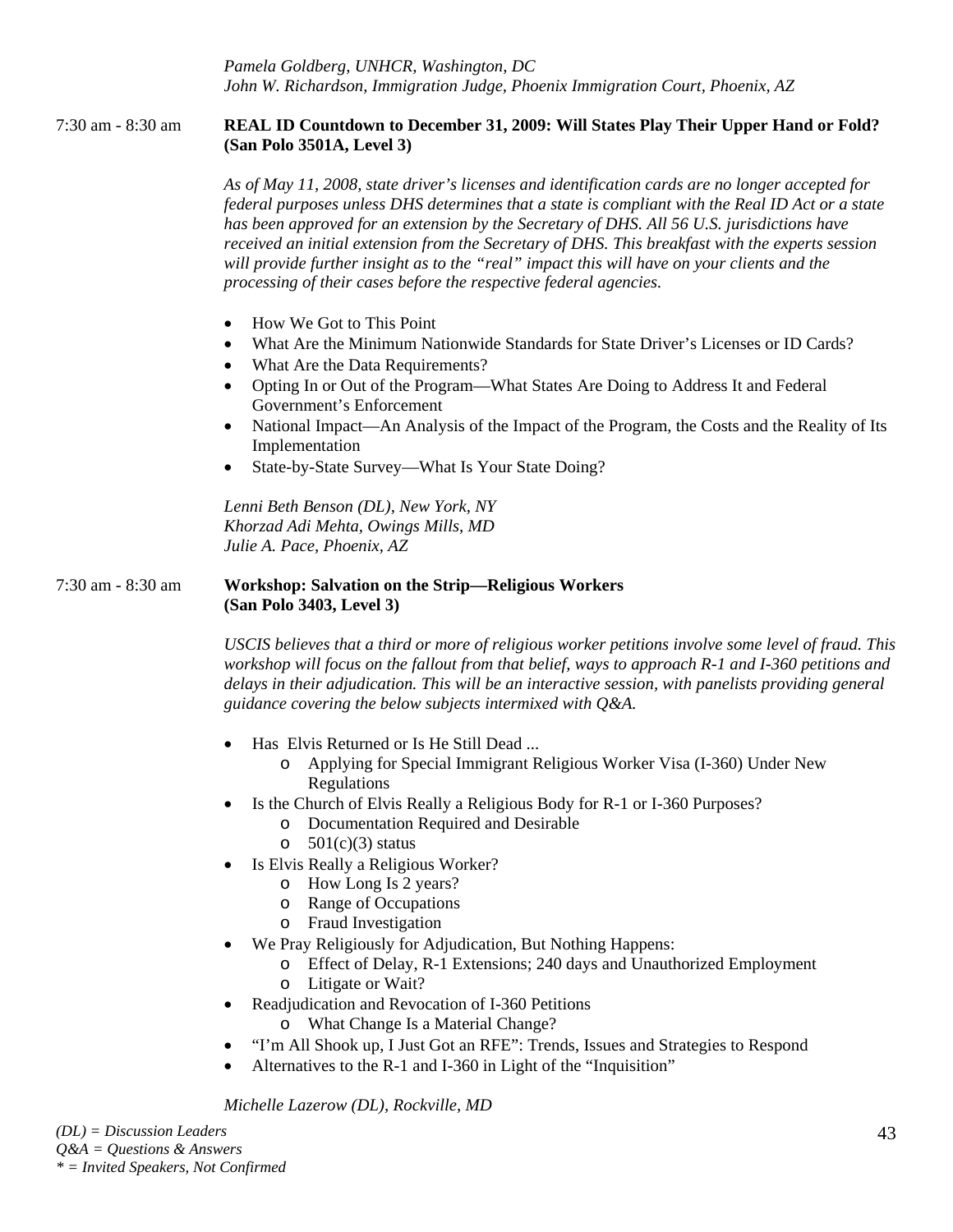*Pamela Goldberg, UNHCR, Washington, DC*
*John W. Richardson, Immigration Judge, Phoenix Immigration Court, Phoenix, AZ*

7:30 am - 8:30 am **REAL ID Countdown to December 31, 2009: Will States Play Their Upper Hand or Fold? (San Polo 3501A, Level 3)**

*As of May 11, 2008, state driver's licenses and identification cards are no longer accepted for federal purposes unless DHS determines that a state is compliant with the Real ID Act or a state has been approved for an extension by the Secretary of DHS. All 56 U.S. jurisdictions have received an initial extension from the Secretary of DHS. This breakfast with the experts session will provide further insight as to the "real" impact this will have on your clients and the processing of their cases before the respective federal agencies.*

- How We Got to This Point
- What Are the Minimum Nationwide Standards for State Driver's Licenses or ID Cards?
- What Are the Data Requirements?
- Opting In or Out of the Program—What States Are Doing to Address It and Federal Government's Enforcement
- National Impact—An Analysis of the Impact of the Program, the Costs and the Reality of Its Implementation
- State-by-State Survey—What Is Your State Doing?

*Lenni Beth Benson (DL), New York, NY*
*Khorzad Adi Mehta, Owings Mills, MD*
*Julie A. Pace, Phoenix, AZ*

7:30 am - 8:30 am **Workshop: Salvation on the Strip—Religious Workers (San Polo 3403, Level 3)**

*USCIS believes that a third or more of religious worker petitions involve some level of fraud. This workshop will focus on the fallout from that belief, ways to approach R-1 and I-360 petitions and delays in their adjudication. This will be an interactive session, with panelists providing general guidance covering the below subjects intermixed with Q&A.*

- Has Elvis Returned or Is He Still Dead ...
  - Applying for Special Immigrant Religious Worker Visa (I-360) Under New Regulations
- Is the Church of Elvis Really a Religious Body for R-1 or I-360 Purposes?
  - Documentation Required and Desirable
  - 501(c)(3) status
- Is Elvis Really a Religious Worker?
  - How Long Is 2 years?
  - Range of Occupations
  - Fraud Investigation
- We Pray Religiously for Adjudication, But Nothing Happens:
  - Effect of Delay, R-1 Extensions; 240 days and Unauthorized Employment
  - Litigate or Wait?
- Readjudication and Revocation of I-360 Petitions
  - What Change Is a Material Change?
- "I'm All Shook up, I Just Got an RFE": Trends, Issues and Strategies to Respond
- Alternatives to the R-1 and I-360 in Light of the "Inquisition"

*Michelle Lazerow (DL), Rockville, MD*

*(DL) = Discussion Leaders*
*Q&A = Questions & Answers*
** = Invited Speakers, Not Confirmed*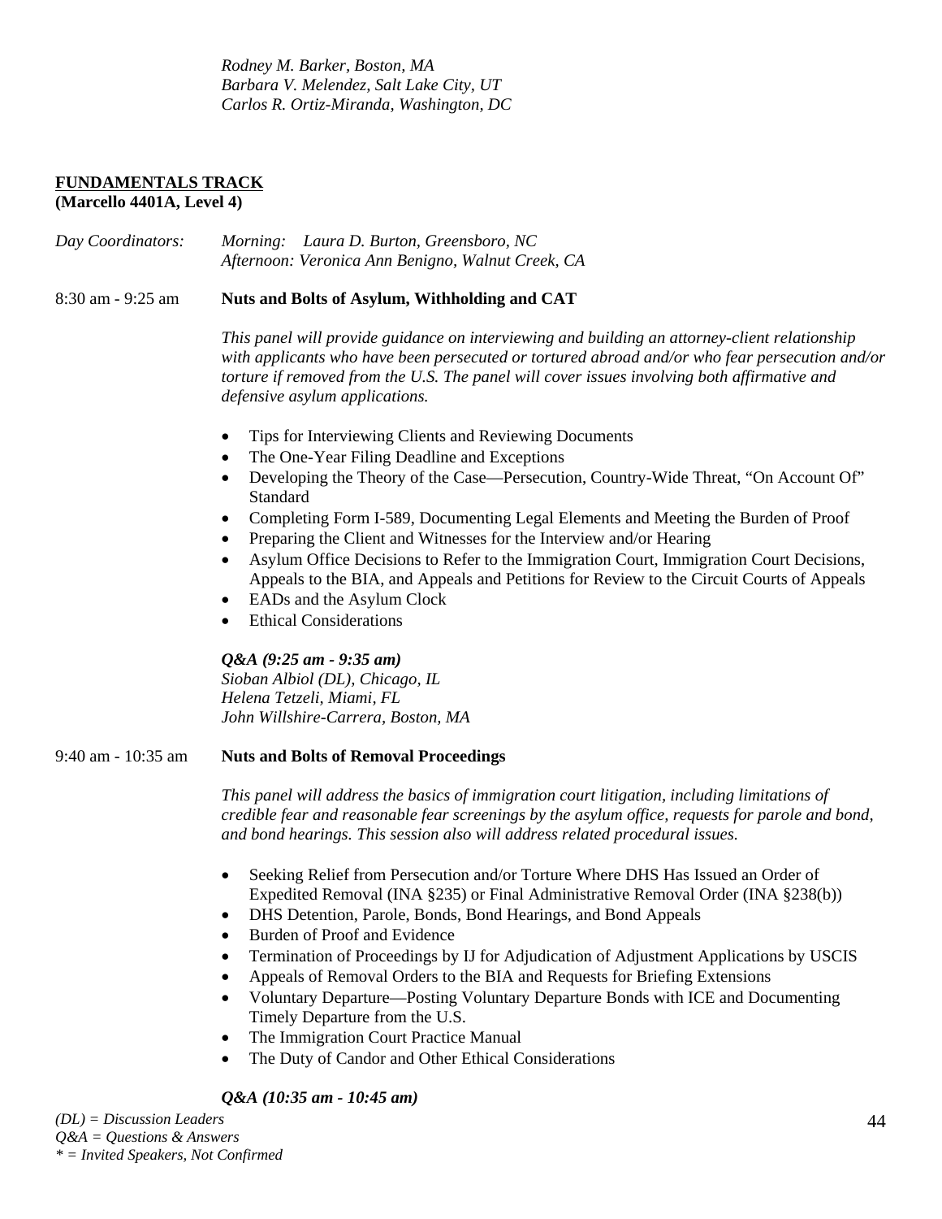*Rodney M. Barker, Boston, MA*
*Barbara V. Melendez, Salt Lake City, UT*
*Carlos R. Ortiz-Miranda, Washington, DC*

**FUNDAMENTALS TRACK**
**(Marcello 4401A, Level 4)**

*Day Coordinators:* *Morning: Laura D. Burton, Greensboro, NC*
*Afternoon: Veronica Ann Benigno, Walnut Creek, CA*

8:30 am - 9:25 am **Nuts and Bolts of Asylum, Withholding and CAT**

*This panel will provide guidance on interviewing and building an attorney-client relationship with applicants who have been persecuted or tortured abroad and/or who fear persecution and/or torture if removed from the U.S. The panel will cover issues involving both affirmative and defensive asylum applications.*

- Tips for Interviewing Clients and Reviewing Documents
- The One-Year Filing Deadline and Exceptions
- Developing the Theory of the Case—Persecution, Country-Wide Threat, "On Account Of" Standard
- Completing Form I-589, Documenting Legal Elements and Meeting the Burden of Proof
- Preparing the Client and Witnesses for the Interview and/or Hearing
- Asylum Office Decisions to Refer to the Immigration Court, Immigration Court Decisions, Appeals to the BIA, and Appeals and Petitions for Review to the Circuit Courts of Appeals
- EADs and the Asylum Clock
- Ethical Considerations

***Q&A (9:25 am - 9:35 am)***
*Sioban Albiol (DL), Chicago, IL*
*Helena Tetzeli, Miami, FL*
*John Willshire-Carrera, Boston, MA*

9:40 am - 10:35 am **Nuts and Bolts of Removal Proceedings**

*This panel will address the basics of immigration court litigation, including limitations of credible fear and reasonable fear screenings by the asylum office, requests for parole and bond, and bond hearings. This session also will address related procedural issues.*

- Seeking Relief from Persecution and/or Torture Where DHS Has Issued an Order of Expedited Removal (INA §235) or Final Administrative Removal Order (INA §238(b))
- DHS Detention, Parole, Bonds, Bond Hearings, and Bond Appeals
- Burden of Proof and Evidence
- Termination of Proceedings by IJ for Adjudication of Adjustment Applications by USCIS
- Appeals of Removal Orders to the BIA and Requests for Briefing Extensions
- Voluntary Departure—Posting Voluntary Departure Bonds with ICE and Documenting Timely Departure from the U.S.
- The Immigration Court Practice Manual
- The Duty of Candor and Other Ethical Considerations

***Q&A (10:35 am - 10:45 am)***

*(DL) = Discussion Leaders*
*Q&A = Questions & Answers*
*\* = Invited Speakers, Not Confirmed*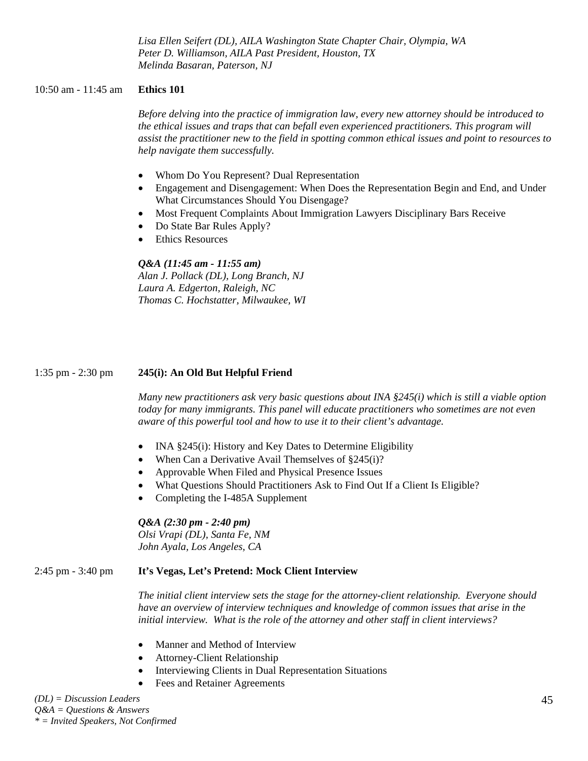*Lisa Ellen Seifert (DL), AILA Washington State Chapter Chair, Olympia, WA*
*Peter D. Williamson, AILA Past President, Houston, TX*
*Melinda Basaran, Paterson, NJ*

10:50 am - 11:45 am **Ethics 101**

*Before delving into the practice of immigration law, every new attorney should be introduced to the ethical issues and traps that can befall even experienced practitioners. This program will assist the practitioner new to the field in spotting common ethical issues and point to resources to help navigate them successfully.*

- Whom Do You Represent? Dual Representation
- Engagement and Disengagement: When Does the Representation Begin and End, and Under What Circumstances Should You Disengage?
- Most Frequent Complaints About Immigration Lawyers Disciplinary Bars Receive
- Do State Bar Rules Apply?
- Ethics Resources

***Q&A (11:45 am - 11:55 am)***
*Alan J. Pollack (DL), Long Branch, NJ*
*Laura A. Edgerton, Raleigh, NC*
*Thomas C. Hochstatter, Milwaukee, WI*

1:35 pm - 2:30 pm **245(i): An Old But Helpful Friend**

*Many new practitioners ask very basic questions about INA §245(i) which is still a viable option today for many immigrants. This panel will educate practitioners who sometimes are not even aware of this powerful tool and how to use it to their client's advantage.*

- INA §245(i): History and Key Dates to Determine Eligibility
- When Can a Derivative Avail Themselves of §245(i)?
- Approvable When Filed and Physical Presence Issues
- What Questions Should Practitioners Ask to Find Out If a Client Is Eligible?
- Completing the I-485A Supplement

***Q&A (2:30 pm - 2:40 pm)***
*Olsi Vrapi (DL), Santa Fe, NM*
*John Ayala, Los Angeles, CA*

2:45 pm - 3:40 pm **It's Vegas, Let's Pretend: Mock Client Interview**

*The initial client interview sets the stage for the attorney-client relationship. Everyone should have an overview of interview techniques and knowledge of common issues that arise in the initial interview. What is the role of the attorney and other staff in client interviews?*

- Manner and Method of Interview
- Attorney-Client Relationship
- Interviewing Clients in Dual Representation Situations
- Fees and Retainer Agreements

*(DL) = Discussion Leaders*
*Q&A = Questions & Answers*
** = Invited Speakers, Not Confirmed*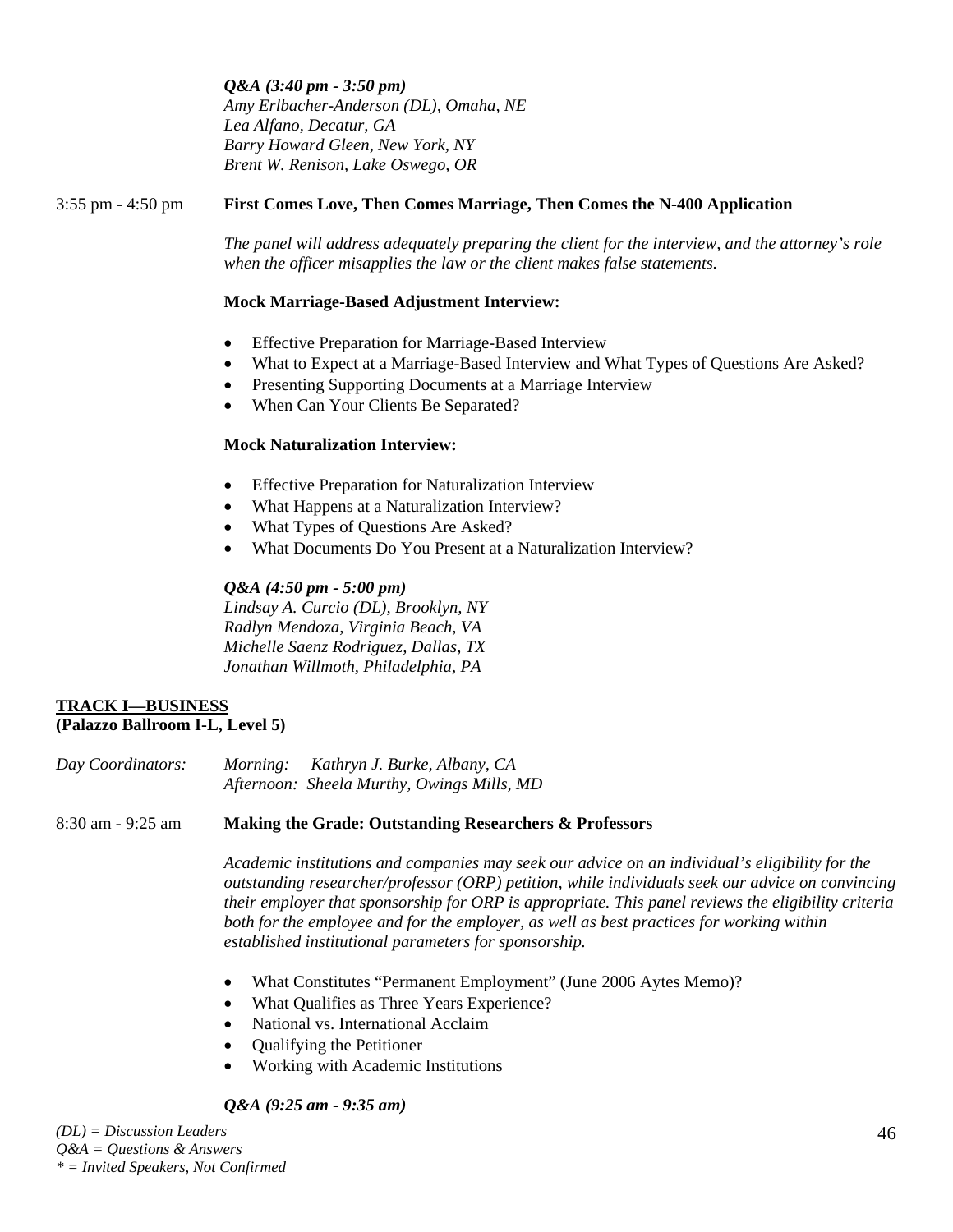*Q&A (3:40 pm - 3:50 pm)*
*Amy Erlbacher-Anderson (DL), Omaha, NE*
*Lea Alfano, Decatur, GA*
*Barry Howard Gleen, New York, NY*
*Brent W. Renison, Lake Oswego, OR*

3:55 pm - 4:50 pm **First Comes Love, Then Comes Marriage, Then Comes the N-400 Application**

*The panel will address adequately preparing the client for the interview, and the attorney's role when the officer misapplies the law or the client makes false statements.*

**Mock Marriage-Based Adjustment Interview:**

- Effective Preparation for Marriage-Based Interview
- What to Expect at a Marriage-Based Interview and What Types of Questions Are Asked?
- Presenting Supporting Documents at a Marriage Interview
- When Can Your Clients Be Separated?

**Mock Naturalization Interview:**

- Effective Preparation for Naturalization Interview
- What Happens at a Naturalization Interview?
- What Types of Questions Are Asked?
- What Documents Do You Present at a Naturalization Interview?

*Q&A (4:50 pm - 5:00 pm)*
*Lindsay A. Curcio (DL), Brooklyn, NY*
*Radlyn Mendoza, Virginia Beach, VA*
*Michelle Saenz Rodriguez, Dallas, TX*
*Jonathan Willmoth, Philadelphia, PA*

## TRACK I—BUSINESS
**(Palazzo Ballroom I-L, Level 5)**

*Day Coordinators:* *Morning: Kathryn J. Burke, Albany, CA*
*Afternoon: Sheela Murthy, Owings Mills, MD*

8:30 am - 9:25 am **Making the Grade: Outstanding Researchers & Professors**

*Academic institutions and companies may seek our advice on an individual's eligibility for the outstanding researcher/professor (ORP) petition, while individuals seek our advice on convincing their employer that sponsorship for ORP is appropriate. This panel reviews the eligibility criteria both for the employee and for the employer, as well as best practices for working within established institutional parameters for sponsorship.*

- What Constitutes "Permanent Employment" (June 2006 Aytes Memo)?
- What Qualifies as Three Years Experience?
- National vs. International Acclaim
- Qualifying the Petitioner
- Working with Academic Institutions

*Q&A (9:25 am - 9:35 am)*

*(DL) = Discussion Leaders*
*Q&A = Questions & Answers*
*\* = Invited Speakers, Not Confirmed*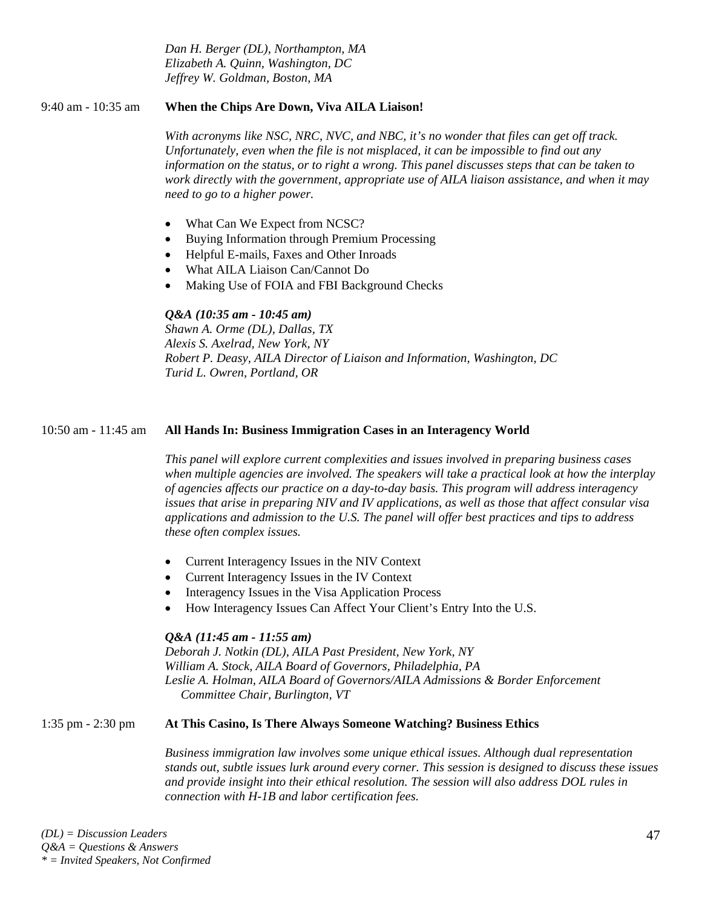*Dan H. Berger (DL), Northampton, MA*
*Elizabeth A. Quinn, Washington, DC*
*Jeffrey W. Goldman, Boston, MA*

9:40 am - 10:35 am **When the Chips Are Down, Viva AILA Liaison!**

*With acronyms like NSC, NRC, NVC, and NBC, it's no wonder that files can get off track. Unfortunately, even when the file is not misplaced, it can be impossible to find out any information on the status, or to right a wrong. This panel discusses steps that can be taken to work directly with the government, appropriate use of AILA liaison assistance, and when it may need to go to a higher power.*

- What Can We Expect from NCSC?
- Buying Information through Premium Processing
- Helpful E-mails, Faxes and Other Inroads
- What AILA Liaison Can/Cannot Do
- Making Use of FOIA and FBI Background Checks

***Q&A (10:35 am - 10:45 am)***
*Shawn A. Orme (DL), Dallas, TX*
*Alexis S. Axelrad, New York, NY*
*Robert P. Deasy, AILA Director of Liaison and Information, Washington, DC*
*Turid L. Owren, Portland, OR*

10:50 am - 11:45 am **All Hands In: Business Immigration Cases in an Interagency World**

*This panel will explore current complexities and issues involved in preparing business cases when multiple agencies are involved. The speakers will take a practical look at how the interplay of agencies affects our practice on a day-to-day basis. This program will address interagency issues that arise in preparing NIV and IV applications, as well as those that affect consular visa applications and admission to the U.S. The panel will offer best practices and tips to address these often complex issues.*

- Current Interagency Issues in the NIV Context
- Current Interagency Issues in the IV Context
- Interagency Issues in the Visa Application Process
- How Interagency Issues Can Affect Your Client's Entry Into the U.S.

***Q&A (11:45 am - 11:55 am)***
*Deborah J. Notkin (DL), AILA Past President, New York, NY*
*William A. Stock, AILA Board of Governors, Philadelphia, PA*
*Leslie A. Holman, AILA Board of Governors/AILA Admissions & Border Enforcement Committee Chair, Burlington, VT*

1:35 pm - 2:30 pm **At This Casino, Is There Always Someone Watching? Business Ethics**

*Business immigration law involves some unique ethical issues. Although dual representation stands out, subtle issues lurk around every corner. This session is designed to discuss these issues and provide insight into their ethical resolution. The session will also address DOL rules in connection with H-1B and labor certification fees.*

*(DL) = Discussion Leaders*
*Q&A = Questions & Answers*
** = Invited Speakers, Not Confirmed*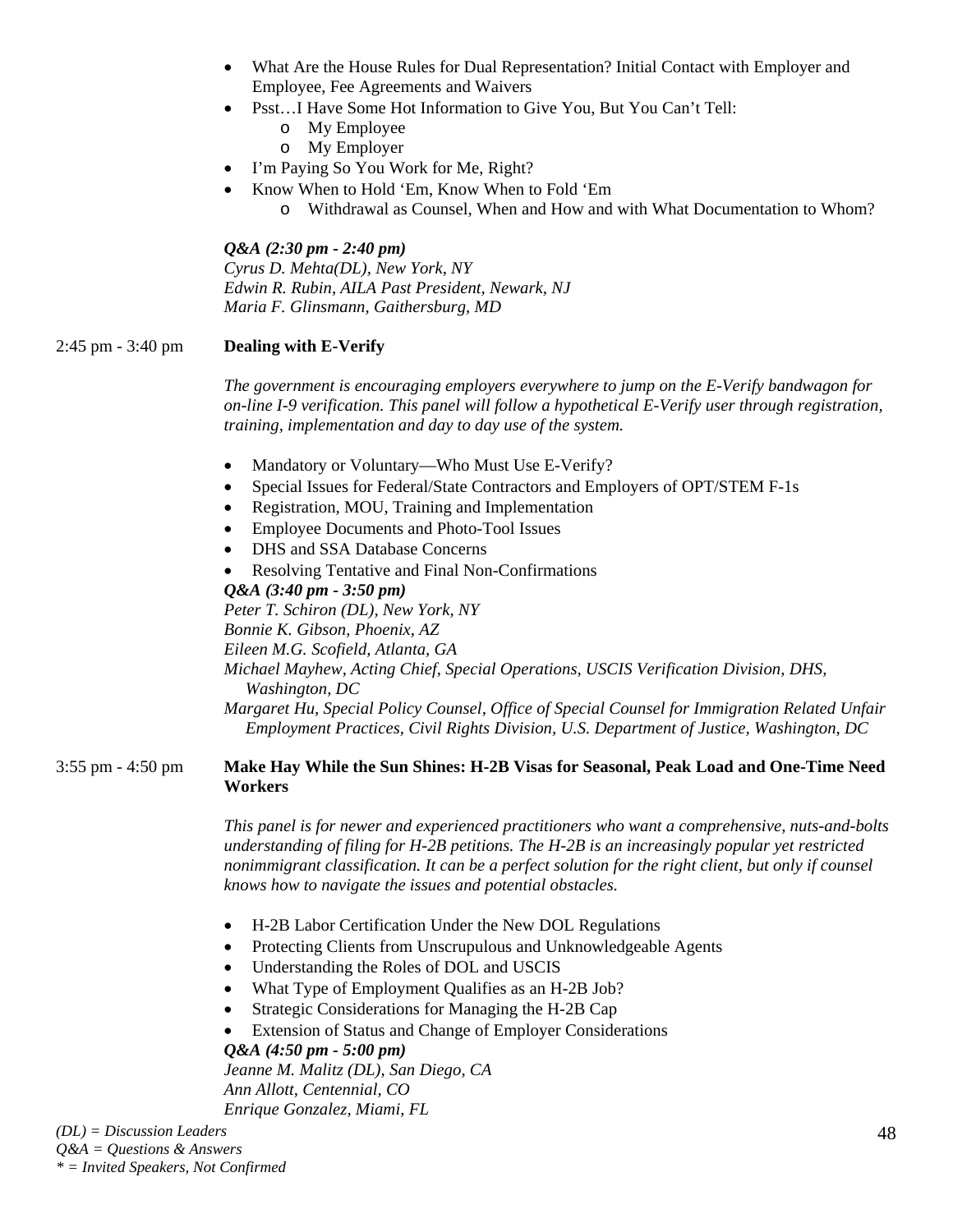- What Are the House Rules for Dual Representation? Initial Contact with Employer and Employee, Fee Agreements and Waivers
- Psst…I Have Some Hot Information to Give You, But You Can't Tell:
  - My Employee
  - My Employer
- I'm Paying So You Work for Me, Right?
- Know When to Hold 'Em, Know When to Fold 'Em
  - Withdrawal as Counsel, When and How and with What Documentation to Whom?

***Q&A (2:30 pm - 2:40 pm)***
*Cyrus D. Mehta(DL), New York, NY*
*Edwin R. Rubin, AILA Past President, Newark, NJ*
*Maria F. Glinsmann, Gaithersburg, MD*

2:45 pm - 3:40 pm **Dealing with E-Verify**

*The government is encouraging employers everywhere to jump on the E-Verify bandwagon for on-line I-9 verification. This panel will follow a hypothetical E-Verify user through registration, training, implementation and day to day use of the system.*

- Mandatory or Voluntary—Who Must Use E-Verify?
- Special Issues for Federal/State Contractors and Employers of OPT/STEM F-1s
- Registration, MOU, Training and Implementation
- Employee Documents and Photo-Tool Issues
- DHS and SSA Database Concerns
- Resolving Tentative and Final Non-Confirmations

***Q&A (3:40 pm - 3:50 pm)***
*Peter T. Schiron (DL), New York, NY*
*Bonnie K. Gibson, Phoenix, AZ*
*Eileen M.G. Scofield, Atlanta, GA*
*Michael Mayhew, Acting Chief, Special Operations, USCIS Verification Division, DHS, Washington, DC*
*Margaret Hu, Special Policy Counsel, Office of Special Counsel for Immigration Related Unfair Employment Practices, Civil Rights Division, U.S. Department of Justice, Washington, DC*

3:55 pm - 4:50 pm **Make Hay While the Sun Shines: H-2B Visas for Seasonal, Peak Load and One-Time Need Workers**

*This panel is for newer and experienced practitioners who want a comprehensive, nuts-and-bolts understanding of filing for H-2B petitions. The H-2B is an increasingly popular yet restricted nonimmigrant classification. It can be a perfect solution for the right client, but only if counsel knows how to navigate the issues and potential obstacles.*

- H-2B Labor Certification Under the New DOL Regulations
- Protecting Clients from Unscrupulous and Unknowledgeable Agents
- Understanding the Roles of DOL and USCIS
- What Type of Employment Qualifies as an H-2B Job?
- Strategic Considerations for Managing the H-2B Cap
- Extension of Status and Change of Employer Considerations

***Q&A (4:50 pm - 5:00 pm)***
*Jeanne M. Malitz (DL), San Diego, CA*
*Ann Allott, Centennial, CO*
*Enrique Gonzalez, Miami, FL*

*(DL) = Discussion Leaders*
*Q&A = Questions & Answers*
*\* = Invited Speakers, Not Confirmed*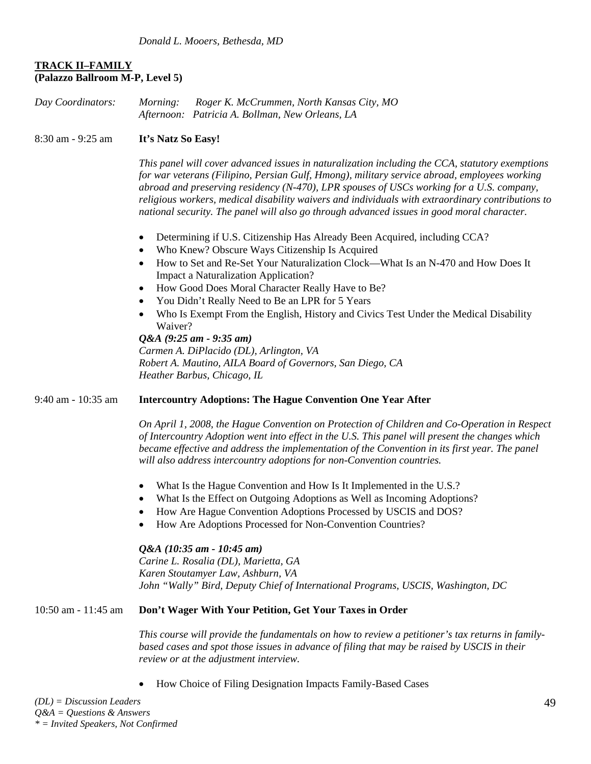*Donald L. Mooers, Bethesda, MD*

**TRACK II–FAMILY**
**(Palazzo Ballroom M-P, Level 5)**

*Day Coordinators:* *Morning: Roger K. McCrummen, North Kansas City, MO*
*Afternoon: Patricia A. Bollman, New Orleans, LA*

8:30 am - 9:25 am **It's Natz So Easy!**

*This panel will cover advanced issues in naturalization including the CCA, statutory exemptions for war veterans (Filipino, Persian Gulf, Hmong), military service abroad, employees working abroad and preserving residency (N-470), LPR spouses of USCs working for a U.S. company, religious workers, medical disability waivers and individuals with extraordinary contributions to national security. The panel will also go through advanced issues in good moral character.*

- Determining if U.S. Citizenship Has Already Been Acquired, including CCA?
- Who Knew? Obscure Ways Citizenship Is Acquired
- How to Set and Re-Set Your Naturalization Clock—What Is an N-470 and How Does It Impact a Naturalization Application?
- How Good Does Moral Character Really Have to Be?
- You Didn't Really Need to Be an LPR for 5 Years
- Who Is Exempt From the English, History and Civics Test Under the Medical Disability Waiver?

***Q&A (9:25 am - 9:35 am)***
*Carmen A. DiPlacido (DL), Arlington, VA*
*Robert A. Mautino, AILA Board of Governors, San Diego, CA*
*Heather Barbus, Chicago, IL*

9:40 am - 10:35 am **Intercountry Adoptions: The Hague Convention One Year After**

*On April 1, 2008, the Hague Convention on Protection of Children and Co-Operation in Respect of Intercountry Adoption went into effect in the U.S. This panel will present the changes which became effective and address the implementation of the Convention in its first year. The panel will also address intercountry adoptions for non-Convention countries.*

- What Is the Hague Convention and How Is It Implemented in the U.S.?
- What Is the Effect on Outgoing Adoptions as Well as Incoming Adoptions?
- How Are Hague Convention Adoptions Processed by USCIS and DOS?
- How Are Adoptions Processed for Non-Convention Countries?

***Q&A (10:35 am - 10:45 am)***
*Carine L. Rosalia (DL), Marietta, GA*
*Karen Stoutamyer Law, Ashburn, VA*
*John "Wally" Bird, Deputy Chief of International Programs, USCIS, Washington, DC*

10:50 am - 11:45 am **Don't Wager With Your Petition, Get Your Taxes in Order**

*This course will provide the fundamentals on how to review a petitioner's tax returns in family-based cases and spot those issues in advance of filing that may be raised by USCIS in their review or at the adjustment interview.*

- How Choice of Filing Designation Impacts Family-Based Cases

*(DL) = Discussion Leaders*
*Q&A = Questions & Answers*
*\* = Invited Speakers, Not Confirmed*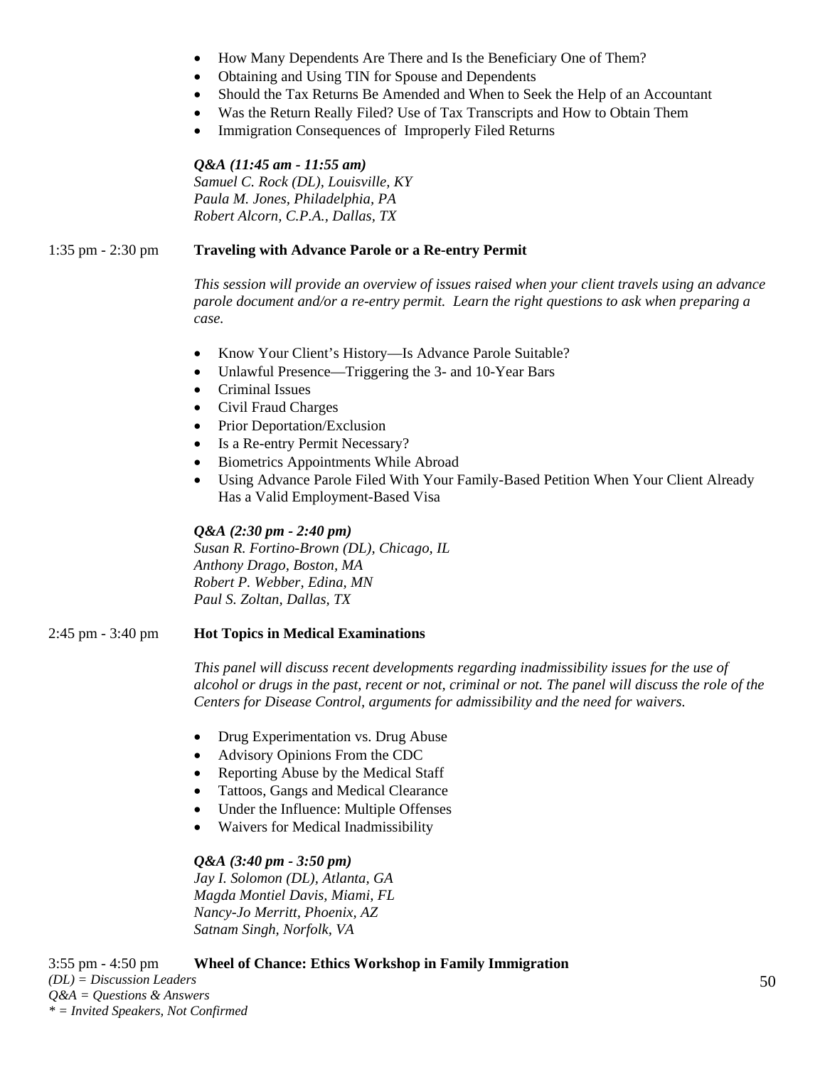- How Many Dependents Are There and Is the Beneficiary One of Them?
- Obtaining and Using TIN for Spouse and Dependents
- Should the Tax Returns Be Amended and When to Seek the Help of an Accountant
- Was the Return Really Filed? Use of Tax Transcripts and How to Obtain Them
- Immigration Consequences of Improperly Filed Returns

***Q&A (11:45 am - 11:55 am)***
*Samuel C. Rock (DL), Louisville, KY*
*Paula M. Jones, Philadelphia, PA*
*Robert Alcorn, C.P.A., Dallas, TX*

1:35 pm - 2:30 pm **Traveling with Advance Parole or a Re-entry Permit**

*This session will provide an overview of issues raised when your client travels using an advance parole document and/or a re-entry permit. Learn the right questions to ask when preparing a case.*

- Know Your Client's History—Is Advance Parole Suitable?
- Unlawful Presence—Triggering the 3- and 10-Year Bars
- Criminal Issues
- Civil Fraud Charges
- Prior Deportation/Exclusion
- Is a Re-entry Permit Necessary?
- Biometrics Appointments While Abroad
- Using Advance Parole Filed With Your Family-Based Petition When Your Client Already Has a Valid Employment-Based Visa

***Q&A (2:30 pm - 2:40 pm)***
*Susan R. Fortino-Brown (DL), Chicago, IL*
*Anthony Drago, Boston, MA*
*Robert P. Webber, Edina, MN*
*Paul S. Zoltan, Dallas, TX*

2:45 pm - 3:40 pm **Hot Topics in Medical Examinations**

*This panel will discuss recent developments regarding inadmissibility issues for the use of alcohol or drugs in the past, recent or not, criminal or not. The panel will discuss the role of the Centers for Disease Control, arguments for admissibility and the need for waivers.*

- Drug Experimentation vs. Drug Abuse
- Advisory Opinions From the CDC
- Reporting Abuse by the Medical Staff
- Tattoos, Gangs and Medical Clearance
- Under the Influence: Multiple Offenses
- Waivers for Medical Inadmissibility

***Q&A (3:40 pm - 3:50 pm)***
*Jay I. Solomon (DL), Atlanta, GA*
*Magda Montiel Davis, Miami, FL*
*Nancy-Jo Merritt, Phoenix, AZ*
*Satnam Singh, Norfolk, VA*

3:55 pm - 4:50 pm **Wheel of Chance: Ethics Workshop in Family Immigration**

*(DL) = Discussion Leaders*
*Q&A = Questions & Answers*
** = Invited Speakers, Not Confirmed*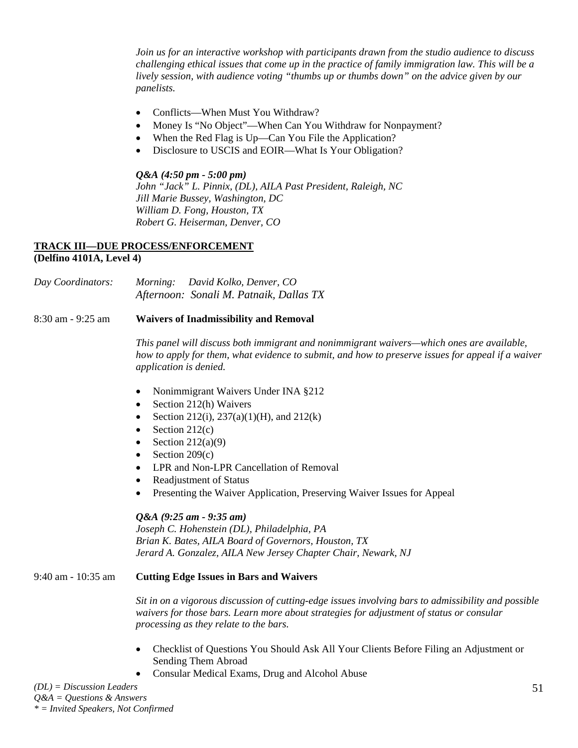*Join us for an interactive workshop with participants drawn from the studio audience to discuss challenging ethical issues that come up in the practice of family immigration law. This will be a lively session, with audience voting "thumbs up or thumbs down" on the advice given by our panelists.*

- Conflicts—When Must You Withdraw?
- Money Is "No Object"—When Can You Withdraw for Nonpayment?
- When the Red Flag is Up—Can You File the Application?
- Disclosure to USCIS and EOIR—What Is Your Obligation?

***Q&A (4:50 pm - 5:00 pm)***
*John "Jack" L. Pinnix, (DL), AILA Past President, Raleigh, NC*
*Jill Marie Bussey, Washington, DC*
*William D. Fong, Houston, TX*
*Robert G. Heiserman, Denver, CO*

## TRACK III—DUE PROCESS/ENFORCEMENT
**(Delfino 4101A, Level 4)**

*Day Coordinators:* *Morning: David Kolko, Denver, CO*
*Afternoon: Sonali M. Patnaik, Dallas TX*

8:30 am - 9:25 am **Waivers of Inadmissibility and Removal**

*This panel will discuss both immigrant and nonimmigrant waivers—which ones are available, how to apply for them, what evidence to submit, and how to preserve issues for appeal if a waiver application is denied.*

- Nonimmigrant Waivers Under INA §212
- Section 212(h) Waivers
- Section 212(i), 237(a)(1)(H), and 212(k)
- Section 212(c)
- Section 212(a)(9)
- Section 209(c)
- LPR and Non-LPR Cancellation of Removal
- Readjustment of Status
- Presenting the Waiver Application, Preserving Waiver Issues for Appeal

***Q&A (9:25 am - 9:35 am)***
*Joseph C. Hohenstein (DL), Philadelphia, PA*
*Brian K. Bates, AILA Board of Governors, Houston, TX*
*Jerard A. Gonzalez, AILA New Jersey Chapter Chair, Newark, NJ*

9:40 am - 10:35 am **Cutting Edge Issues in Bars and Waivers**

*Sit in on a vigorous discussion of cutting-edge issues involving bars to admissibility and possible waivers for those bars. Learn more about strategies for adjustment of status or consular processing as they relate to the bars.*

- Checklist of Questions You Should Ask All Your Clients Before Filing an Adjustment or Sending Them Abroad
- Consular Medical Exams, Drug and Alcohol Abuse

*(DL) = Discussion Leaders*
*Q&A = Questions & Answers*
** = Invited Speakers, Not Confirmed*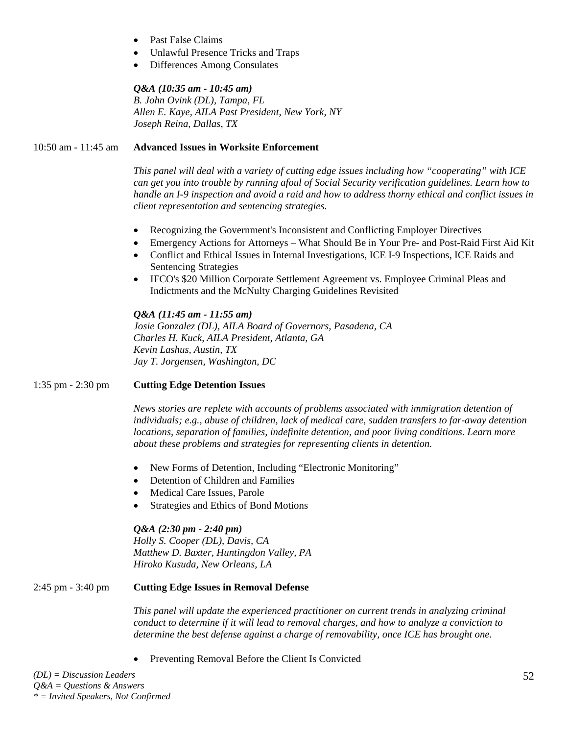- Past False Claims
- Unlawful Presence Tricks and Traps
- Differences Among Consulates

***Q&A (10:35 am - 10:45 am)***
*B. John Ovink (DL), Tampa, FL*
*Allen E. Kaye, AILA Past President, New York, NY*
*Joseph Reina, Dallas, TX*

10:50 am - 11:45 am **Advanced Issues in Worksite Enforcement**

*This panel will deal with a variety of cutting edge issues including how "cooperating" with ICE can get you into trouble by running afoul of Social Security verification guidelines. Learn how to handle an I-9 inspection and avoid a raid and how to address thorny ethical and conflict issues in client representation and sentencing strategies.*

- Recognizing the Government's Inconsistent and Conflicting Employer Directives
- Emergency Actions for Attorneys – What Should Be in Your Pre- and Post-Raid First Aid Kit
- Conflict and Ethical Issues in Internal Investigations, ICE I-9 Inspections, ICE Raids and Sentencing Strategies
- IFCO's $20 Million Corporate Settlement Agreement vs. Employee Criminal Pleas and Indictments and the McNulty Charging Guidelines Revisited

***Q&A (11:45 am - 11:55 am)***
*Josie Gonzalez (DL), AILA Board of Governors, Pasadena, CA*
*Charles H. Kuck, AILA President, Atlanta, GA*
*Kevin Lashus, Austin, TX*
*Jay T. Jorgensen, Washington, DC*

1:35 pm - 2:30 pm **Cutting Edge Detention Issues**

*News stories are replete with accounts of problems associated with immigration detention of individuals; e.g., abuse of children, lack of medical care, sudden transfers to far-away detention locations, separation of families, indefinite detention, and poor living conditions. Learn more about these problems and strategies for representing clients in detention.*

- New Forms of Detention, Including "Electronic Monitoring"
- Detention of Children and Families
- Medical Care Issues, Parole
- Strategies and Ethics of Bond Motions

***Q&A (2:30 pm - 2:40 pm)***
*Holly S. Cooper (DL), Davis, CA*
*Matthew D. Baxter, Huntingdon Valley, PA*
*Hiroko Kusuda, New Orleans, LA*

2:45 pm - 3:40 pm **Cutting Edge Issues in Removal Defense**

*This panel will update the experienced practitioner on current trends in analyzing criminal conduct to determine if it will lead to removal charges, and how to analyze a conviction to determine the best defense against a charge of removability, once ICE has brought one.*

- Preventing Removal Before the Client Is Convicted

*(DL) = Discussion Leaders*
*Q&A = Questions & Answers*
*\* = Invited Speakers, Not Confirmed*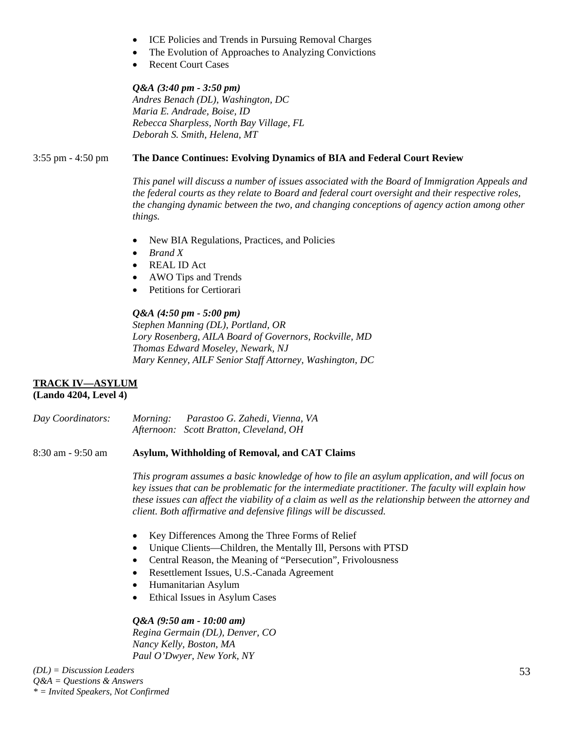- ICE Policies and Trends in Pursuing Removal Charges
- The Evolution of Approaches to Analyzing Convictions
- Recent Court Cases

***Q&A (3:40 pm - 3:50 pm)***
*Andres Benach (DL), Washington, DC*
*Maria E. Andrade, Boise, ID*
*Rebecca Sharpless, North Bay Village, FL*
*Deborah S. Smith, Helena, MT*

3:55 pm - 4:50 pm **The Dance Continues: Evolving Dynamics of BIA and Federal Court Review**

*This panel will discuss a number of issues associated with the Board of Immigration Appeals and the federal courts as they relate to Board and federal court oversight and their respective roles, the changing dynamic between the two, and changing conceptions of agency action among other things.*

- New BIA Regulations, Practices, and Policies
- *Brand X*
- REAL ID Act
- AWO Tips and Trends
- Petitions for Certiorari

***Q&A (4:50 pm - 5:00 pm)***
*Stephen Manning (DL), Portland, OR*
*Lory Rosenberg, AILA Board of Governors, Rockville, MD*
*Thomas Edward Moseley, Newark, NJ*
*Mary Kenney, AILF Senior Staff Attorney, Washington, DC*

## TRACK IV—ASYLUM
**(Lando 4204, Level 4)**

*Day Coordinators:* *Morning: Parastoo G. Zahedi, Vienna, VA*
*Afternoon: Scott Bratton, Cleveland, OH*

8:30 am - 9:50 am **Asylum, Withholding of Removal, and CAT Claims**

*This program assumes a basic knowledge of how to file an asylum application, and will focus on key issues that can be problematic for the intermediate practitioner. The faculty will explain how these issues can affect the viability of a claim as well as the relationship between the attorney and client. Both affirmative and defensive filings will be discussed.*

- Key Differences Among the Three Forms of Relief
- Unique Clients—Children, the Mentally Ill, Persons with PTSD
- Central Reason, the Meaning of "Persecution", Frivolousness
- Resettlement Issues, U.S.-Canada Agreement
- Humanitarian Asylum
- Ethical Issues in Asylum Cases

***Q&A (9:50 am - 10:00 am)***
*Regina Germain (DL), Denver, CO*
*Nancy Kelly, Boston, MA*
*Paul O'Dwyer, New York, NY*

*(DL) = Discussion Leaders*
*Q&A = Questions & Answers*
** = Invited Speakers, Not Confirmed*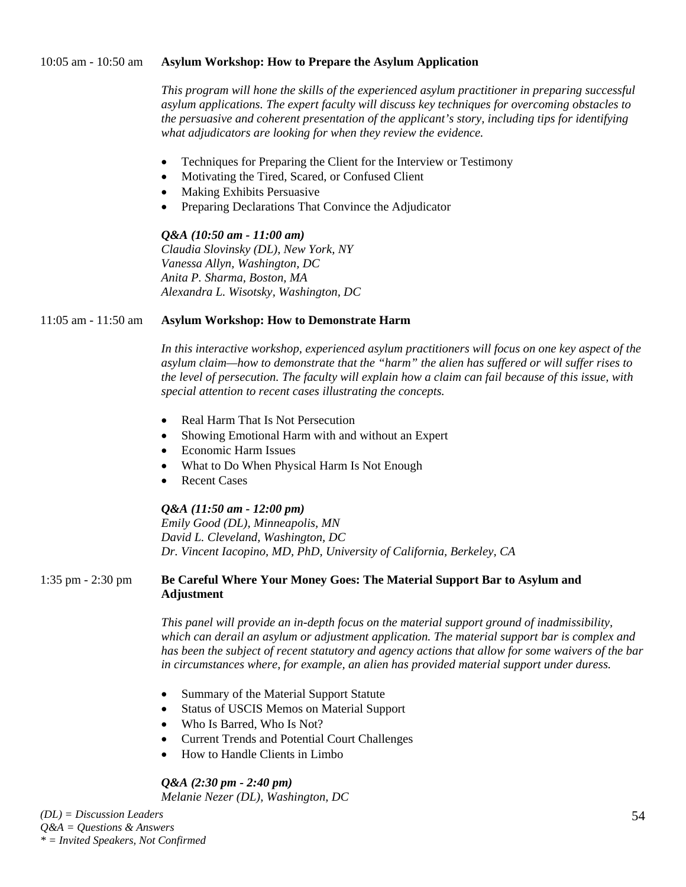10:05 am - 10:50 am **Asylum Workshop: How to Prepare the Asylum Application**

*This program will hone the skills of the experienced asylum practitioner in preparing successful asylum applications. The expert faculty will discuss key techniques for overcoming obstacles to the persuasive and coherent presentation of the applicant's story, including tips for identifying what adjudicators are looking for when they review the evidence.*

- Techniques for Preparing the Client for the Interview or Testimony
- Motivating the Tired, Scared, or Confused Client
- Making Exhibits Persuasive
- Preparing Declarations That Convince the Adjudicator

***Q&A (10:50 am - 11:00 am)***
*Claudia Slovinsky (DL), New York, NY*
*Vanessa Allyn, Washington, DC*
*Anita P. Sharma, Boston, MA*
*Alexandra L. Wisotsky, Washington, DC*

11:05 am - 11:50 am **Asylum Workshop: How to Demonstrate Harm**

*In this interactive workshop, experienced asylum practitioners will focus on one key aspect of the asylum claim—how to demonstrate that the "harm" the alien has suffered or will suffer rises to the level of persecution. The faculty will explain how a claim can fail because of this issue, with special attention to recent cases illustrating the concepts.*

- Real Harm That Is Not Persecution
- Showing Emotional Harm with and without an Expert
- Economic Harm Issues
- What to Do When Physical Harm Is Not Enough
- Recent Cases

***Q&A (11:50 am - 12:00 pm)***
*Emily Good (DL), Minneapolis, MN*
*David L. Cleveland, Washington, DC*
*Dr. Vincent Iacopino, MD, PhD, University of California, Berkeley, CA*

1:35 pm - 2:30 pm **Be Careful Where Your Money Goes: The Material Support Bar to Asylum and Adjustment**

*This panel will provide an in-depth focus on the material support ground of inadmissibility, which can derail an asylum or adjustment application. The material support bar is complex and has been the subject of recent statutory and agency actions that allow for some waivers of the bar in circumstances where, for example, an alien has provided material support under duress.*

- Summary of the Material Support Statute
- Status of USCIS Memos on Material Support
- Who Is Barred, Who Is Not?
- Current Trends and Potential Court Challenges
- How to Handle Clients in Limbo

***Q&A (2:30 pm - 2:40 pm)***
*Melanie Nezer (DL), Washington, DC*

*(DL) = Discussion Leaders*
*Q&A = Questions & Answers*
** = Invited Speakers, Not Confirmed*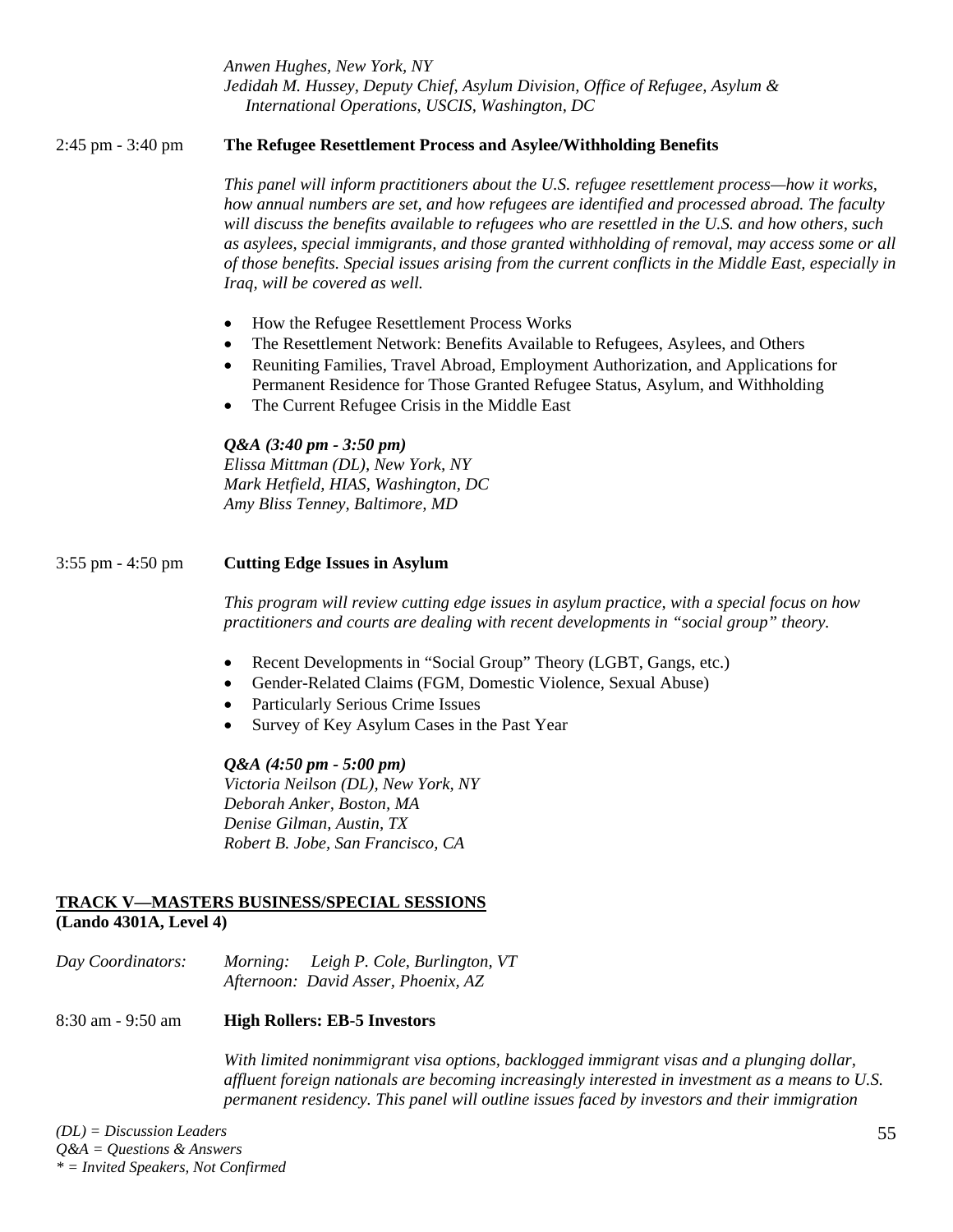*Anwen Hughes, New York, NY*
*Jedidah M. Hussey, Deputy Chief, Asylum Division, Office of Refugee, Asylum & International Operations, USCIS, Washington, DC*

2:45 pm - 3:40 pm **The Refugee Resettlement Process and Asylee/Withholding Benefits**

*This panel will inform practitioners about the U.S. refugee resettlement process—how it works, how annual numbers are set, and how refugees are identified and processed abroad. The faculty will discuss the benefits available to refugees who are resettled in the U.S. and how others, such as asylees, special immigrants, and those granted withholding of removal, may access some or all of those benefits. Special issues arising from the current conflicts in the Middle East, especially in Iraq, will be covered as well.*

- How the Refugee Resettlement Process Works
- The Resettlement Network: Benefits Available to Refugees, Asylees, and Others
- Reuniting Families, Travel Abroad, Employment Authorization, and Applications for Permanent Residence for Those Granted Refugee Status, Asylum, and Withholding
- The Current Refugee Crisis in the Middle East

***Q&A (3:40 pm - 3:50 pm)***
*Elissa Mittman (DL), New York, NY*
*Mark Hetfield, HIAS, Washington, DC*
*Amy Bliss Tenney, Baltimore, MD*

3:55 pm - 4:50 pm **Cutting Edge Issues in Asylum**

*This program will review cutting edge issues in asylum practice, with a special focus on how practitioners and courts are dealing with recent developments in "social group" theory.*

- Recent Developments in "Social Group" Theory (LGBT, Gangs, etc.)
- Gender-Related Claims (FGM, Domestic Violence, Sexual Abuse)
- Particularly Serious Crime Issues
- Survey of Key Asylum Cases in the Past Year

***Q&A (4:50 pm - 5:00 pm)***
*Victoria Neilson (DL), New York, NY*
*Deborah Anker, Boston, MA*
*Denise Gilman, Austin, TX*
*Robert B. Jobe, San Francisco, CA*

## TRACK V—MASTERS BUSINESS/SPECIAL SESSIONS
**(Lando 4301A, Level 4)**

*Day Coordinators:* *Morning: Leigh P. Cole, Burlington, VT*
*Afternoon: David Asser, Phoenix, AZ*

8:30 am - 9:50 am **High Rollers: EB-5 Investors**

*With limited nonimmigrant visa options, backlogged immigrant visas and a plunging dollar, affluent foreign nationals are becoming increasingly interested in investment as a means to U.S. permanent residency. This panel will outline issues faced by investors and their immigration*

*(DL) = Discussion Leaders*
*Q&A = Questions & Answers*
*\* = Invited Speakers, Not Confirmed*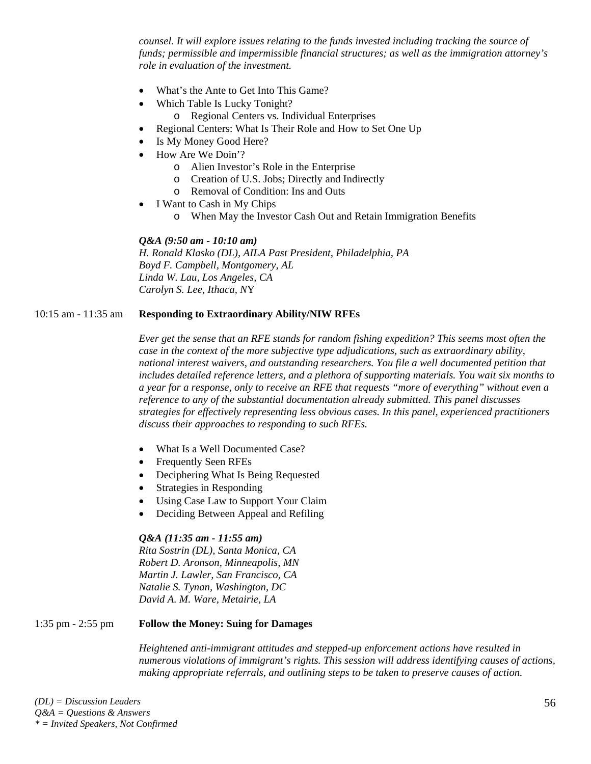*counsel. It will explore issues relating to the funds invested including tracking the source of funds; permissible and impermissible financial structures; as well as the immigration attorney's role in evaluation of the investment.*

- What's the Ante to Get Into This Game?
- Which Table Is Lucky Tonight?
  - Regional Centers vs. Individual Enterprises
- Regional Centers: What Is Their Role and How to Set One Up
- Is My Money Good Here?
- How Are We Doin'?
  - Alien Investor's Role in the Enterprise
  - Creation of U.S. Jobs; Directly and Indirectly
  - Removal of Condition: Ins and Outs
- I Want to Cash in My Chips
  - When May the Investor Cash Out and Retain Immigration Benefits

***Q&A (9:50 am - 10:10 am)***
*H. Ronald Klasko (DL), AILA Past President, Philadelphia, PA*
*Boyd F. Campbell, Montgomery, AL*
*Linda W. Lau, Los Angeles, CA*
*Carolyn S. Lee, Ithaca, NY*

10:15 am - 11:35 am **Responding to Extraordinary Ability/NIW RFEs**

*Ever get the sense that an RFE stands for random fishing expedition? This seems most often the case in the context of the more subjective type adjudications, such as extraordinary ability, national interest waivers, and outstanding researchers. You file a well documented petition that includes detailed reference letters, and a plethora of supporting materials. You wait six months to a year for a response, only to receive an RFE that requests "more of everything" without even a reference to any of the substantial documentation already submitted. This panel discusses strategies for effectively representing less obvious cases. In this panel, experienced practitioners discuss their approaches to responding to such RFEs.*

- What Is a Well Documented Case?
- Frequently Seen RFEs
- Deciphering What Is Being Requested
- Strategies in Responding
- Using Case Law to Support Your Claim
- Deciding Between Appeal and Refiling

***Q&A (11:35 am - 11:55 am)***
*Rita Sostrin (DL), Santa Monica, CA*
*Robert D. Aronson, Minneapolis, MN*
*Martin J. Lawler, San Francisco, CA*
*Natalie S. Tynan, Washington, DC*
*David A. M. Ware, Metairie, LA*

1:35 pm - 2:55 pm **Follow the Money: Suing for Damages**

*Heightened anti-immigrant attitudes and stepped-up enforcement actions have resulted in numerous violations of immigrant's rights. This session will address identifying causes of actions, making appropriate referrals, and outlining steps to be taken to preserve causes of action.*

*(DL) = Discussion Leaders*
*Q&A = Questions & Answers*
*\* = Invited Speakers, Not Confirmed*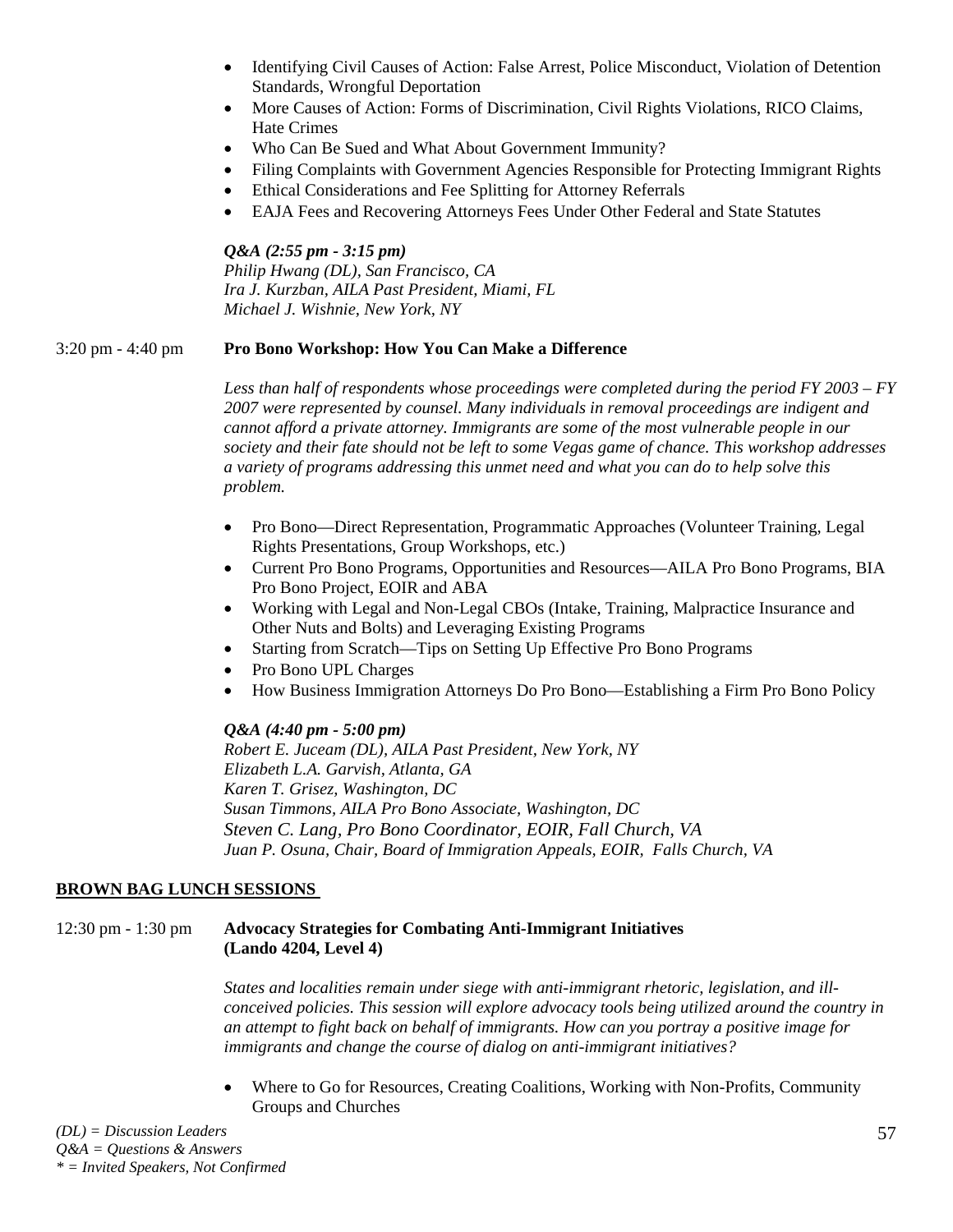- Identifying Civil Causes of Action: False Arrest, Police Misconduct, Violation of Detention Standards, Wrongful Deportation
- More Causes of Action: Forms of Discrimination, Civil Rights Violations, RICO Claims, Hate Crimes
- Who Can Be Sued and What About Government Immunity?
- Filing Complaints with Government Agencies Responsible for Protecting Immigrant Rights
- Ethical Considerations and Fee Splitting for Attorney Referrals
- EAJA Fees and Recovering Attorneys Fees Under Other Federal and State Statutes

***Q&A (2:55 pm - 3:15 pm)***
*Philip Hwang (DL), San Francisco, CA*
*Ira J. Kurzban, AILA Past President, Miami, FL*
*Michael J. Wishnie, New York, NY*

3:20 pm - 4:40 pm **Pro Bono Workshop: How You Can Make a Difference**

*Less than half of respondents whose proceedings were completed during the period FY 2003 – FY 2007 were represented by counsel. Many individuals in removal proceedings are indigent and cannot afford a private attorney. Immigrants are some of the most vulnerable people in our society and their fate should not be left to some Vegas game of chance. This workshop addresses a variety of programs addressing this unmet need and what you can do to help solve this problem.*

- Pro Bono—Direct Representation, Programmatic Approaches (Volunteer Training, Legal Rights Presentations, Group Workshops, etc.)
- Current Pro Bono Programs, Opportunities and Resources—AILA Pro Bono Programs, BIA Pro Bono Project, EOIR and ABA
- Working with Legal and Non-Legal CBOs (Intake, Training, Malpractice Insurance and Other Nuts and Bolts) and Leveraging Existing Programs
- Starting from Scratch—Tips on Setting Up Effective Pro Bono Programs
- Pro Bono UPL Charges
- How Business Immigration Attorneys Do Pro Bono—Establishing a Firm Pro Bono Policy

***Q&A (4:40 pm - 5:00 pm)***
*Robert E. Juceam (DL), AILA Past President, New York, NY*
*Elizabeth L.A. Garvish, Atlanta, GA*
*Karen T. Grisez, Washington, DC*
*Susan Timmons, AILA Pro Bono Associate, Washington, DC*
*Steven C. Lang, Pro Bono Coordinator, EOIR, Fall Church, VA*
*Juan P. Osuna, Chair, Board of Immigration Appeals, EOIR, Falls Church, VA*

## BROWN BAG LUNCH SESSIONS

12:30 pm - 1:30 pm **Advocacy Strategies for Combating Anti-Immigrant Initiatives (Lando 4204, Level 4)**

*States and localities remain under siege with anti-immigrant rhetoric, legislation, and ill-conceived policies. This session will explore advocacy tools being utilized around the country in an attempt to fight back on behalf of immigrants. How can you portray a positive image for immigrants and change the course of dialog on anti-immigrant initiatives?*

- Where to Go for Resources, Creating Coalitions, Working with Non-Profits, Community Groups and Churches

*(DL) = Discussion Leaders*
*Q&A = Questions & Answers*
*\* = Invited Speakers, Not Confirmed*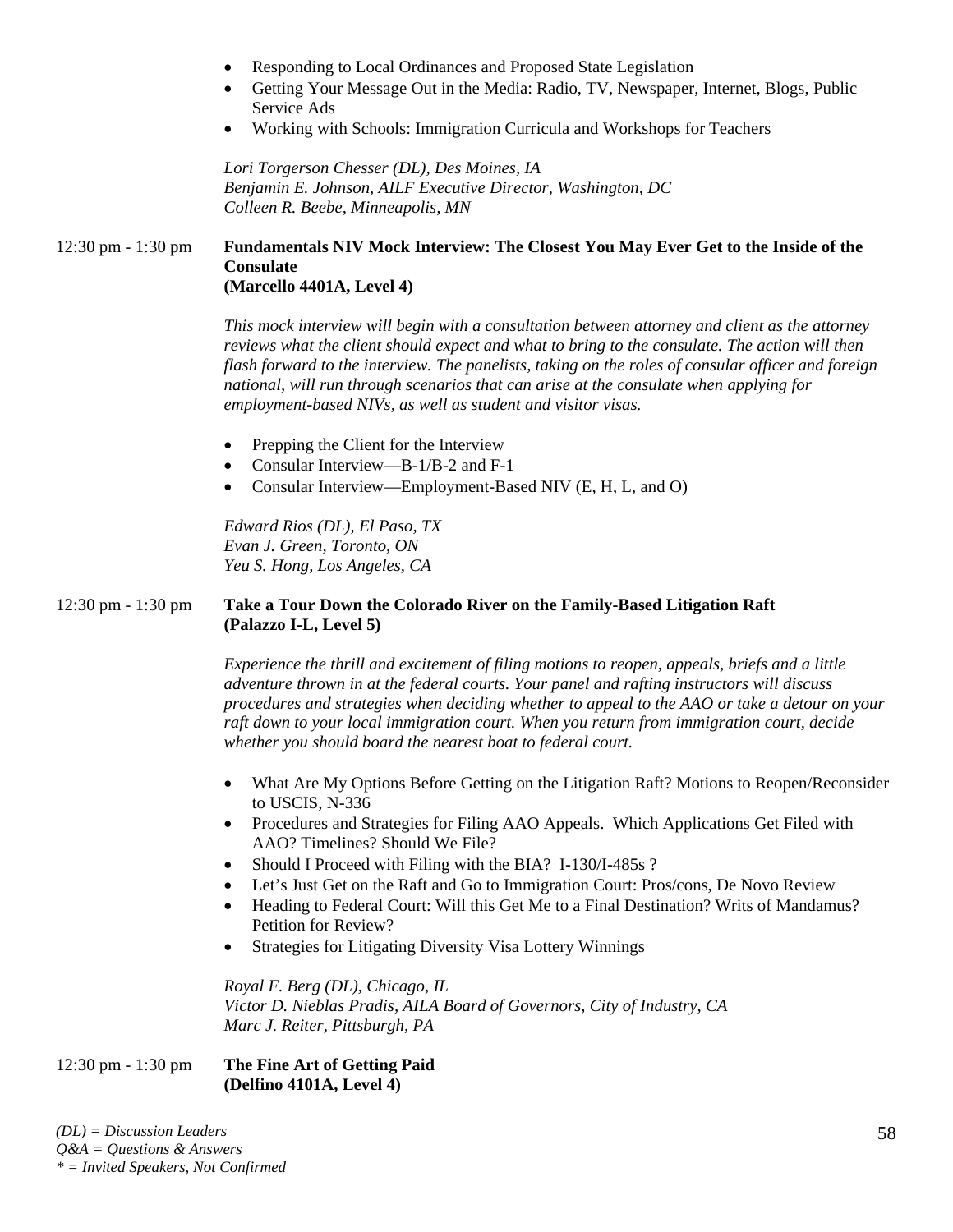- Responding to Local Ordinances and Proposed State Legislation
- Getting Your Message Out in the Media: Radio, TV, Newspaper, Internet, Blogs, Public Service Ads
- Working with Schools: Immigration Curricula and Workshops for Teachers

*Lori Torgerson Chesser (DL), Des Moines, IA*
*Benjamin E. Johnson, AILF Executive Director, Washington, DC*
*Colleen R. Beebe, Minneapolis, MN*

12:30 pm - 1:30 pm **Fundamentals NIV Mock Interview: The Closest You May Ever Get to the Inside of the Consulate**
**(Marcello 4401A, Level 4)**

*This mock interview will begin with a consultation between attorney and client as the attorney reviews what the client should expect and what to bring to the consulate. The action will then flash forward to the interview. The panelists, taking on the roles of consular officer and foreign national, will run through scenarios that can arise at the consulate when applying for employment-based NIVs, as well as student and visitor visas.*

- Prepping the Client for the Interview
- Consular Interview—B-1/B-2 and F-1
- Consular Interview—Employment-Based NIV (E, H, L, and O)

*Edward Rios (DL), El Paso, TX*
*Evan J. Green, Toronto, ON*
*Yeu S. Hong, Los Angeles, CA*

12:30 pm - 1:30 pm **Take a Tour Down the Colorado River on the Family-Based Litigation Raft**
**(Palazzo I-L, Level 5)**

*Experience the thrill and excitement of filing motions to reopen, appeals, briefs and a little adventure thrown in at the federal courts. Your panel and rafting instructors will discuss procedures and strategies when deciding whether to appeal to the AAO or take a detour on your raft down to your local immigration court. When you return from immigration court, decide whether you should board the nearest boat to federal court.*

- What Are My Options Before Getting on the Litigation Raft? Motions to Reopen/Reconsider to USCIS, N-336
- Procedures and Strategies for Filing AAO Appeals. Which Applications Get Filed with AAO? Timelines? Should We File?
- Should I Proceed with Filing with the BIA? I-130/I-485s ?
- Let's Just Get on the Raft and Go to Immigration Court: Pros/cons, De Novo Review
- Heading to Federal Court: Will this Get Me to a Final Destination? Writs of Mandamus? Petition for Review?
- Strategies for Litigating Diversity Visa Lottery Winnings

*Royal F. Berg (DL), Chicago, IL*
*Victor D. Nieblas Pradis, AILA Board of Governors, City of Industry, CA*
*Marc J. Reiter, Pittsburgh, PA*

12:30 pm - 1:30 pm **The Fine Art of Getting Paid**
**(Delfino 4101A, Level 4)**

*(DL) = Discussion Leaders*
*Q&A = Questions & Answers*
*\* = Invited Speakers, Not Confirmed*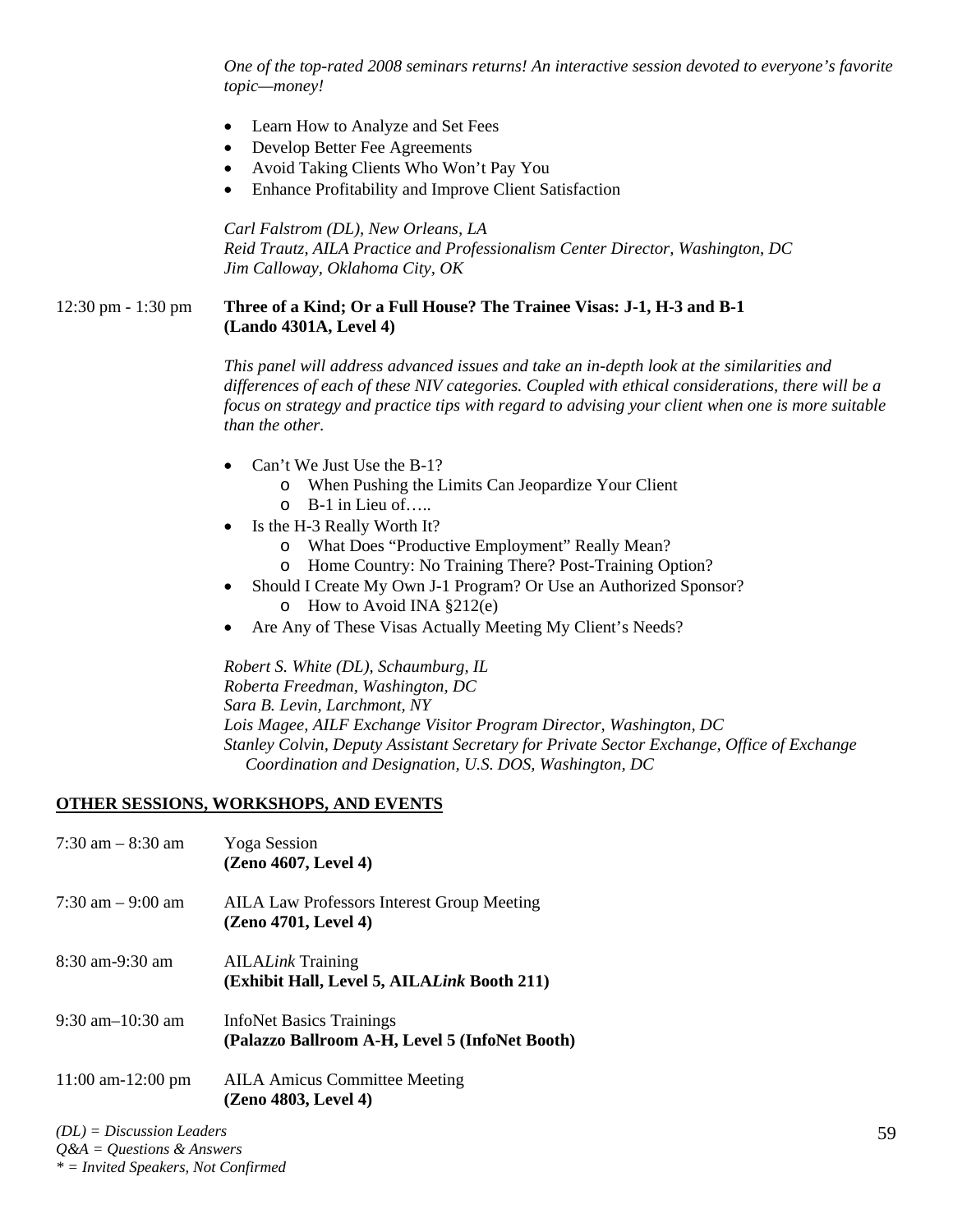*One of the top-rated 2008 seminars returns! An interactive session devoted to everyone's favorite topic—money!*

- Learn How to Analyze and Set Fees
- Develop Better Fee Agreements
- Avoid Taking Clients Who Won't Pay You
- Enhance Profitability and Improve Client Satisfaction

*Carl Falstrom (DL), New Orleans, LA*
*Reid Trautz, AILA Practice and Professionalism Center Director, Washington, DC*
*Jim Calloway, Oklahoma City, OK*

12:30 pm - 1:30 pm **Three of a Kind; Or a Full House? The Trainee Visas: J-1, H-3 and B-1 (Lando 4301A, Level 4)**

*This panel will address advanced issues and take an in-depth look at the similarities and differences of each of these NIV categories. Coupled with ethical considerations, there will be a focus on strategy and practice tips with regard to advising your client when one is more suitable than the other.*

- Can't We Just Use the B-1?
  - When Pushing the Limits Can Jeopardize Your Client
  - B-1 in Lieu of…..
- Is the H-3 Really Worth It?
  - What Does "Productive Employment" Really Mean?
  - Home Country: No Training There? Post-Training Option?
- Should I Create My Own J-1 Program? Or Use an Authorized Sponsor?
  - How to Avoid INA §212(e)
- Are Any of These Visas Actually Meeting My Client's Needs?

*Robert S. White (DL), Schaumburg, IL*
*Roberta Freedman, Washington, DC*
*Sara B. Levin, Larchmont, NY*
*Lois Magee, AILF Exchange Visitor Program Director, Washington, DC*
*Stanley Colvin, Deputy Assistant Secretary for Private Sector Exchange, Office of Exchange Coordination and Designation, U.S. DOS, Washington, DC*

## OTHER SESSIONS, WORKSHOPS, AND EVENTS

7:30 am – 8:30 am Yoga Session
**(Zeno 4607, Level 4)**

7:30 am – 9:00 am AILA Law Professors Interest Group Meeting
**(Zeno 4701, Level 4)**

8:30 am-9:30 am AILA*Link* Training
**(Exhibit Hall, Level 5, AILA*Link* Booth 211)**

9:30 am–10:30 am InfoNet Basics Trainings
**(Palazzo Ballroom A-H, Level 5 (InfoNet Booth)**

11:00 am-12:00 pm AILA Amicus Committee Meeting
**(Zeno 4803, Level 4)**

*(DL) = Discussion Leaders*
*Q&A = Questions & Answers*
*\* = Invited Speakers, Not Confirmed*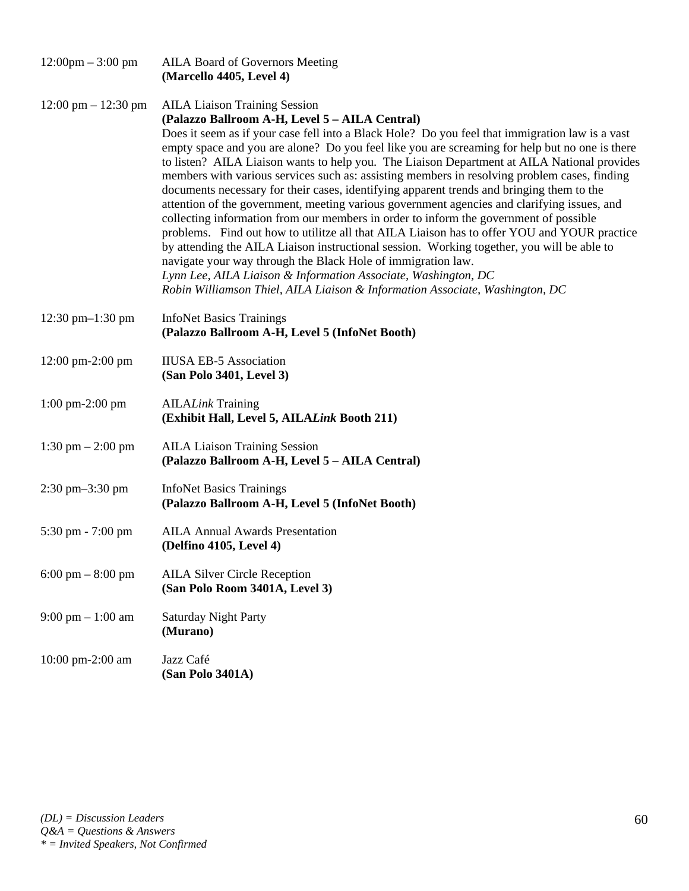12:00pm – 3:00 pm AILA Board of Governors Meeting
**(Marcello 4405, Level 4)**

12:00 pm – 12:30 pm AILA Liaison Training Session
**(Palazzo Ballroom A-H, Level 5 – AILA Central)**
Does it seem as if your case fell into a Black Hole? Do you feel that immigration law is a vast empty space and you are alone? Do you feel like you are screaming for help but no one is there to listen? AILA Liaison wants to help you. The Liaison Department at AILA National provides members with various services such as: assisting members in resolving problem cases, finding documents necessary for their cases, identifying apparent trends and bringing them to the attention of the government, meeting various government agencies and clarifying issues, and collecting information from our members in order to inform the government of possible problems. Find out how to utilitze all that AILA Liaison has to offer YOU and YOUR practice by attending the AILA Liaison instructional session. Working together, you will be able to navigate your way through the Black Hole of immigration law.
*Lynn Lee, AILA Liaison & Information Associate, Washington, DC*
*Robin Williamson Thiel, AILA Liaison & Information Associate, Washington, DC*

12:30 pm–1:30 pm InfoNet Basics Trainings
**(Palazzo Ballroom A-H, Level 5 (InfoNet Booth)**

12:00 pm-2:00 pm IIUSA EB-5 Association
**(San Polo 3401, Level 3)**

1:00 pm-2:00 pm AILA*Link* Training
**(Exhibit Hall, Level 5, AILA*Link* Booth 211)**

1:30 pm – 2:00 pm AILA Liaison Training Session
**(Palazzo Ballroom A-H, Level 5 – AILA Central)**

2:30 pm–3:30 pm InfoNet Basics Trainings
**(Palazzo Ballroom A-H, Level 5 (InfoNet Booth)**

5:30 pm - 7:00 pm AILA Annual Awards Presentation
**(Delfino 4105, Level 4)**

6:00 pm – 8:00 pm AILA Silver Circle Reception
**(San Polo Room 3401A, Level 3)**

9:00 pm – 1:00 am Saturday Night Party
**(Murano)**

10:00 pm-2:00 am Jazz Café
**(San Polo 3401A)**

*(DL) = Discussion Leaders*
*Q&A = Questions & Answers*
*\* = Invited Speakers, Not Confirmed*